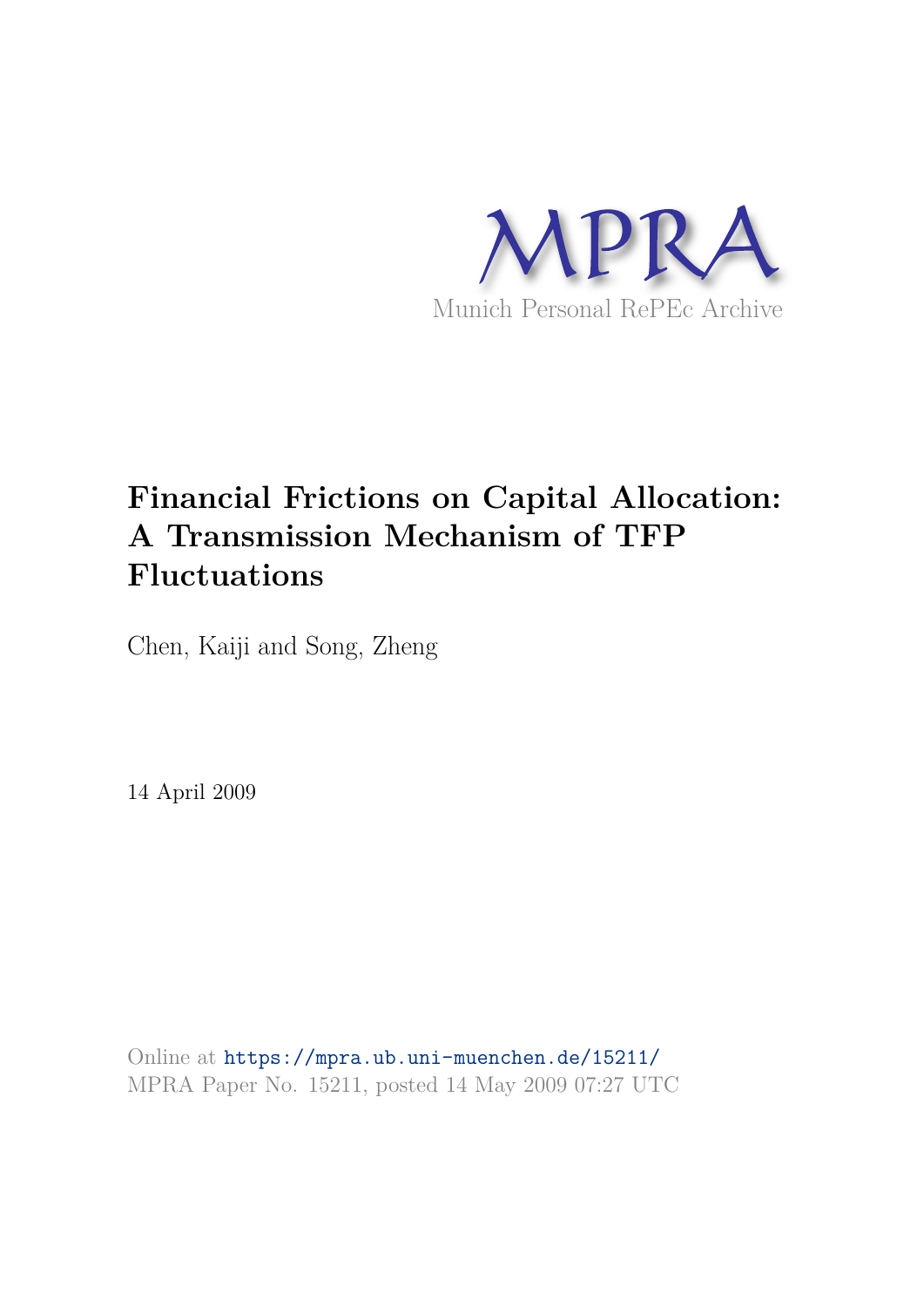MPRA

Munich Personal RePEc Archive

# Financial Frictions on Capital Allocation: A Transmission Mechanism of TFP Fluctuations

Chen, Kaiji and Song, Zheng

14 April 2009

Online at https://mpra.ub.uni-muenchen.de/15211/
MPRA Paper No. 15211, posted 14 May 2009 07:27 UTC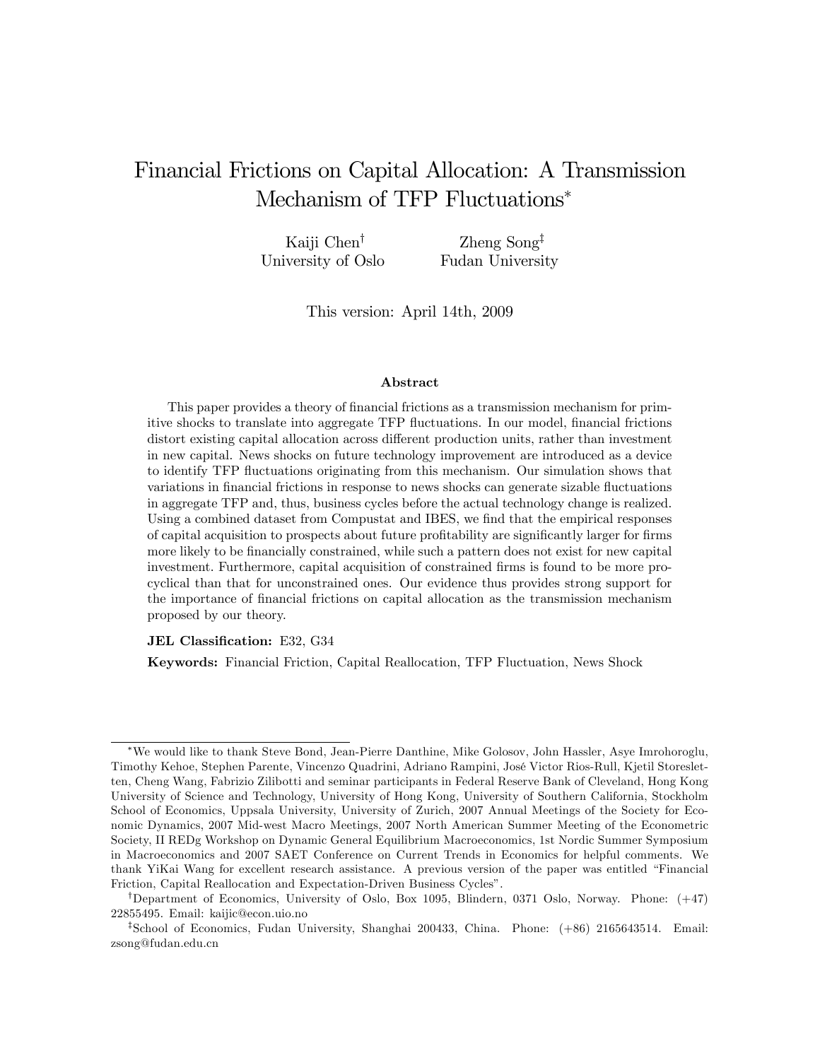# Financial Frictions on Capital Allocation: A Transmission Mechanism of TFP Fluctuations*

Kaiji Chen†
University of Oslo

Zheng Song‡
Fudan University

This version: April 14th, 2009

## Abstract

This paper provides a theory of financial frictions as a transmission mechanism for primitive shocks to translate into aggregate TFP fluctuations. In our model, financial frictions distort existing capital allocation across different production units, rather than investment in new capital. News shocks on future technology improvement are introduced as a device to identify TFP fluctuations originating from this mechanism. Our simulation shows that variations in financial frictions in response to news shocks can generate sizable fluctuations in aggregate TFP and, thus, business cycles before the actual technology change is realized. Using a combined dataset from Compustat and IBES, we find that the empirical responses of capital acquisition to prospects about future profitability are significantly larger for firms more likely to be financially constrained, while such a pattern does not exist for new capital investment. Furthermore, capital acquisition of constrained firms is found to be more procyclical than that for unconstrained ones. Our evidence thus provides strong support for the importance of financial frictions on capital allocation as the transmission mechanism proposed by our theory.

**JEL Classification:** E32, G34

**Keywords:** Financial Friction, Capital Reallocation, TFP Fluctuation, News Shock

---

*We would like to thank Steve Bond, Jean-Pierre Danthine, Mike Golosov, John Hassler, Asye Imrohoroglu, Timothy Kehoe, Stephen Parente, Vincenzo Quadrini, Adriano Rampini, José Victor Rios-Rull, Kjetil Storesletten, Cheng Wang, Fabrizio Zilibotti and seminar participants in Federal Reserve Bank of Cleveland, Hong Kong University of Science and Technology, University of Hong Kong, University of Southern California, Stockholm School of Economics, Uppsala University, University of Zurich, 2007 Annual Meetings of the Society for Economic Dynamics, 2007 Mid-west Macro Meetings, 2007 North American Summer Meeting of the Econometric Society, II REDg Workshop on Dynamic General Equilibrium Macroeconomics, 1st Nordic Summer Symposium in Macroeconomics and 2007 SAET Conference on Current Trends in Economics for helpful comments. We thank YiKai Wang for excellent research assistance. A previous version of the paper was entitled "Financial Friction, Capital Reallocation and Expectation-Driven Business Cycles".

†Department of Economics, University of Oslo, Box 1095, Blindern, 0371 Oslo, Norway. Phone: (+47) 22855495. Email: kaijic@econ.uio.no

‡School of Economics, Fudan University, Shanghai 200433, China. Phone: (+86) 2165643514. Email: zsong@fudan.edu.cn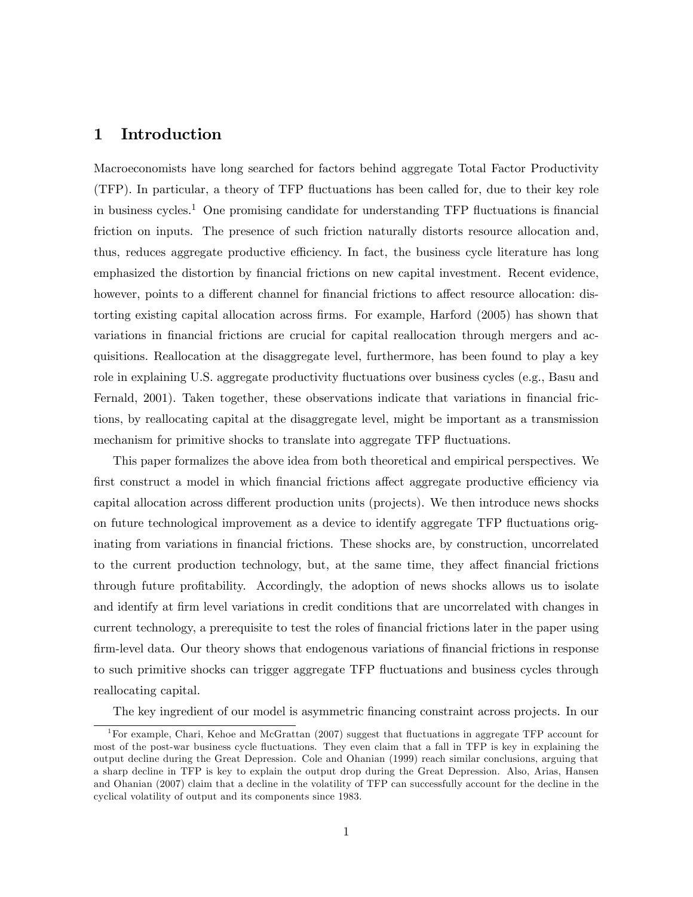# 1 Introduction

Macroeconomists have long searched for factors behind aggregate Total Factor Productivity (TFP). In particular, a theory of TFP fluctuations has been called for, due to their key role in business cycles.[1] One promising candidate for understanding TFP fluctuations is financial friction on inputs. The presence of such friction naturally distorts resource allocation and, thus, reduces aggregate productive efficiency. In fact, the business cycle literature has long emphasized the distortion by financial frictions on new capital investment. Recent evidence, however, points to a different channel for financial frictions to affect resource allocation: distorting existing capital allocation across firms. For example, Harford (2005) has shown that variations in financial frictions are crucial for capital reallocation through mergers and acquisitions. Reallocation at the disaggregate level, furthermore, has been found to play a key role in explaining U.S. aggregate productivity fluctuations over business cycles (e.g., Basu and Fernald, 2001). Taken together, these observations indicate that variations in financial frictions, by reallocating capital at the disaggregate level, might be important as a transmission mechanism for primitive shocks to translate into aggregate TFP fluctuations.

This paper formalizes the above idea from both theoretical and empirical perspectives. We first construct a model in which financial frictions affect aggregate productive efficiency via capital allocation across different production units (projects). We then introduce news shocks on future technological improvement as a device to identify aggregate TFP fluctuations originating from variations in financial frictions. These shocks are, by construction, uncorrelated to the current production technology, but, at the same time, they affect financial frictions through future profitability. Accordingly, the adoption of news shocks allows us to isolate and identify at firm level variations in credit conditions that are uncorrelated with changes in current technology, a prerequisite to test the roles of financial frictions later in the paper using firm-level data. Our theory shows that endogenous variations of financial frictions in response to such primitive shocks can trigger aggregate TFP fluctuations and business cycles through reallocating capital.

The key ingredient of our model is asymmetric financing constraint across projects. In our

[1] For example, Chari, Kehoe and McGrattan (2007) suggest that fluctuations in aggregate TFP account for most of the post-war business cycle fluctuations. They even claim that a fall in TFP is key in explaining the output decline during the Great Depression. Cole and Ohanian (1999) reach similar conclusions, arguing that a sharp decline in TFP is key to explain the output drop during the Great Depression. Also, Arias, Hansen and Ohanian (2007) claim that a decline in the volatility of TFP can successfully account for the decline in the cyclical volatility of output and its components since 1983.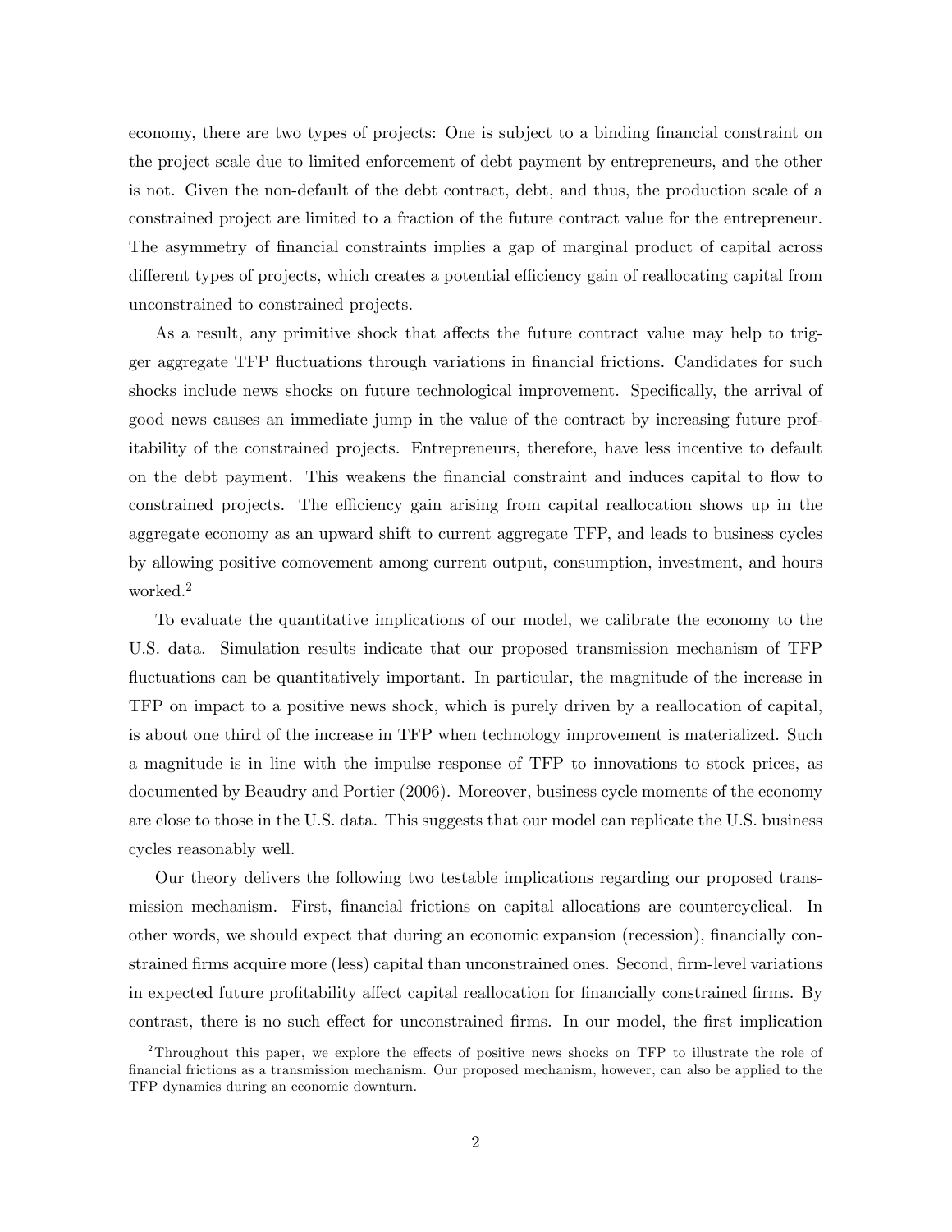economy, there are two types of projects: One is subject to a binding financial constraint on the project scale due to limited enforcement of debt payment by entrepreneurs, and the other is not. Given the non-default of the debt contract, debt, and thus, the production scale of a constrained project are limited to a fraction of the future contract value for the entrepreneur. The asymmetry of financial constraints implies a gap of marginal product of capital across different types of projects, which creates a potential efficiency gain of reallocating capital from unconstrained to constrained projects.

As a result, any primitive shock that affects the future contract value may help to trigger aggregate TFP fluctuations through variations in financial frictions. Candidates for such shocks include news shocks on future technological improvement. Specifically, the arrival of good news causes an immediate jump in the value of the contract by increasing future profitability of the constrained projects. Entrepreneurs, therefore, have less incentive to default on the debt payment. This weakens the financial constraint and induces capital to flow to constrained projects. The efficiency gain arising from capital reallocation shows up in the aggregate economy as an upward shift to current aggregate TFP, and leads to business cycles by allowing positive comovement among current output, consumption, investment, and hours worked.[2]

To evaluate the quantitative implications of our model, we calibrate the economy to the U.S. data. Simulation results indicate that our proposed transmission mechanism of TFP fluctuations can be quantitatively important. In particular, the magnitude of the increase in TFP on impact to a positive news shock, which is purely driven by a reallocation of capital, is about one third of the increase in TFP when technology improvement is materialized. Such a magnitude is in line with the impulse response of TFP to innovations to stock prices, as documented by Beaudry and Portier (2006). Moreover, business cycle moments of the economy are close to those in the U.S. data. This suggests that our model can replicate the U.S. business cycles reasonably well.

Our theory delivers the following two testable implications regarding our proposed transmission mechanism. First, financial frictions on capital allocations are countercyclical. In other words, we should expect that during an economic expansion (recession), financially constrained firms acquire more (less) capital than unconstrained ones. Second, firm-level variations in expected future profitability affect capital reallocation for financially constrained firms. By contrast, there is no such effect for unconstrained firms. In our model, the first implication

[2] Throughout this paper, we explore the effects of positive news shocks on TFP to illustrate the role of financial frictions as a transmission mechanism. Our proposed mechanism, however, can also be applied to the TFP dynamics during an economic downturn.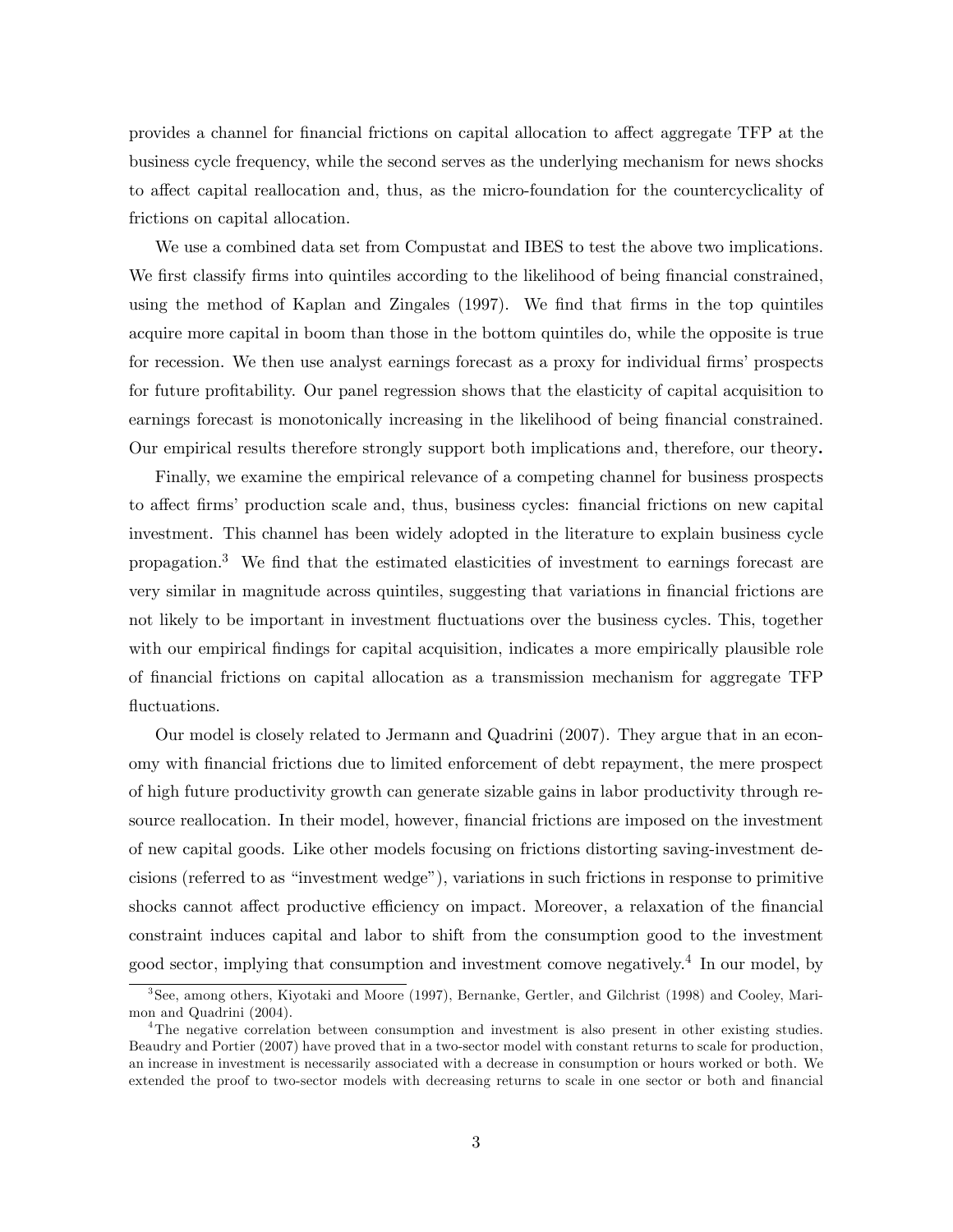provides a channel for financial frictions on capital allocation to affect aggregate TFP at the business cycle frequency, while the second serves as the underlying mechanism for news shocks to affect capital reallocation and, thus, as the micro-foundation for the countercyclicality of frictions on capital allocation.

We use a combined data set from Compustat and IBES to test the above two implications. We first classify firms into quintiles according to the likelihood of being financial constrained, using the method of Kaplan and Zingales (1997). We find that firms in the top quintiles acquire more capital in boom than those in the bottom quintiles do, while the opposite is true for recession. We then use analyst earnings forecast as a proxy for individual firms' prospects for future profitability. Our panel regression shows that the elasticity of capital acquisition to earnings forecast is monotonically increasing in the likelihood of being financial constrained. Our empirical results therefore strongly support both implications and, therefore, our theory**.**

Finally, we examine the empirical relevance of a competing channel for business prospects to affect firms' production scale and, thus, business cycles: financial frictions on new capital investment. This channel has been widely adopted in the literature to explain business cycle propagation.[3] We find that the estimated elasticities of investment to earnings forecast are very similar in magnitude across quintiles, suggesting that variations in financial frictions are not likely to be important in investment fluctuations over the business cycles. This, together with our empirical findings for capital acquisition, indicates a more empirically plausible role of financial frictions on capital allocation as a transmission mechanism for aggregate TFP fluctuations.

Our model is closely related to Jermann and Quadrini (2007). They argue that in an economy with financial frictions due to limited enforcement of debt repayment, the mere prospect of high future productivity growth can generate sizable gains in labor productivity through resource reallocation. In their model, however, financial frictions are imposed on the investment of new capital goods. Like other models focusing on frictions distorting saving-investment decisions (referred to as "investment wedge"), variations in such frictions in response to primitive shocks cannot affect productive efficiency on impact. Moreover, a relaxation of the financial constraint induces capital and labor to shift from the consumption good to the investment good sector, implying that consumption and investment comove negatively.[4] In our model, by

[3] See, among others, Kiyotaki and Moore (1997), Bernanke, Gertler, and Gilchrist (1998) and Cooley, Marimon and Quadrini (2004).

[4] The negative correlation between consumption and investment is also present in other existing studies. Beaudry and Portier (2007) have proved that in a two-sector model with constant returns to scale for production, an increase in investment is necessarily associated with a decrease in consumption or hours worked or both. We extended the proof to two-sector models with decreasing returns to scale in one sector or both and financial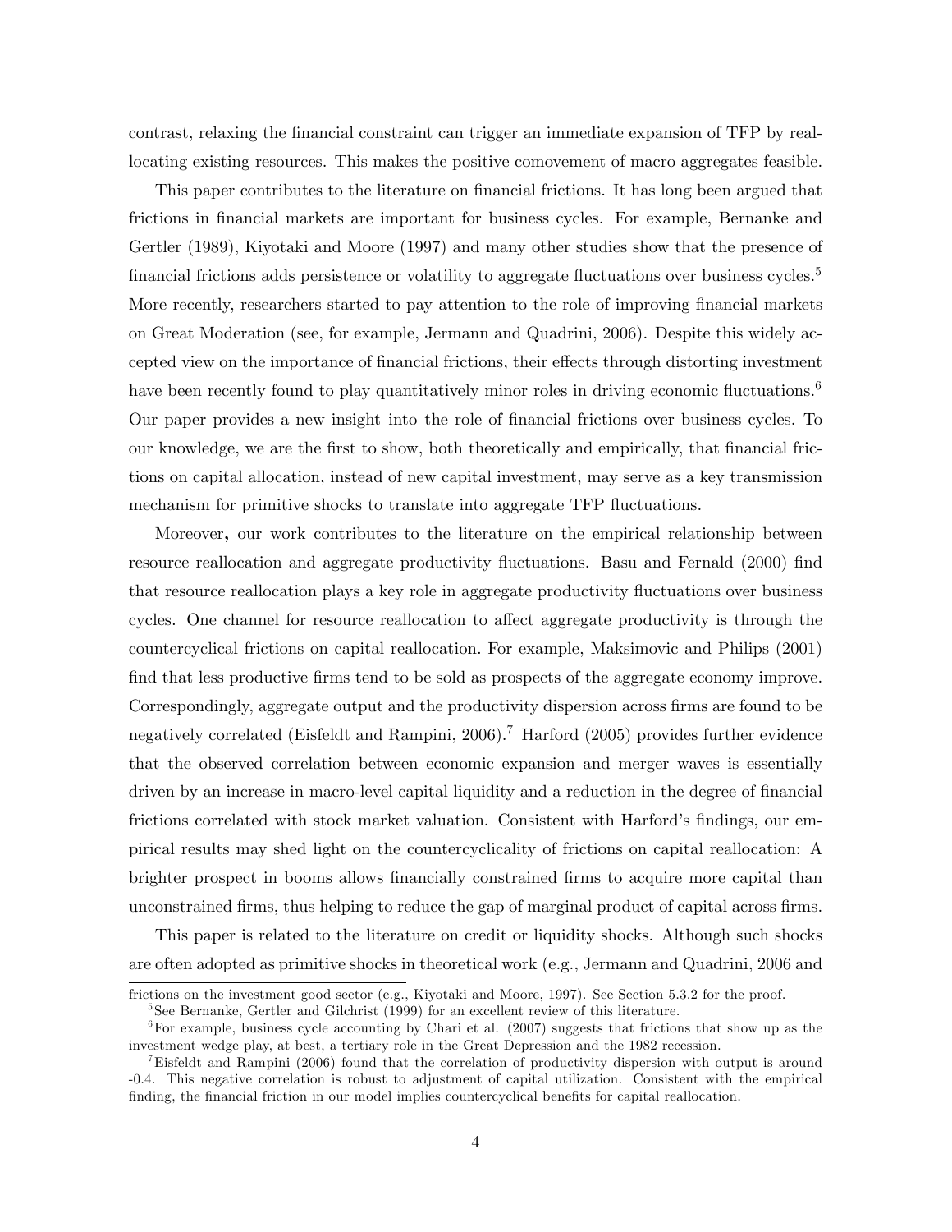contrast, relaxing the financial constraint can trigger an immediate expansion of TFP by reallocating existing resources. This makes the positive comovement of macro aggregates feasible.

This paper contributes to the literature on financial frictions. It has long been argued that frictions in financial markets are important for business cycles. For example, Bernanke and Gertler (1989), Kiyotaki and Moore (1997) and many other studies show that the presence of financial frictions adds persistence or volatility to aggregate fluctuations over business cycles.[5] More recently, researchers started to pay attention to the role of improving financial markets on Great Moderation (see, for example, Jermann and Quadrini, 2006). Despite this widely accepted view on the importance of financial frictions, their effects through distorting investment have been recently found to play quantitatively minor roles in driving economic fluctuations.[6] Our paper provides a new insight into the role of financial frictions over business cycles. To our knowledge, we are the first to show, both theoretically and empirically, that financial frictions on capital allocation, instead of new capital investment, may serve as a key transmission mechanism for primitive shocks to translate into aggregate TFP fluctuations.

Moreover, our work contributes to the literature on the empirical relationship between resource reallocation and aggregate productivity fluctuations. Basu and Fernald (2000) find that resource reallocation plays a key role in aggregate productivity fluctuations over business cycles. One channel for resource reallocation to affect aggregate productivity is through the countercyclical frictions on capital reallocation. For example, Maksimovic and Philips (2001) find that less productive firms tend to be sold as prospects of the aggregate economy improve. Correspondingly, aggregate output and the productivity dispersion across firms are found to be negatively correlated (Eisfeldt and Rampini, 2006).[7] Harford (2005) provides further evidence that the observed correlation between economic expansion and merger waves is essentially driven by an increase in macro-level capital liquidity and a reduction in the degree of financial frictions correlated with stock market valuation. Consistent with Harford's findings, our empirical results may shed light on the countercyclicality of frictions on capital reallocation: A brighter prospect in booms allows financially constrained firms to acquire more capital than unconstrained firms, thus helping to reduce the gap of marginal product of capital across firms.

This paper is related to the literature on credit or liquidity shocks. Although such shocks are often adopted as primitive shocks in theoretical work (e.g., Jermann and Quadrini, 2006 and

---

frictions on the investment good sector (e.g., Kiyotaki and Moore, 1997). See Section 5.3.2 for the proof.

[5] See Bernanke, Gertler and Gilchrist (1999) for an excellent review of this literature.

[6] For example, business cycle accounting by Chari et al. (2007) suggests that frictions that show up as the investment wedge play, at best, a tertiary role in the Great Depression and the 1982 recession.

[7] Eisfeldt and Rampini (2006) found that the correlation of productivity dispersion with output is around -0.4. This negative correlation is robust to adjustment of capital utilization. Consistent with the empirical finding, the financial friction in our model implies countercyclical benefits for capital reallocation.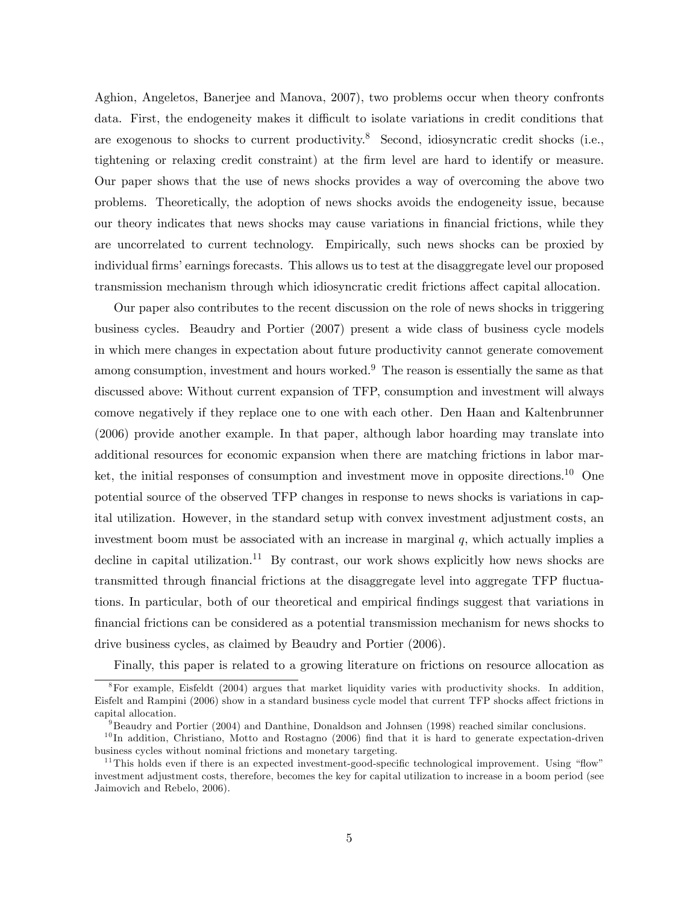Aghion, Angeletos, Banerjee and Manova, 2007), two problems occur when theory confronts data. First, the endogeneity makes it difficult to isolate variations in credit conditions that are exogenous to shocks to current productivity.[8] Second, idiosyncratic credit shocks (i.e., tightening or relaxing credit constraint) at the firm level are hard to identify or measure. Our paper shows that the use of news shocks provides a way of overcoming the above two problems. Theoretically, the adoption of news shocks avoids the endogeneity issue, because our theory indicates that news shocks may cause variations in financial frictions, while they are uncorrelated to current technology. Empirically, such news shocks can be proxied by individual firms' earnings forecasts. This allows us to test at the disaggregate level our proposed transmission mechanism through which idiosyncratic credit frictions affect capital allocation.

Our paper also contributes to the recent discussion on the role of news shocks in triggering business cycles. Beaudry and Portier (2007) present a wide class of business cycle models in which mere changes in expectation about future productivity cannot generate comovement among consumption, investment and hours worked.[9] The reason is essentially the same as that discussed above: Without current expansion of TFP, consumption and investment will always comove negatively if they replace one to one with each other. Den Haan and Kaltenbrunner (2006) provide another example. In that paper, although labor hoarding may translate into additional resources for economic expansion when there are matching frictions in labor market, the initial responses of consumption and investment move in opposite directions.[10] One potential source of the observed TFP changes in response to news shocks is variations in capital utilization. However, in the standard setup with convex investment adjustment costs, an investment boom must be associated with an increase in marginal $q$, which actually implies a decline in capital utilization.[11] By contrast, our work shows explicitly how news shocks are transmitted through financial frictions at the disaggregate level into aggregate TFP fluctuations. In particular, both of our theoretical and empirical findings suggest that variations in financial frictions can be considered as a potential transmission mechanism for news shocks to drive business cycles, as claimed by Beaudry and Portier (2006).

Finally, this paper is related to a growing literature on frictions on resource allocation as

---

[8] For example, Eisfeldt (2004) argues that market liquidity varies with productivity shocks. In addition, Eisfelt and Rampini (2006) show in a standard business cycle model that current TFP shocks affect frictions in capital allocation.

[9] Beaudry and Portier (2004) and Danthine, Donaldson and Johnsen (1998) reached similar conclusions.

[10] In addition, Christiano, Motto and Rostagno (2006) find that it is hard to generate expectation-driven business cycles without nominal frictions and monetary targeting.

[11] This holds even if there is an expected investment-good-specific technological improvement. Using "flow" investment adjustment costs, therefore, becomes the key for capital utilization to increase in a boom period (see Jaimovich and Rebelo, 2006).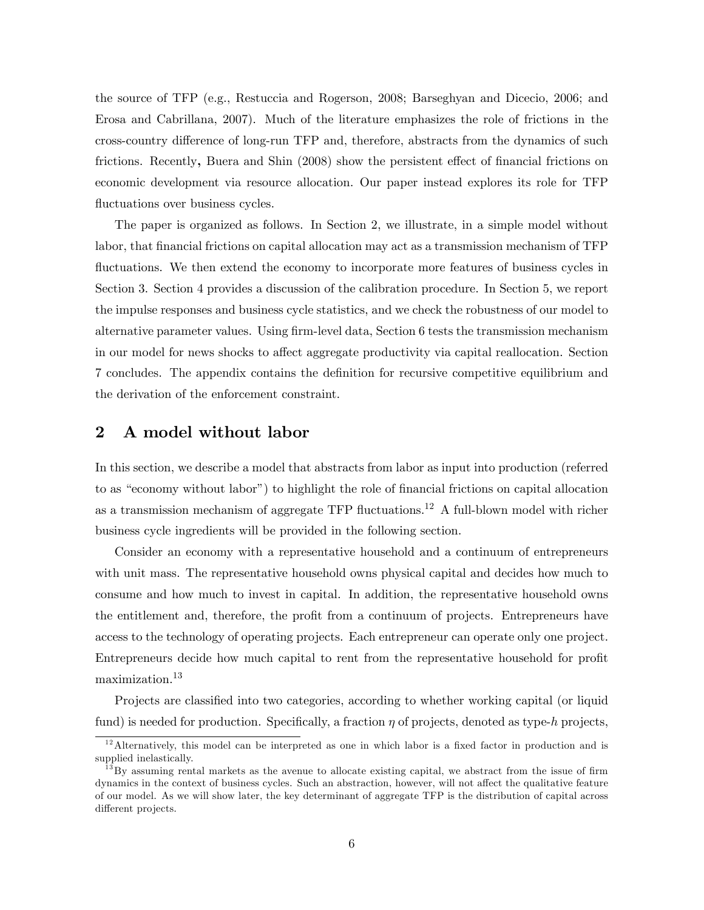the source of TFP (e.g., Restuccia and Rogerson, 2008; Barseghyan and Dicecio, 2006; and Erosa and Cabrillana, 2007). Much of the literature emphasizes the role of frictions in the cross-country difference of long-run TFP and, therefore, abstracts from the dynamics of such frictions. Recently, Buera and Shin (2008) show the persistent effect of financial frictions on economic development via resource allocation. Our paper instead explores its role for TFP fluctuations over business cycles.

The paper is organized as follows. In Section 2, we illustrate, in a simple model without labor, that financial frictions on capital allocation may act as a transmission mechanism of TFP fluctuations. We then extend the economy to incorporate more features of business cycles in Section 3. Section 4 provides a discussion of the calibration procedure. In Section 5, we report the impulse responses and business cycle statistics, and we check the robustness of our model to alternative parameter values. Using firm-level data, Section 6 tests the transmission mechanism in our model for news shocks to affect aggregate productivity via capital reallocation. Section 7 concludes. The appendix contains the definition for recursive competitive equilibrium and the derivation of the enforcement constraint.

## 2 A model without labor

In this section, we describe a model that abstracts from labor as input into production (referred to as "economy without labor") to highlight the role of financial frictions on capital allocation as a transmission mechanism of aggregate TFP fluctuations.[12] A full-blown model with richer business cycle ingredients will be provided in the following section.

Consider an economy with a representative household and a continuum of entrepreneurs with unit mass. The representative household owns physical capital and decides how much to consume and how much to invest in capital. In addition, the representative household owns the entitlement and, therefore, the profit from a continuum of projects. Entrepreneurs have access to the technology of operating projects. Each entrepreneur can operate only one project. Entrepreneurs decide how much capital to rent from the representative household for profit maximization.[13]

Projects are classified into two categories, according to whether working capital (or liquid fund) is needed for production. Specifically, a fraction $\eta$ of projects, denoted as type-$h$ projects,

[12] Alternatively, this model can be interpreted as one in which labor is a fixed factor in production and is supplied inelastically.

[13] By assuming rental markets as the avenue to allocate existing capital, we abstract from the issue of firm dynamics in the context of business cycles. Such an abstraction, however, will not affect the qualitative feature of our model. As we will show later, the key determinant of aggregate TFP is the distribution of capital across different projects.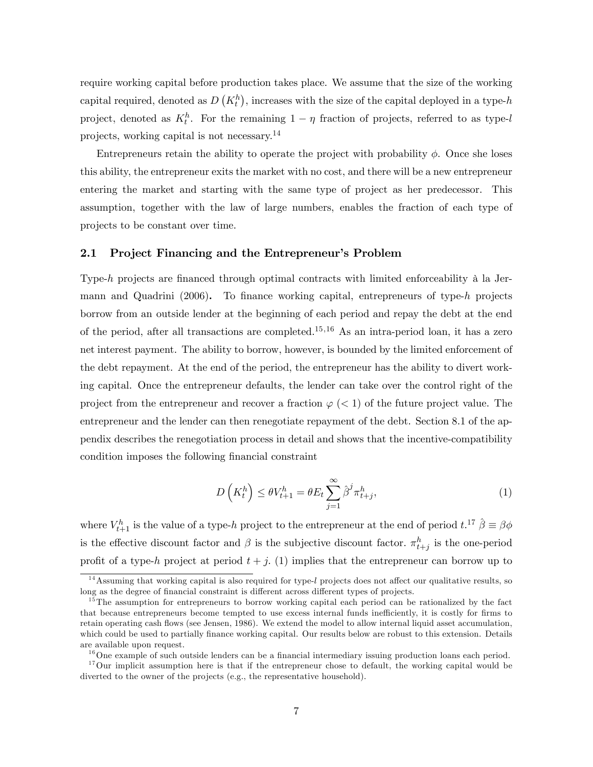require working capital before production takes place. We assume that the size of the working capital required, denoted as $D\left(K_t^h\right)$, increases with the size of the capital deployed in a type-$h$ project, denoted as $K_t^h$. For the remaining $1-\eta$ fraction of projects, referred to as type-$l$ projects, working capital is not necessary.[14]

Entrepreneurs retain the ability to operate the project with probability $\phi$. Once she loses this ability, the entrepreneur exits the market with no cost, and there will be a new entrepreneur entering the market and starting with the same type of project as her predecessor. This assumption, together with the law of large numbers, enables the fraction of each type of projects to be constant over time.

## 2.1 Project Financing and the Entrepreneur's Problem

Type-$h$ projects are financed through optimal contracts with limited enforceability à la Jermann and Quadrini (2006). To finance working capital, entrepreneurs of type-$h$ projects borrow from an outside lender at the beginning of each period and repay the debt at the end of the period, after all transactions are completed.[15,16] As an intra-period loan, it has a zero net interest payment. The ability to borrow, however, is bounded by the limited enforcement of the debt repayment. At the end of the period, the entrepreneur has the ability to divert working capital. Once the entrepreneur defaults, the lender can take over the control right of the project from the entrepreneur and recover a fraction $\varphi$ ($<1$) of the future project value. The entrepreneur and the lender can then renegotiate repayment of the debt. Section 8.1 of the appendix describes the renegotiation process in detail and shows that the incentive-compatibility condition imposes the following financial constraint

$$D\left(K_t^h\right) \leq \theta V_{t+1}^h = \theta E_t \sum_{j=1}^{\infty} \hat{\beta}^j \pi_{t+j}^h, \tag{1}$$

where $V_{t+1}^h$ is the value of a type-$h$ project to the entrepreneur at the end of period $t$.[17] $\hat{\beta} \equiv \beta\phi$ is the effective discount factor and $\beta$ is the subjective discount factor. $\pi_{t+j}^h$ is the one-period profit of a type-$h$ project at period $t+j$. (1) implies that the entrepreneur can borrow up to

---

[14] Assuming that working capital is also required for type-$l$ projects does not affect our qualitative results, so long as the degree of financial constraint is different across different types of projects.

[15] The assumption for entrepreneurs to borrow working capital each period can be rationalized by the fact that because entrepreneurs become tempted to use excess internal funds inefficiently, it is costly for firms to retain operating cash flows (see Jensen, 1986). We extend the model to allow internal liquid asset accumulation, which could be used to partially finance working capital. Our results below are robust to this extension. Details are available upon request.

[16] One example of such outside lenders can be a financial intermediary issuing production loans each period.

[17] Our implicit assumption here is that if the entrepreneur chose to default, the working capital would be diverted to the owner of the projects (e.g., the representative household).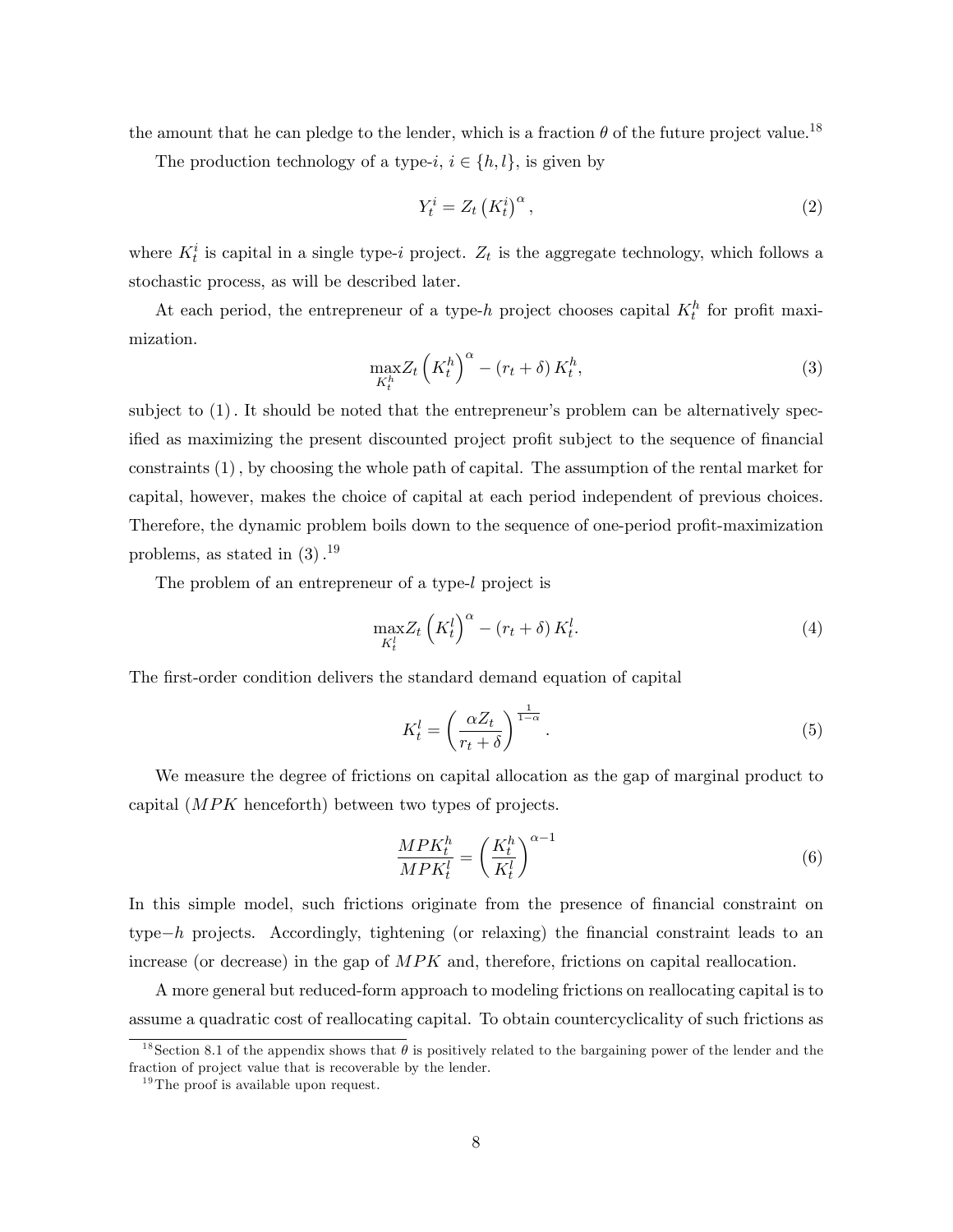the amount that he can pledge to the lender, which is a fraction $\theta$ of the future project value.[18]

The production technology of a type-$i$, $i \in \{h, l\}$, is given by

$$Y_t^i = Z_t \left(K_t^i\right)^{\alpha}, \tag{2}$$

where $K_t^i$ is capital in a single type-$i$ project. $Z_t$ is the aggregate technology, which follows a stochastic process, as will be described later.

At each period, the entrepreneur of a type-$h$ project chooses capital $K_t^h$ for profit maximization.

$$\max_{K_t^h} Z_t \left(K_t^h\right)^{\alpha} - \left(r_t + \delta\right) K_t^h, \tag{3}$$

subject to (1). It should be noted that the entrepreneur's problem can be alternatively specified as maximizing the present discounted project profit subject to the sequence of financial constraints (1), by choosing the whole path of capital. The assumption of the rental market for capital, however, makes the choice of capital at each period independent of previous choices. Therefore, the dynamic problem boils down to the sequence of one-period profit-maximization problems, as stated in (3).[19]

The problem of an entrepreneur of a type-$l$ project is

$$\max_{K_t^l} Z_t \left(K_t^l\right)^{\alpha} - \left(r_t + \delta\right) K_t^l. \tag{4}$$

The first-order condition delivers the standard demand equation of capital

$$K_t^l = \left(\frac{\alpha Z_t}{r_t + \delta}\right)^{\frac{1}{1-\alpha}}. \tag{5}$$

We measure the degree of frictions on capital allocation as the gap of marginal product to capital ($MPK$ henceforth) between two types of projects.

$$\frac{MPK_t^h}{MPK_t^l} = \left(\frac{K_t^h}{K_t^l}\right)^{\alpha - 1} \tag{6}$$

In this simple model, such frictions originate from the presence of financial constraint on type$-h$ projects. Accordingly, tightening (or relaxing) the financial constraint leads to an increase (or decrease) in the gap of $MPK$ and, therefore, frictions on capital reallocation.

A more general but reduced-form approach to modeling frictions on reallocating capital is to assume a quadratic cost of reallocating capital. To obtain countercyclicality of such frictions as

[18] Section 8.1 of the appendix shows that $\theta$ is positively related to the bargaining power of the lender and the fraction of project value that is recoverable by the lender.

[19] The proof is available upon request.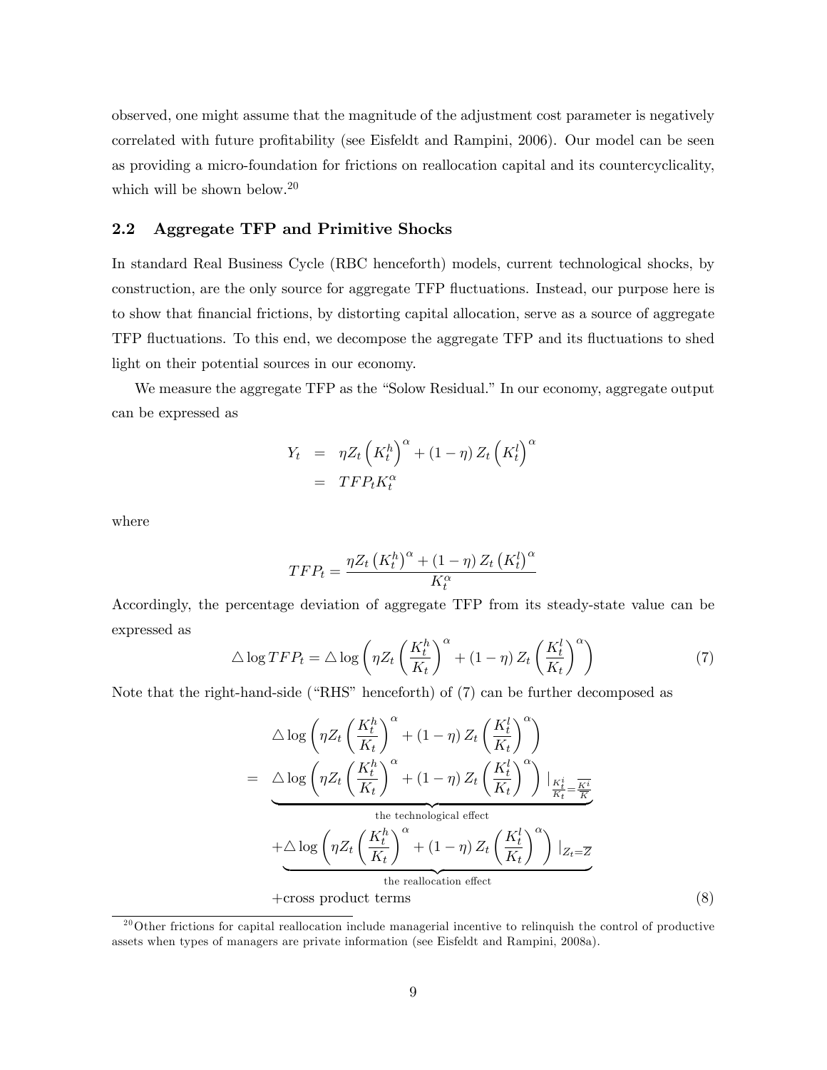observed, one might assume that the magnitude of the adjustment cost parameter is negatively correlated with future profitability (see Eisfeldt and Rampini, 2006). Our model can be seen as providing a micro-foundation for frictions on reallocation capital and its countercyclicality, which will be shown below.[20]

## 2.2 Aggregate TFP and Primitive Shocks

In standard Real Business Cycle (RBC henceforth) models, current technological shocks, by construction, are the only source for aggregate TFP fluctuations. Instead, our purpose here is to show that financial frictions, by distorting capital allocation, serve as a source of aggregate TFP fluctuations. To this end, we decompose the aggregate TFP and its fluctuations to shed light on their potential sources in our economy.

We measure the aggregate TFP as the "Solow Residual." In our economy, aggregate output can be expressed as

$$
\begin{aligned}
Y_t &= \eta Z_t \left(K_t^h\right)^\alpha + (1-\eta) Z_t \left(K_t^l\right)^\alpha \\
&= TFP_t K_t^\alpha
\end{aligned}
$$

where

$$
TFP_t = \frac{\eta Z_t \left(K_t^h\right)^\alpha + (1-\eta) Z_t \left(K_t^l\right)^\alpha}{K_t^\alpha}
$$

Accordingly, the percentage deviation of aggregate TFP from its steady-state value can be expressed as

$$
\triangle \log TFP_t = \triangle \log \left( \eta Z_t \left(\frac{K_t^h}{K_t}\right)^\alpha + (1-\eta) Z_t \left(\frac{K_t^l}{K_t}\right)^\alpha \right) \tag{7}
$$

Note that the right-hand-side ("RHS" henceforth) of (7) can be further decomposed as

$$
\begin{aligned}
& \triangle \log \left( \eta Z_t \left(\frac{K_t^h}{K_t}\right)^\alpha + (1-\eta) Z_t \left(\frac{K_t^l}{K_t}\right)^\alpha \right) \\
= \; & \underbrace{\triangle \log \left( \eta Z_t \left(\frac{K_t^h}{K_t}\right)^\alpha + (1-\eta) Z_t \left(\frac{K_t^l}{K_t}\right)^\alpha \right) |_{\frac{K_t^i}{K_t} = \overline{\frac{K^i}{K}}}}_{\text{the technological effect}} \\
& \underbrace{+ \triangle \log \left( \eta Z_t \left(\frac{K_t^h}{K_t}\right)^\alpha + (1-\eta) Z_t \left(\frac{K_t^l}{K_t}\right)^\alpha \right) |_{Z_t = \overline{Z}}}_{\text{the reallocation effect}} \\
& + \text{cross product terms}
\end{aligned} \tag{8}
$$

[20] Other frictions for capital reallocation include managerial incentive to relinquish the control of productive assets when types of managers are private information (see Eisfeldt and Rampini, 2008a).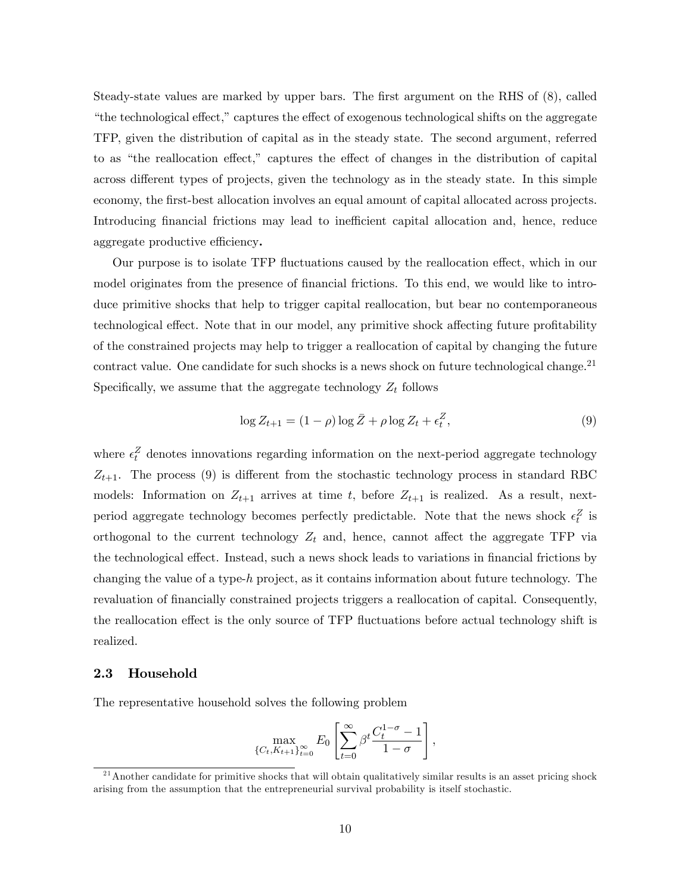Steady-state values are marked by upper bars. The first argument on the RHS of (8), called "the technological effect," captures the effect of exogenous technological shifts on the aggregate TFP, given the distribution of capital as in the steady state. The second argument, referred to as "the reallocation effect," captures the effect of changes in the distribution of capital across different types of projects, given the technology as in the steady state. In this simple economy, the first-best allocation involves an equal amount of capital allocated across projects. Introducing financial frictions may lead to inefficient capital allocation and, hence, reduce aggregate productive efficiency**.**

Our purpose is to isolate TFP fluctuations caused by the reallocation effect, which in our model originates from the presence of financial frictions. To this end, we would like to introduce primitive shocks that help to trigger capital reallocation, but bear no contemporaneous technological effect. Note that in our model, any primitive shock affecting future profitability of the constrained projects may help to trigger a reallocation of capital by changing the future contract value. One candidate for such shocks is a news shock on future technological change.[21] Specifically, we assume that the aggregate technology $Z_t$ follows

$$\log Z_{t+1} = (1-\rho)\log \bar{Z} + \rho \log Z_t + \epsilon_t^Z, \tag{9}$$

where $\epsilon_t^Z$ denotes innovations regarding information on the next-period aggregate technology $Z_{t+1}$. The process (9) is different from the stochastic technology process in standard RBC models: Information on $Z_{t+1}$ arrives at time $t$, before $Z_{t+1}$ is realized. As a result, next-period aggregate technology becomes perfectly predictable. Note that the news shock $\epsilon_t^Z$ is orthogonal to the current technology $Z_t$ and, hence, cannot affect the aggregate TFP via the technological effect. Instead, such a news shock leads to variations in financial frictions by changing the value of a type-$h$ project, as it contains information about future technology. The revaluation of financially constrained projects triggers a reallocation of capital. Consequently, the reallocation effect is the only source of TFP fluctuations before actual technology shift is realized.

### 2.3 Household

The representative household solves the following problem

$$\max_{\{C_t, K_{t+1}\}_{t=0}^{\infty}} E_0 \left[ \sum_{t=0}^{\infty} \beta^t \frac{C_t^{1-\sigma} - 1}{1-\sigma} \right],$$

[21] Another candidate for primitive shocks that will obtain qualitatively similar results is an asset pricing shock arising from the assumption that the entrepreneurial survival probability is itself stochastic.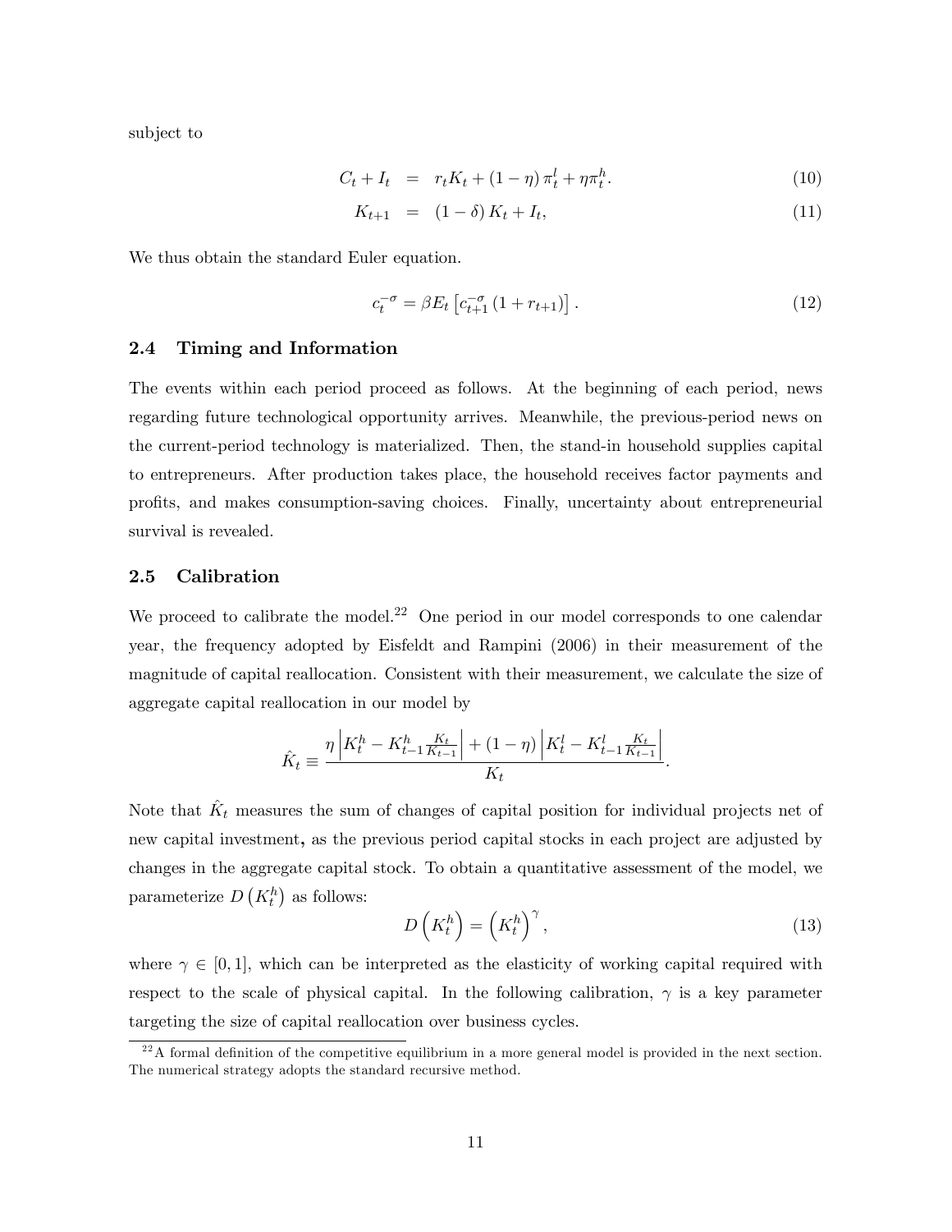subject to

$$C_t + I_t = r_t K_t + (1-\eta)\,\pi_t^l + \eta \pi_t^h. \tag{10}$$

$$K_{t+1} = (1-\delta) K_t + I_t, \tag{11}$$

We thus obtain the standard Euler equation.

$$c_t^{-\sigma} = \beta E_t \left[ c_{t+1}^{-\sigma} \left(1 + r_{t+1}\right) \right]. \tag{12}$$

### 2.4 Timing and Information

The events within each period proceed as follows. At the beginning of each period, news regarding future technological opportunity arrives. Meanwhile, the previous-period news on the current-period technology is materialized. Then, the stand-in household supplies capital to entrepreneurs. After production takes place, the household receives factor payments and profits, and makes consumption-saving choices. Finally, uncertainty about entrepreneurial survival is revealed.

### 2.5 Calibration

We proceed to calibrate the model.[22] One period in our model corresponds to one calendar year, the frequency adopted by Eisfeldt and Rampini (2006) in their measurement of the magnitude of capital reallocation. Consistent with their measurement, we calculate the size of aggregate capital reallocation in our model by

$$\hat{K}_t \equiv \frac{\eta \left| K_t^h - K_{t-1}^h \frac{K_t}{K_{t-1}} \right| + (1-\eta) \left| K_t^l - K_{t-1}^l \frac{K_t}{K_{t-1}} \right|}{K_t}.$$

Note that $\hat{K}_t$ measures the sum of changes of capital position for individual projects net of new capital investment**,** as the previous period capital stocks in each project are adjusted by changes in the aggregate capital stock. To obtain a quantitative assessment of the model, we parameterize $D\left(K_t^h\right)$ as follows:

$$D\left(K_t^h\right) = \left(K_t^h\right)^{\gamma}, \tag{13}$$

where $\gamma \in [0,1]$, which can be interpreted as the elasticity of working capital required with respect to the scale of physical capital. In the following calibration, $\gamma$ is a key parameter targeting the size of capital reallocation over business cycles.

[22] A formal definition of the competitive equilibrium in a more general model is provided in the next section. The numerical strategy adopts the standard recursive method.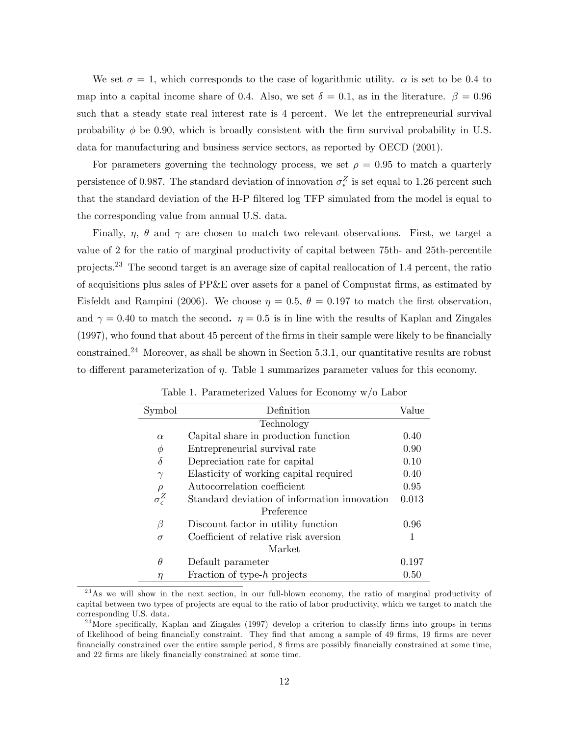We set $\sigma = 1$, which corresponds to the case of logarithmic utility. $\alpha$ is set to be 0.4 to map into a capital income share of 0.4. Also, we set $\delta = 0.1$, as in the literature. $\beta = 0.96$ such that a steady state real interest rate is 4 percent. We let the entrepreneurial survival probability $\phi$ be 0.90, which is broadly consistent with the firm survival probability in U.S. data for manufacturing and business service sectors, as reported by OECD (2001).

For parameters governing the technology process, we set $\rho = 0.95$ to match a quarterly persistence of 0.987. The standard deviation of innovation $\sigma_\epsilon^Z$ is set equal to 1.26 percent such that the standard deviation of the H-P filtered log TFP simulated from the model is equal to the corresponding value from annual U.S. data.

Finally, $\eta$, $\theta$ and $\gamma$ are chosen to match two relevant observations. First, we target a value of 2 for the ratio of marginal productivity of capital between 75th- and 25th-percentile projects.[23] The second target is an average size of capital reallocation of 1.4 percent, the ratio of acquisitions plus sales of PP&E over assets for a panel of Compustat firms, as estimated by Eisfeldt and Rampini (2006). We choose $\eta = 0.5$, $\theta = 0.197$ to match the first observation, and $\gamma = 0.40$ to match the second. $\eta = 0.5$ is in line with the results of Kaplan and Zingales (1997), who found that about 45 percent of the firms in their sample were likely to be financially constrained.[24] Moreover, as shall be shown in Section 5.3.1, our quantitative results are robust to different parameterization of $\eta$. Table 1 summarizes parameter values for this economy.

Table 1. Parameterized Values for Economy w/o Labor

| Symbol | Definition | Value |
|---|---|---|
| | Technology | |
| $\alpha$ | Capital share in production function | 0.40 |
| $\phi$ | Entrepreneurial survival rate | 0.90 |
| $\delta$ | Depreciation rate for capital | 0.10 |
| $\gamma$ | Elasticity of working capital required | 0.40 |
| $\rho$ | Autocorrelation coefficient | 0.95 |
| $\sigma_\epsilon^Z$ | Standard deviation of information innovation | 0.013 |
| | Preference | |
| $\beta$ | Discount factor in utility function | 0.96 |
| $\sigma$ | Coefficient of relative risk aversion | 1 |
| | Market | |
| $\theta$ | Default parameter | 0.197 |
| $\eta$ | Fraction of type-$h$ projects | 0.50 |

[23] As we will show in the next section, in our full-blown economy, the ratio of marginal productivity of capital between two types of projects are equal to the ratio of labor productivity, which we target to match the corresponding U.S. data.

[24] More specifically, Kaplan and Zingales (1997) develop a criterion to classify firms into groups in terms of likelihood of being financially constraint. They find that among a sample of 49 firms, 19 firms are never financially constrained over the entire sample period, 8 firms are possibly financially constrained at some time, and 22 firms are likely financially constrained at some time.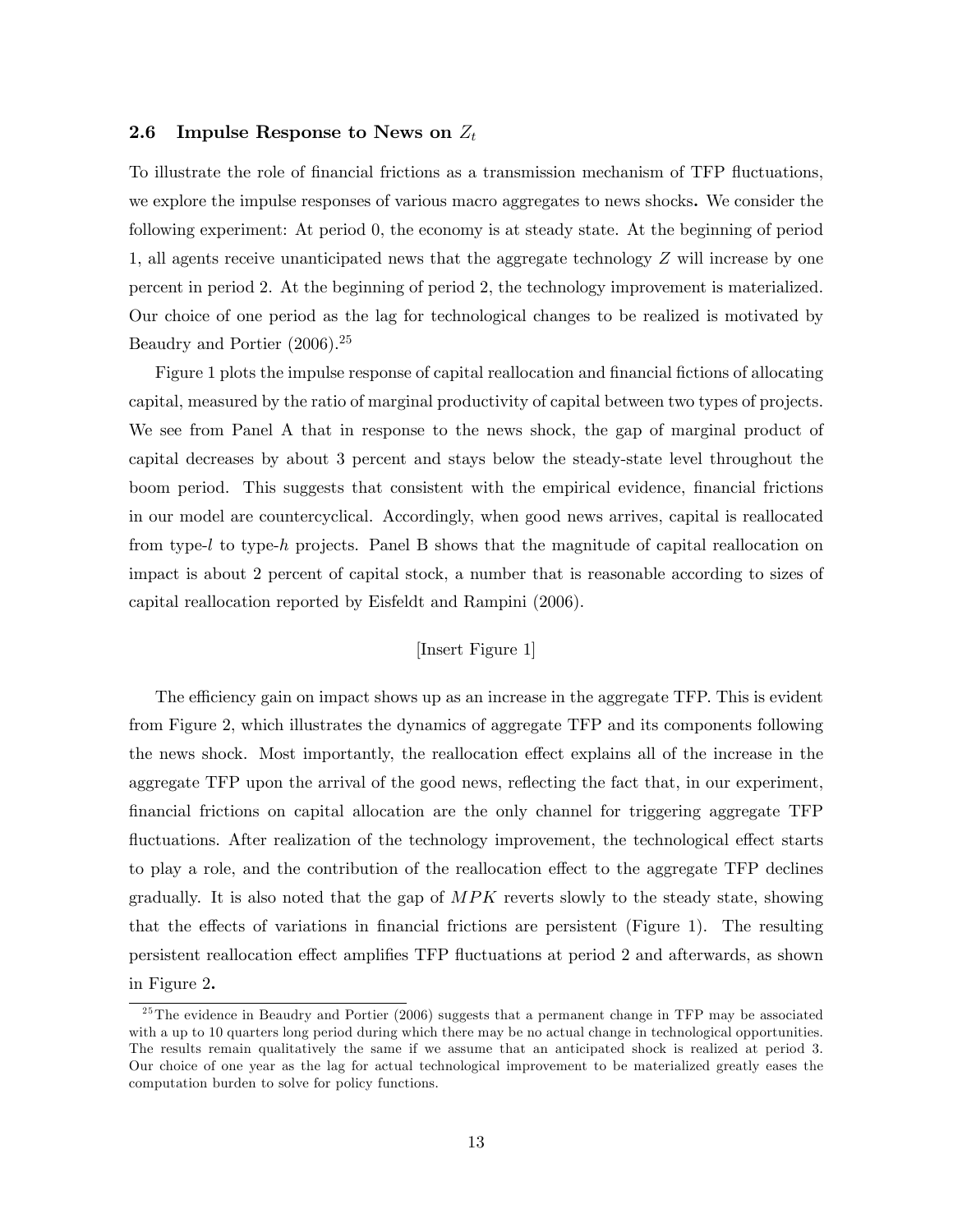## 2.6 Impulse Response to News on $Z_t$

To illustrate the role of financial frictions as a transmission mechanism of TFP fluctuations, we explore the impulse responses of various macro aggregates to news shocks**.** We consider the following experiment: At period 0, the economy is at steady state. At the beginning of period 1, all agents receive unanticipated news that the aggregate technology $Z$ will increase by one percent in period 2. At the beginning of period 2, the technology improvement is materialized. Our choice of one period as the lag for technological changes to be realized is motivated by Beaudry and Portier (2006).[25]

Figure 1 plots the impulse response of capital reallocation and financial fictions of allocating capital, measured by the ratio of marginal productivity of capital between two types of projects. We see from Panel A that in response to the news shock, the gap of marginal product of capital decreases by about 3 percent and stays below the steady-state level throughout the boom period. This suggests that consistent with the empirical evidence, financial frictions in our model are countercyclical. Accordingly, when good news arrives, capital is reallocated from type-$l$ to type-$h$ projects. Panel B shows that the magnitude of capital reallocation on impact is about 2 percent of capital stock, a number that is reasonable according to sizes of capital reallocation reported by Eisfeldt and Rampini (2006).

[Insert Figure 1]

The efficiency gain on impact shows up as an increase in the aggregate TFP. This is evident from Figure 2, which illustrates the dynamics of aggregate TFP and its components following the news shock. Most importantly, the reallocation effect explains all of the increase in the aggregate TFP upon the arrival of the good news, reflecting the fact that, in our experiment, financial frictions on capital allocation are the only channel for triggering aggregate TFP fluctuations. After realization of the technology improvement, the technological effect starts to play a role, and the contribution of the reallocation effect to the aggregate TFP declines gradually. It is also noted that the gap of $MPK$ reverts slowly to the steady state, showing that the effects of variations in financial frictions are persistent (Figure 1). The resulting persistent reallocation effect amplifies TFP fluctuations at period 2 and afterwards, as shown in Figure 2**.**

[25] The evidence in Beaudry and Portier (2006) suggests that a permanent change in TFP may be associated with a up to 10 quarters long period during which there may be no actual change in technological opportunities. The results remain qualitatively the same if we assume that an anticipated shock is realized at period 3. Our choice of one year as the lag for actual technological improvement to be materialized greatly eases the computation burden to solve for policy functions.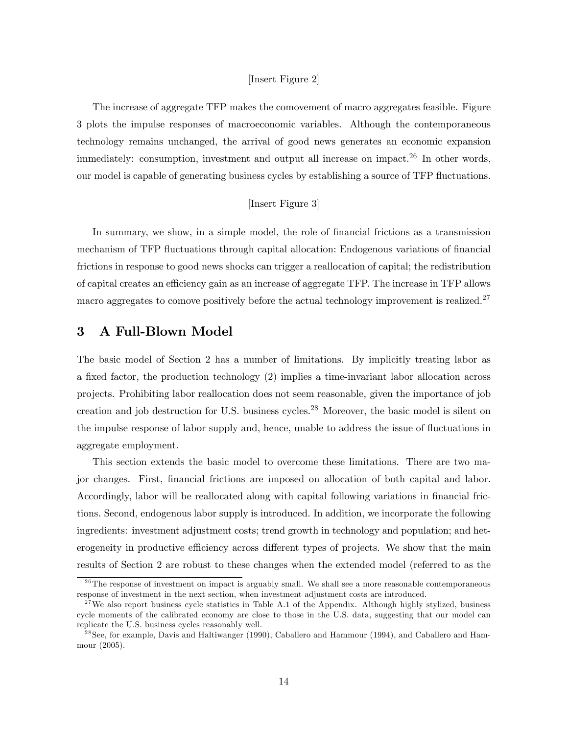[Insert Figure 2]

The increase of aggregate TFP makes the comovement of macro aggregates feasible. Figure 3 plots the impulse responses of macroeconomic variables. Although the contemporaneous technology remains unchanged, the arrival of good news generates an economic expansion immediately: consumption, investment and output all increase on impact.[26] In other words, our model is capable of generating business cycles by establishing a source of TFP fluctuations.

[Insert Figure 3]

In summary, we show, in a simple model, the role of financial frictions as a transmission mechanism of TFP fluctuations through capital allocation: Endogenous variations of financial frictions in response to good news shocks can trigger a reallocation of capital; the redistribution of capital creates an efficiency gain as an increase of aggregate TFP. The increase in TFP allows macro aggregates to comove positively before the actual technology improvement is realized.[27]

# 3 A Full-Blown Model

The basic model of Section 2 has a number of limitations. By implicitly treating labor as a fixed factor, the production technology (2) implies a time-invariant labor allocation across projects. Prohibiting labor reallocation does not seem reasonable, given the importance of job creation and job destruction for U.S. business cycles.[28] Moreover, the basic model is silent on the impulse response of labor supply and, hence, unable to address the issue of fluctuations in aggregate employment.

This section extends the basic model to overcome these limitations. There are two major changes. First, financial frictions are imposed on allocation of both capital and labor. Accordingly, labor will be reallocated along with capital following variations in financial frictions. Second, endogenous labor supply is introduced. In addition, we incorporate the following ingredients: investment adjustment costs; trend growth in technology and population; and heterogeneity in productive efficiency across different types of projects. We show that the main results of Section 2 are robust to these changes when the extended model (referred to as the

[26] The response of investment on impact is arguably small. We shall see a more reasonable contemporaneous response of investment in the next section, when investment adjustment costs are introduced.

[27] We also report business cycle statistics in Table A.1 of the Appendix. Although highly stylized, business cycle moments of the calibrated economy are close to those in the U.S. data, suggesting that our model can replicate the U.S. business cycles reasonably well.

[28] See, for example, Davis and Haltiwanger (1990), Caballero and Hammour (1994), and Caballero and Hammour (2005).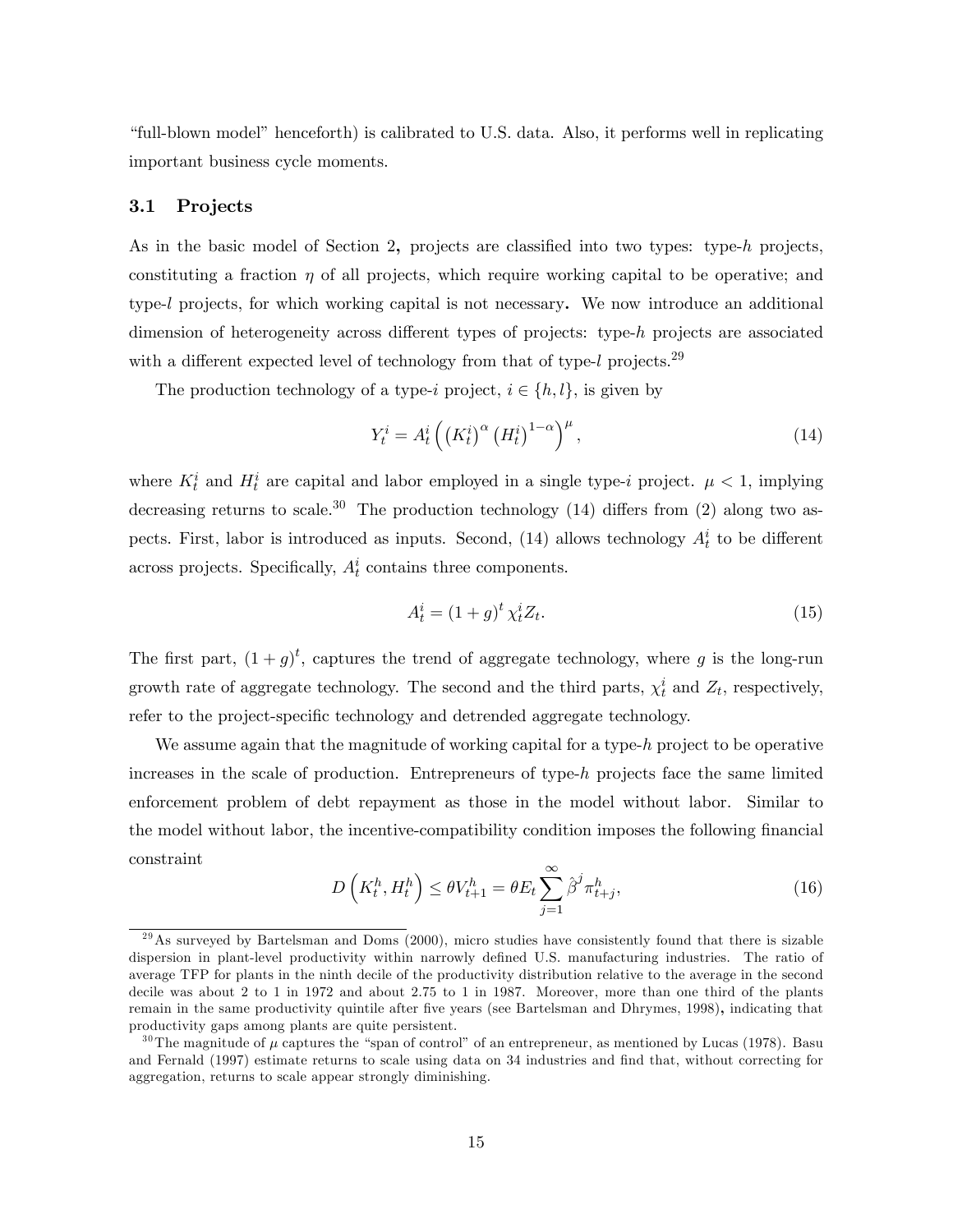"full-blown model" henceforth) is calibrated to U.S. data. Also, it performs well in replicating important business cycle moments.

### 3.1 Projects

As in the basic model of Section 2**,** projects are classified into two types: type-$h$ projects, constituting a fraction $\eta$ of all projects, which require working capital to be operative; and type-$l$ projects, for which working capital is not necessary**.** We now introduce an additional dimension of heterogeneity across different types of projects: type-$h$ projects are associated with a different expected level of technology from that of type-$l$ projects.[29]

The production technology of a type-$i$ project, $i \in \{h, l\}$, is given by

$$Y_t^i = A_t^i \left( \left(K_t^i\right)^{\alpha} \left(H_t^i\right)^{1-\alpha} \right)^{\mu}, \tag{14}$$

where $K_t^i$ and $H_t^i$ are capital and labor employed in a single type-$i$ project. $\mu < 1$, implying decreasing returns to scale.[30] The production technology (14) differs from (2) along two aspects. First, labor is introduced as inputs. Second, (14) allows technology $A_t^i$ to be different across projects. Specifically, $A_t^i$ contains three components.

$$A_t^i = (1+g)^t \chi_t^i Z_t. \tag{15}$$

The first part, $(1+g)^t$, captures the trend of aggregate technology, where $g$ is the long-run growth rate of aggregate technology. The second and the third parts, $\chi_t^i$ and $Z_t$, respectively, refer to the project-specific technology and detrended aggregate technology.

We assume again that the magnitude of working capital for a type-$h$ project to be operative increases in the scale of production. Entrepreneurs of type-$h$ projects face the same limited enforcement problem of debt repayment as those in the model without labor. Similar to the model without labor, the incentive-compatibility condition imposes the following financial constraint

$$D\left(K_t^h, H_t^h\right) \leq \theta V_{t+1}^h = \theta E_t \sum_{j=1}^{\infty} \hat{\beta}^j \pi_{t+j}^h, \tag{16}$$

[29] As surveyed by Bartelsman and Doms (2000), micro studies have consistently found that there is sizable dispersion in plant-level productivity within narrowly defined U.S. manufacturing industries. The ratio of average TFP for plants in the ninth decile of the productivity distribution relative to the average in the second decile was about 2 to 1 in 1972 and about 2.75 to 1 in 1987. Moreover, more than one third of the plants remain in the same productivity quintile after five years (see Bartelsman and Dhrymes, 1998)**,** indicating that productivity gaps among plants are quite persistent.

[30] The magnitude of $\mu$ captures the "span of control" of an entrepreneur, as mentioned by Lucas (1978). Basu and Fernald (1997) estimate returns to scale using data on 34 industries and find that, without correcting for aggregation, returns to scale appear strongly diminishing.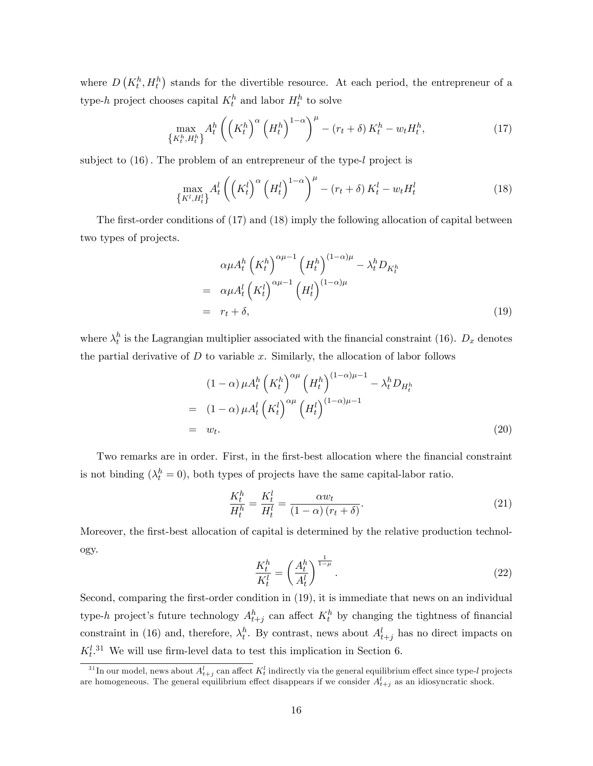where $D\left(K_t^h, H_t^h\right)$ stands for the divertible resource. At each period, the entrepreneur of a type-$h$ project chooses capital $K_t^h$ and labor $H_t^h$ to solve

$$\max_{\left\{K_t^h, H_t^h\right\}} A_t^h \left(\left(K_t^h\right)^{\alpha}\left(H_t^h\right)^{1-\alpha}\right)^{\mu} - \left(r_t + \delta\right) K_t^h - w_t H_t^h, \tag{17}$$

subject to (16). The problem of an entrepreneur of the type-$l$ project is

$$\max_{\left\{K^l, H_t^l\right\}} A_t^l \left(\left(K_t^l\right)^{\alpha}\left(H_t^l\right)^{1-\alpha}\right)^{\mu} - \left(r_t + \delta\right) K_t^l - w_t H_t^l \tag{18}$$

The first-order conditions of (17) and (18) imply the following allocation of capital between two types of projects.

$$\begin{aligned}
& \alpha\mu A_t^h \left(K_t^h\right)^{\alpha\mu - 1}\left(H_t^h\right)^{(1-\alpha)\mu} - \lambda_t^h D_{K_t^h} \\
= \;& \alpha\mu A_t^l \left(K_t^l\right)^{\alpha\mu - 1}\left(H_t^l\right)^{(1-\alpha)\mu} \\
= \;& r_t + \delta,
\end{aligned} \tag{19}$$

where $\lambda_t^h$ is the Lagrangian multiplier associated with the financial constraint (16). $D_x$ denotes the partial derivative of $D$ to variable $x$. Similarly, the allocation of labor follows

$$\begin{aligned}
& (1-\alpha)\mu A_t^h \left(K_t^h\right)^{\alpha\mu}\left(H_t^h\right)^{(1-\alpha)\mu - 1} - \lambda_t^h D_{H_t^h} \\
= \;& (1-\alpha)\mu A_t^l \left(K_t^l\right)^{\alpha\mu}\left(H_t^l\right)^{(1-\alpha)\mu - 1} \\
= \;& w_t.
\end{aligned} \tag{20}$$

Two remarks are in order. First, in the first-best allocation where the financial constraint is not binding ($\lambda_t^h = 0$), both types of projects have the same capital-labor ratio.

$$\frac{K_t^h}{H_t^h} = \frac{K_t^l}{H_t^l} = \frac{\alpha w_t}{(1-\alpha)\left(r_t + \delta\right)}. \tag{21}$$

Moreover, the first-best allocation of capital is determined by the relative production technology.

$$\frac{K_t^h}{K_t^l} = \left(\frac{A_t^h}{A_t^l}\right)^{\frac{1}{1-\mu}}. \tag{22}$$

Second, comparing the first-order condition in (19), it is immediate that news on an individual type-$h$ project's future technology $A_{t+j}^h$ can affect $K_t^h$ by changing the tightness of financial constraint in (16) and, therefore, $\lambda_t^h$. By contrast, news about $A_{t+j}^l$ has no direct impacts on $K_t^l$.[31] We will use firm-level data to test this implication in Section 6.

[31] In our model, news about $A_{t+j}^l$ can affect $K_t^l$ indirectly via the general equilibrium effect since type-$l$ projects are homogeneous. The general equilibrium effect disappears if we consider $A_{t+j}^l$ as an idiosyncratic shock.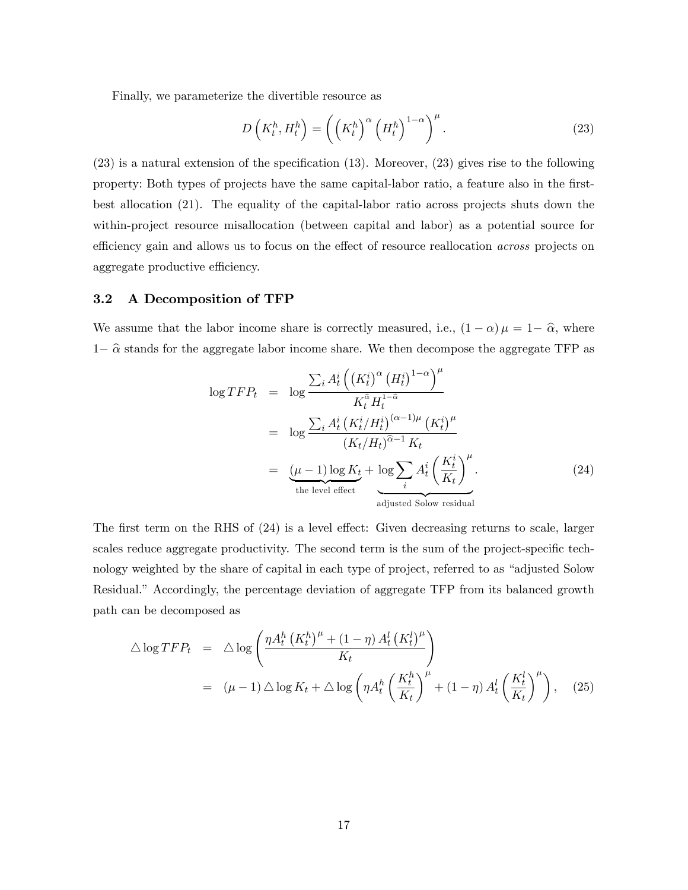Finally, we parameterize the divertible resource as

$$D\left(K_t^h, H_t^h\right) = \left(\left(K_t^h\right)^{\alpha}\left(H_t^h\right)^{1-\alpha}\right)^{\mu}. \tag{23}$$

(23) is a natural extension of the specification (13). Moreover, (23) gives rise to the following property: Both types of projects have the same capital-labor ratio, a feature also in the first-best allocation (21). The equality of the capital-labor ratio across projects shuts down the within-project resource misallocation (between capital and labor) as a potential source for efficiency gain and allows us to focus on the effect of resource reallocation *across* projects on aggregate productive efficiency.

## 3.2 A Decomposition of TFP

We assume that the labor income share is correctly measured, i.e., $(1-\alpha)\mu = 1-\widehat{\alpha}$, where $1-\widehat{\alpha}$ stands for the aggregate labor income share. We then decompose the aggregate TFP as

$$\begin{aligned}
\log TFP_t &= \log \frac{\sum_i A_t^i \left(\left(K_t^i\right)^{\alpha}\left(H_t^i\right)^{1-\alpha}\right)^{\mu}}{K_t^{\widehat{\alpha}} H_t^{1-\widehat{\alpha}}} \\
&= \log \frac{\sum_i A_t^i \left(K_t^i / H_t^i\right)^{(\alpha-1)\mu}\left(K_t^i\right)^{\mu}}{\left(K_t/H_t\right)^{\widehat{\alpha}-1} K_t} \\
&= \underbrace{(\mu-1)\log K_t}_{\text{the level effect}} + \underbrace{\log \sum_i A_t^i \left(\frac{K_t^i}{K_t}\right)^{\mu}}_{\text{adjusted Solow residual}}.
\end{aligned} \tag{24}$$

The first term on the RHS of (24) is a level effect: Given decreasing returns to scale, larger scales reduce aggregate productivity. The second term is the sum of the project-specific technology weighted by the share of capital in each type of project, referred to as "adjusted Solow Residual." Accordingly, the percentage deviation of aggregate TFP from its balanced growth path can be decomposed as

$$\begin{aligned}
\triangle \log TFP_t &= \triangle \log \left(\frac{\eta A_t^h \left(K_t^h\right)^{\mu} + (1-\eta) A_t^l \left(K_t^l\right)^{\mu}}{K_t}\right) \\
&= (\mu-1)\triangle \log K_t + \triangle \log \left(\eta A_t^h \left(\frac{K_t^h}{K_t}\right)^{\mu} + (1-\eta) A_t^l \left(\frac{K_t^l}{K_t}\right)^{\mu}\right),
\end{aligned} \tag{25}$$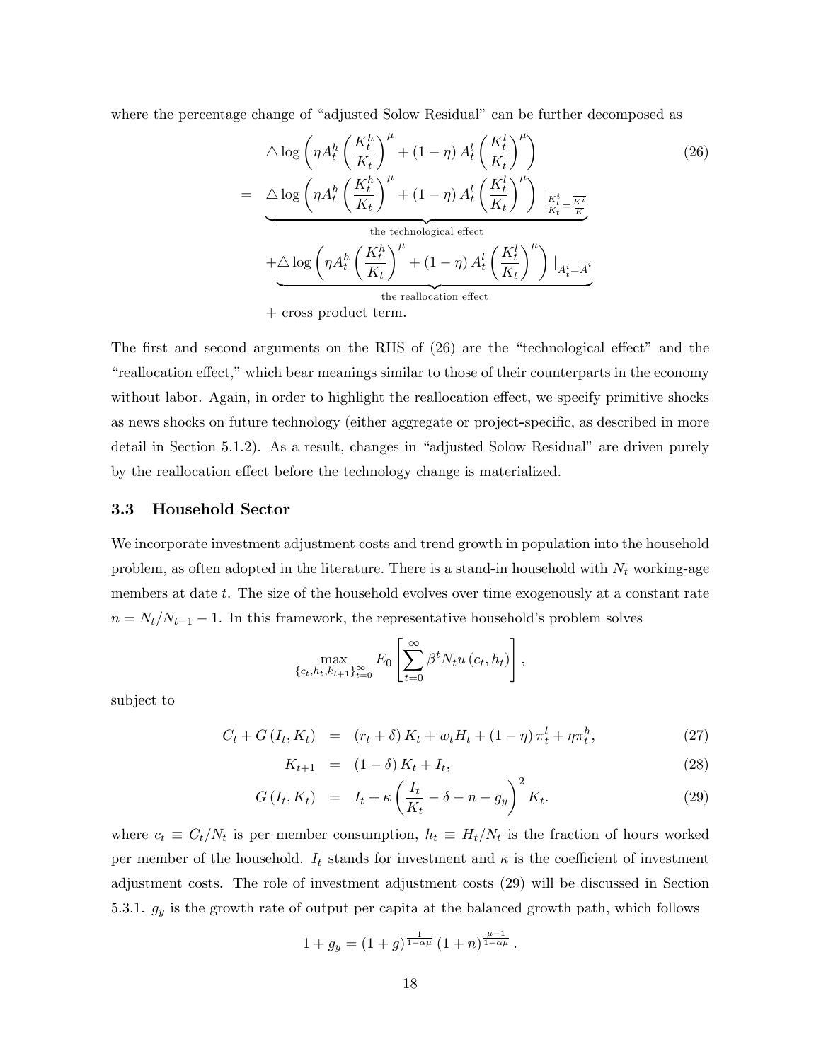where the percentage change of "adjusted Solow Residual" can be further decomposed as

$$
\begin{aligned}
& \triangle \log \left( \eta A_t^h \left( \frac{K_t^h}{K_t} \right)^\mu + (1-\eta) A_t^l \left( \frac{K_t^l}{K_t} \right)^\mu \right) \\
= \; & \underbrace{\triangle \log \left( \eta A_t^h \left( \frac{K_t^h}{K_t} \right)^\mu + (1-\eta) A_t^l \left( \frac{K_t^l}{K_t} \right)^\mu \right) |_{\frac{K_t^i}{K_t} = \frac{\overline{K^i}}{\overline{K}}}}_{\text{the technological effect}} \\
& \underbrace{+ \triangle \log \left( \eta A_t^h \left( \frac{K_t^h}{K_t} \right)^\mu + (1-\eta) A_t^l \left( \frac{K_t^l}{K_t} \right)^\mu \right) |_{A_t^i = \overline{A}^i}}_{\text{the reallocation effect}} \\
& + \text{cross product term.}
\end{aligned}
\tag{26}
$$

The first and second arguments on the RHS of (26) are the "technological effect" and the "reallocation effect," which bear meanings similar to those of their counterparts in the economy without labor. Again, in order to highlight the reallocation effect, we specify primitive shocks as news shocks on future technology (either aggregate or project-specific, as described in more detail in Section 5.1.2). As a result, changes in "adjusted Solow Residual" are driven purely by the reallocation effect before the technology change is materialized.

### 3.3 Household Sector

We incorporate investment adjustment costs and trend growth in population into the household problem, as often adopted in the literature. There is a stand-in household with $N_t$ working-age members at date $t$. The size of the household evolves over time exogenously at a constant rate $n = N_t/N_{t-1} - 1$. In this framework, the representative household's problem solves

$$
\max_{\{c_t, h_t, k_{t+1}\}_{t=0}^\infty} E_0 \left[ \sum_{t=0}^\infty \beta^t N_t u(c_t, h_t) \right],
$$

subject to

$$
C_t + G(I_t, K_t) = (r_t + \delta) K_t + w_t H_t + (1-\eta) \pi_t^l + \eta \pi_t^h, \tag{27}
$$

$$
K_{t+1} = (1-\delta) K_t + I_t, \tag{28}
$$

$$
G(I_t, K_t) = I_t + \kappa \left( \frac{I_t}{K_t} - \delta - n - g_y \right)^2 K_t. \tag{29}
$$

where $c_t \equiv C_t/N_t$ is per member consumption, $h_t \equiv H_t/N_t$ is the fraction of hours worked per member of the household. $I_t$ stands for investment and $\kappa$ is the coefficient of investment adjustment costs. The role of investment adjustment costs (29) will be discussed in Section 5.3.1. $g_y$ is the growth rate of output per capita at the balanced growth path, which follows

$$
1 + g_y = (1+g)^{\frac{1}{1-\alpha\mu}} (1+n)^{\frac{\mu-1}{1-\alpha\mu}}.
$$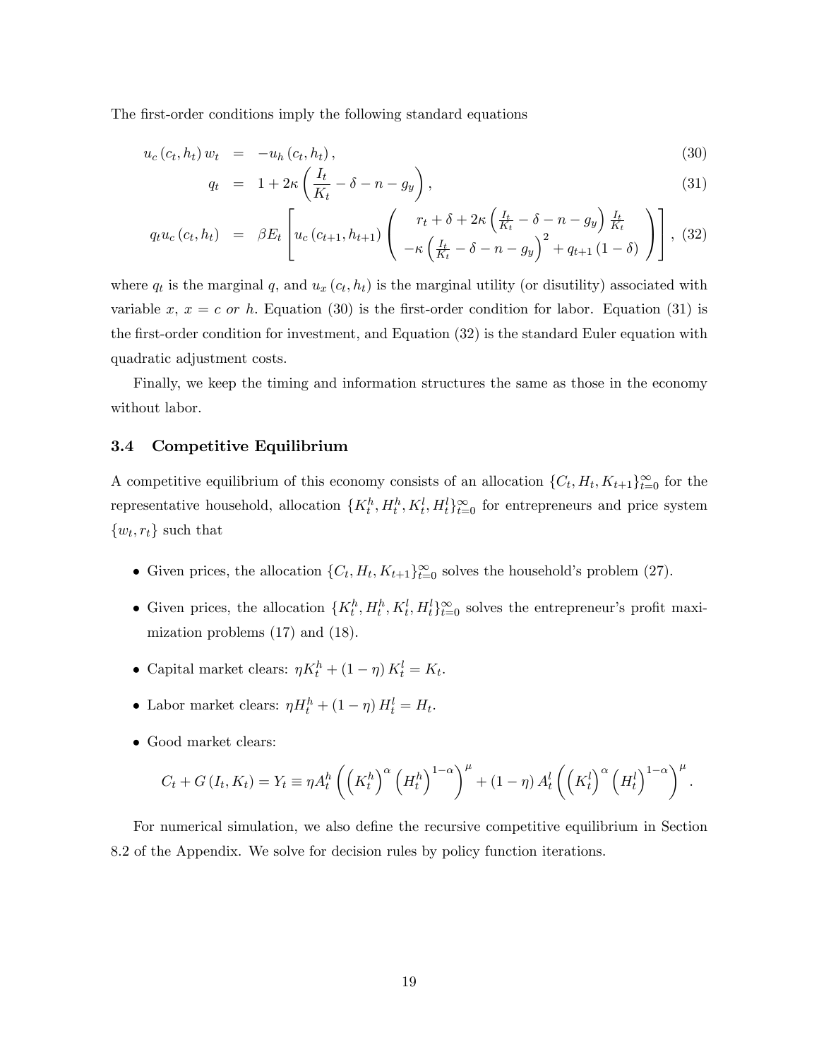The first-order conditions imply the following standard equations

$$
\begin{aligned}
u_c(c_t, h_t)\, w_t &= -u_h(c_t, h_t), & (30)\\
q_t &= 1 + 2\kappa\left(\frac{I_t}{K_t} - \delta - n - g_y\right), & (31)\\
q_t u_c(c_t, h_t) &= \beta E_t\left[u_c(c_{t+1}, h_{t+1})\left(\begin{array}{c} r_t + \delta + 2\kappa\left(\frac{I_t}{K_t} - \delta - n - g_y\right)\frac{I_t}{K_t} \\ -\kappa\left(\frac{I_t}{K_t} - \delta - n - g_y\right)^2 + q_{t+1}(1-\delta)\end{array}\right)\right], & (32)
\end{aligned}
$$

where $q_t$ is the marginal $q$, and $u_x(c_t, h_t)$ is the marginal utility (or disutility) associated with variable $x$, $x = c$ *or* $h$. Equation (30) is the first-order condition for labor. Equation (31) is the first-order condition for investment, and Equation (32) is the standard Euler equation with quadratic adjustment costs.

Finally, we keep the timing and information structures the same as those in the economy without labor.

### 3.4 Competitive Equilibrium

A competitive equilibrium of this economy consists of an allocation $\{C_t, H_t, K_{t+1}\}_{t=0}^{\infty}$ for the representative household, allocation $\{K_t^h, H_t^h, K_t^l, H_t^l\}_{t=0}^{\infty}$ for entrepreneurs and price system $\{w_t, r_t\}$ such that

- Given prices, the allocation $\{C_t, H_t, K_{t+1}\}_{t=0}^{\infty}$ solves the household's problem (27).
- Given prices, the allocation $\{K_t^h, H_t^h, K_t^l, H_t^l\}_{t=0}^{\infty}$ solves the entrepreneur's profit maximization problems (17) and (18).
- Capital market clears: $\eta K_t^h + (1-\eta) K_t^l = K_t$.
- Labor market clears: $\eta H_t^h + (1-\eta) H_t^l = H_t$.
- Good market clears:

$$
C_t + G(I_t, K_t) = Y_t \equiv \eta A_t^h\left(\left(K_t^h\right)^{\alpha}\left(H_t^h\right)^{1-\alpha}\right)^{\mu} + (1-\eta) A_t^l\left(\left(K_t^l\right)^{\alpha}\left(H_t^l\right)^{1-\alpha}\right)^{\mu}.
$$

For numerical simulation, we also define the recursive competitive equilibrium in Section 8.2 of the Appendix. We solve for decision rules by policy function iterations.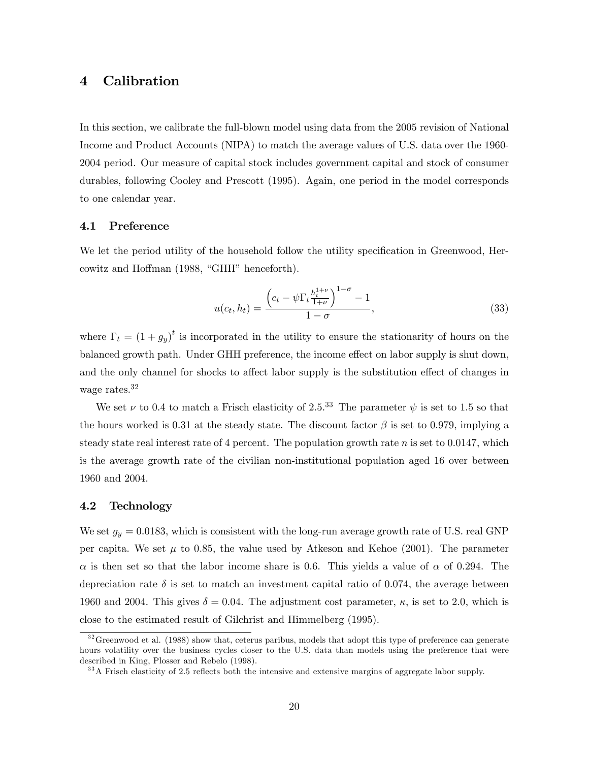# 4 Calibration

In this section, we calibrate the full-blown model using data from the 2005 revision of National Income and Product Accounts (NIPA) to match the average values of U.S. data over the 1960-2004 period. Our measure of capital stock includes government capital and stock of consumer durables, following Cooley and Prescott (1995). Again, one period in the model corresponds to one calendar year.

## 4.1 Preference

We let the period utility of the household follow the utility specification in Greenwood, Hercowitz and Hoffman (1988, "GHH" henceforth).

$$u(c_t, h_t) = \frac{\left(c_t - \psi \Gamma_t \frac{h_t^{1+\nu}}{1+\nu}\right)^{1-\sigma} - 1}{1-\sigma}, \tag{33}$$

where $\Gamma_t = (1+g_y)^t$ is incorporated in the utility to ensure the stationarity of hours on the balanced growth path. Under GHH preference, the income effect on labor supply is shut down, and the only channel for shocks to affect labor supply is the substitution effect of changes in wage rates.[32]

We set $\nu$ to 0.4 to match a Frisch elasticity of 2.5.[33] The parameter $\psi$ is set to 1.5 so that the hours worked is 0.31 at the steady state. The discount factor $\beta$ is set to 0.979, implying a steady state real interest rate of 4 percent. The population growth rate $n$ is set to 0.0147, which is the average growth rate of the civilian non-institutional population aged 16 over between 1960 and 2004.

## 4.2 Technology

We set $g_y = 0.0183$, which is consistent with the long-run average growth rate of U.S. real GNP per capita. We set $\mu$ to 0.85, the value used by Atkeson and Kehoe (2001). The parameter $\alpha$ is then set so that the labor income share is 0.6. This yields a value of $\alpha$ of 0.294. The depreciation rate $\delta$ is set to match an investment capital ratio of 0.074, the average between 1960 and 2004. This gives $\delta = 0.04$. The adjustment cost parameter, $\kappa$, is set to 2.0, which is close to the estimated result of Gilchrist and Himmelberg (1995).

[32] Greenwood et al. (1988) show that, ceterus paribus, models that adopt this type of preference can generate hours volatility over the business cycles closer to the U.S. data than models using the preference that were described in King, Plosser and Rebelo (1998).

[33] A Frisch elasticity of 2.5 reflects both the intensive and extensive margins of aggregate labor supply.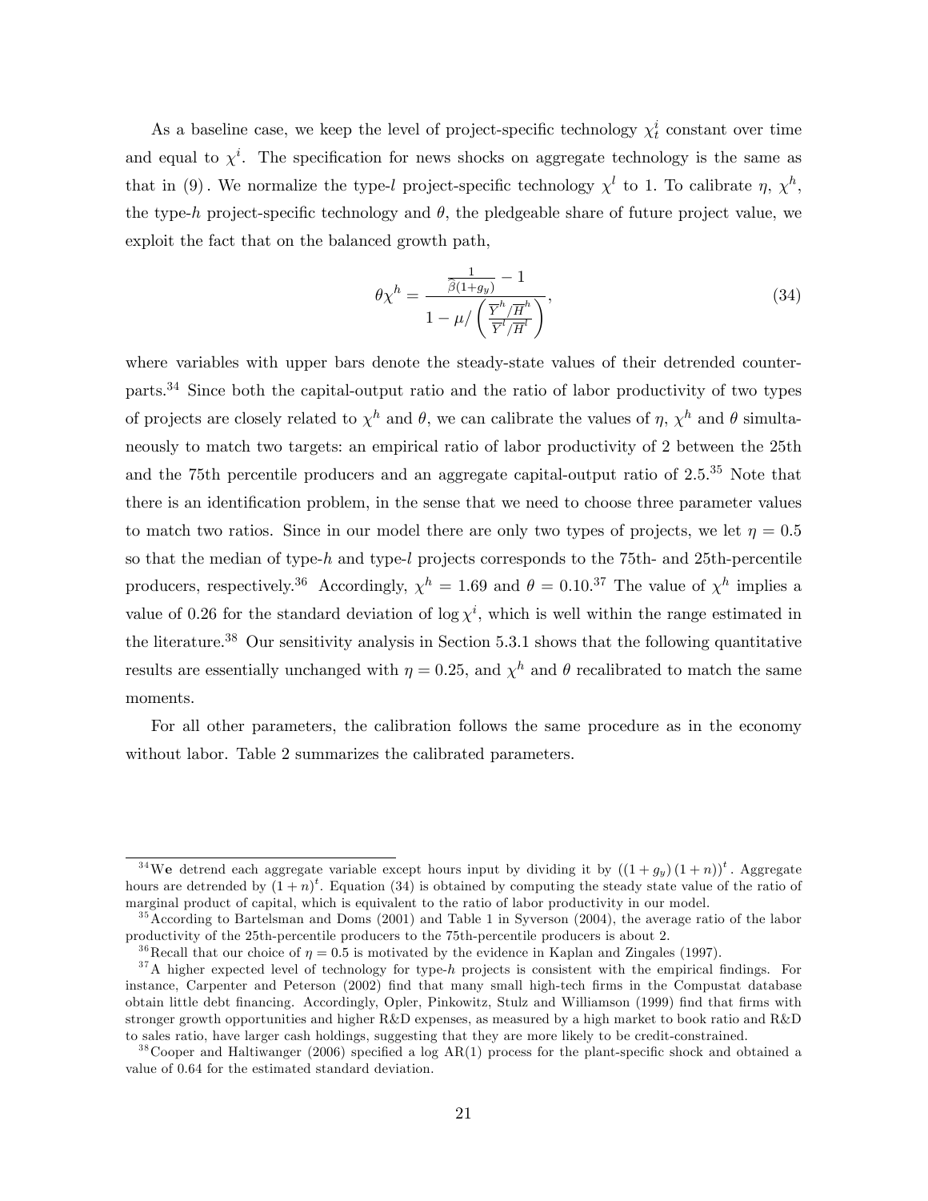As a baseline case, we keep the level of project-specific technology $\chi_t^i$ constant over time and equal to $\chi^i$. The specification for news shocks on aggregate technology is the same as that in (9). We normalize the type-$l$ project-specific technology $\chi^l$ to 1. To calibrate $\eta$, $\chi^h$, the type-$h$ project-specific technology and $\theta$, the pledgeable share of future project value, we exploit the fact that on the balanced growth path,

$$\theta \chi^h = \frac{\frac{1}{\tilde{\beta}(1+g_y)} - 1}{1 - \mu / \left( \frac{\overline{Y}^h / \overline{H}^h}{\overline{Y}^l / \overline{H}^l} \right)}, \tag{34}$$

where variables with upper bars denote the steady-state values of their detrended counterparts.[34] Since both the capital-output ratio and the ratio of labor productivity of two types of projects are closely related to $\chi^h$ and $\theta$, we can calibrate the values of $\eta$, $\chi^h$ and $\theta$ simultaneously to match two targets: an empirical ratio of labor productivity of 2 between the 25th and the 75th percentile producers and an aggregate capital-output ratio of 2.5.[35] Note that there is an identification problem, in the sense that we need to choose three parameter values to match two ratios. Since in our model there are only two types of projects, we let $\eta = 0.5$ so that the median of type-$h$ and type-$l$ projects corresponds to the 75th- and 25th-percentile producers, respectively.[36] Accordingly, $\chi^h = 1.69$ and $\theta = 0.10$.[37] The value of $\chi^h$ implies a value of 0.26 for the standard deviation of $\log \chi^i$, which is well within the range estimated in the literature.[38] Our sensitivity analysis in Section 5.3.1 shows that the following quantitative results are essentially unchanged with $\eta = 0.25$, and $\chi^h$ and $\theta$ recalibrated to match the same moments.

For all other parameters, the calibration follows the same procedure as in the economy without labor. Table 2 summarizes the calibrated parameters.

---

[34] We detrend each aggregate variable except hours input by dividing it by $((1+g_y)(1+n))^t$. Aggregate hours are detrended by $(1+n)^t$. Equation (34) is obtained by computing the steady state value of the ratio of marginal product of capital, which is equivalent to the ratio of labor productivity in our model.

[35] According to Bartelsman and Doms (2001) and Table 1 in Syverson (2004), the average ratio of the labor productivity of the 25th-percentile producers to the 75th-percentile producers is about 2.

[36] Recall that our choice of $\eta = 0.5$ is motivated by the evidence in Kaplan and Zingales (1997).

[37] A higher expected level of technology for type-$h$ projects is consistent with the empirical findings. For instance, Carpenter and Peterson (2002) find that many small high-tech firms in the Compustat database obtain little debt financing. Accordingly, Opler, Pinkowitz, Stulz and Williamson (1999) find that firms with stronger growth opportunities and higher R&D expenses, as measured by a high market to book ratio and R&D to sales ratio, have larger cash holdings, suggesting that they are more likely to be credit-constrained.

[38] Cooper and Haltiwanger (2006) specified a log AR(1) process for the plant-specific shock and obtained a value of 0.64 for the estimated standard deviation.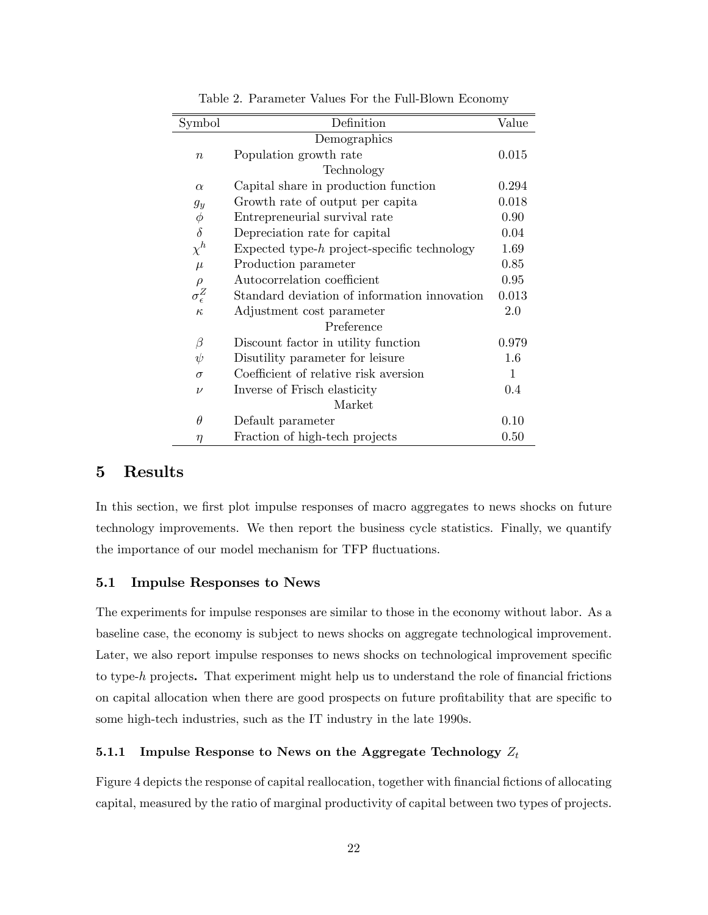Table 2. Parameter Values For the Full-Blown Economy

| Symbol | Definition | Value |
|---|---|---|
| | Demographics | |
| $n$ | Population growth rate | 0.015 |
| | Technology | |
| $\alpha$ | Capital share in production function | 0.294 |
| $g_y$ | Growth rate of output per capita | 0.018 |
| $\phi$ | Entrepreneurial survival rate | 0.90 |
| $\delta$ | Depreciation rate for capital | 0.04 |
| $\chi^h$ | Expected type-$h$ project-specific technology | 1.69 |
| $\mu$ | Production parameter | 0.85 |
| $\rho$ | Autocorrelation coefficient | 0.95 |
| $\sigma_\epsilon^Z$ | Standard deviation of information innovation | 0.013 |
| $\kappa$ | Adjustment cost parameter | 2.0 |
| | Preference | |
| $\beta$ | Discount factor in utility function | 0.979 |
| $\psi$ | Disutility parameter for leisure | 1.6 |
| $\sigma$ | Coefficient of relative risk aversion | 1 |
| $\nu$ | Inverse of Frisch elasticity | 0.4 |
| | Market | |
| $\theta$ | Default parameter | 0.10 |
| $\eta$ | Fraction of high-tech projects | 0.50 |

# 5 Results

In this section, we first plot impulse responses of macro aggregates to news shocks on future technology improvements. We then report the business cycle statistics. Finally, we quantify the importance of our model mechanism for TFP fluctuations.

## 5.1 Impulse Responses to News

The experiments for impulse responses are similar to those in the economy without labor. As a baseline case, the economy is subject to news shocks on aggregate technological improvement. Later, we also report impulse responses to news shocks on technological improvement specific to type-$h$ projects**.** That experiment might help us to understand the role of financial frictions on capital allocation when there are good prospects on future profitability that are specific to some high-tech industries, such as the IT industry in the late 1990s.

### 5.1.1 Impulse Response to News on the Aggregate Technology $Z_t$

Figure 4 depicts the response of capital reallocation, together with financial fictions of allocating capital, measured by the ratio of marginal productivity of capital between two types of projects.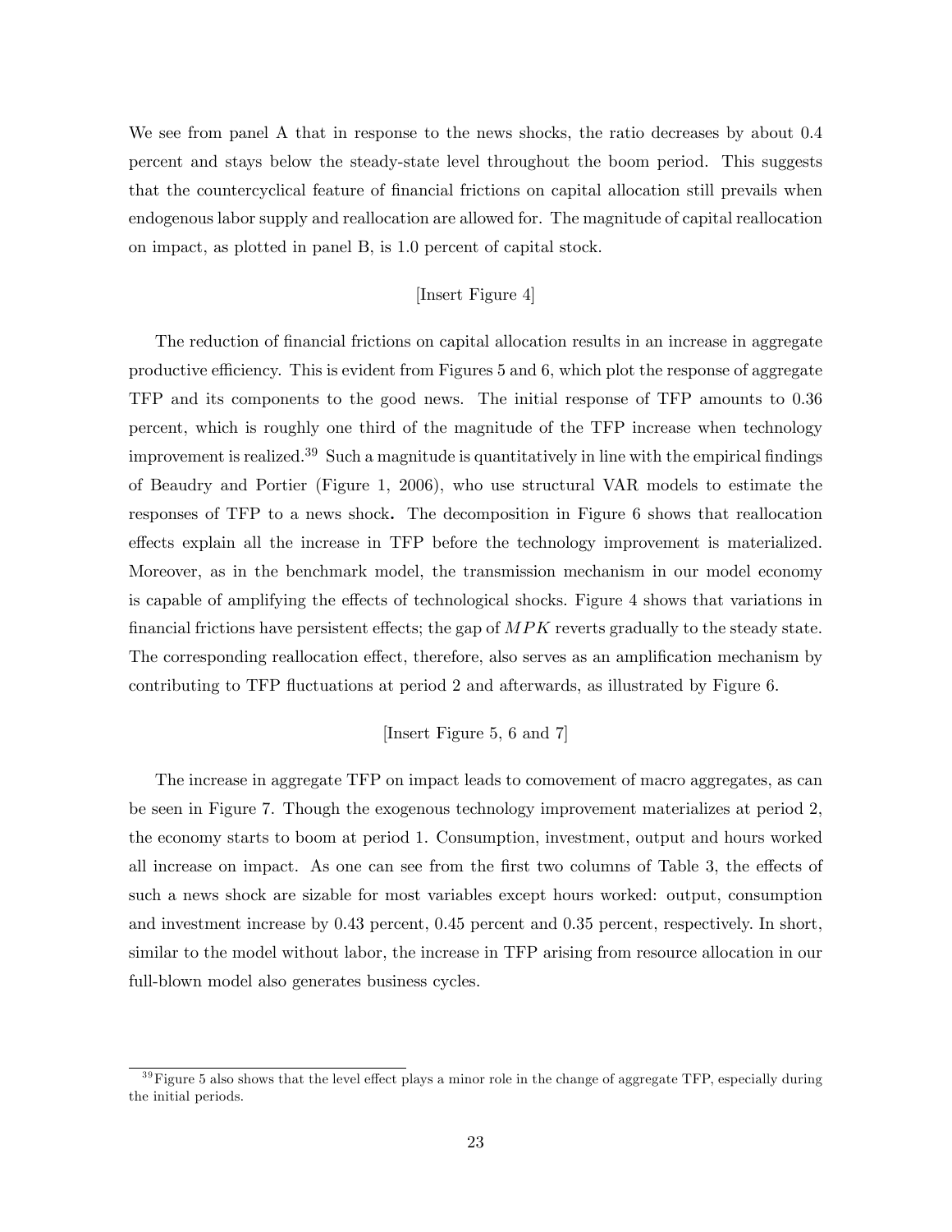We see from panel A that in response to the news shocks, the ratio decreases by about 0.4 percent and stays below the steady-state level throughout the boom period. This suggests that the countercyclical feature of financial frictions on capital allocation still prevails when endogenous labor supply and reallocation are allowed for. The magnitude of capital reallocation on impact, as plotted in panel B, is 1.0 percent of capital stock.

[Insert Figure 4]

The reduction of financial frictions on capital allocation results in an increase in aggregate productive efficiency. This is evident from Figures 5 and 6, which plot the response of aggregate TFP and its components to the good news. The initial response of TFP amounts to 0.36 percent, which is roughly one third of the magnitude of the TFP increase when technology improvement is realized.[39] Such a magnitude is quantitatively in line with the empirical findings of Beaudry and Portier (Figure 1, 2006), who use structural VAR models to estimate the responses of TFP to a news shock**.** The decomposition in Figure 6 shows that reallocation effects explain all the increase in TFP before the technology improvement is materialized. Moreover, as in the benchmark model, the transmission mechanism in our model economy is capable of amplifying the effects of technological shocks. Figure 4 shows that variations in financial frictions have persistent effects; the gap of $MPK$ reverts gradually to the steady state. The corresponding reallocation effect, therefore, also serves as an amplification mechanism by contributing to TFP fluctuations at period 2 and afterwards, as illustrated by Figure 6.

[Insert Figure 5, 6 and 7]

The increase in aggregate TFP on impact leads to comovement of macro aggregates, as can be seen in Figure 7. Though the exogenous technology improvement materializes at period 2, the economy starts to boom at period 1. Consumption, investment, output and hours worked all increase on impact. As one can see from the first two columns of Table 3, the effects of such a news shock are sizable for most variables except hours worked: output, consumption and investment increase by 0.43 percent, 0.45 percent and 0.35 percent, respectively. In short, similar to the model without labor, the increase in TFP arising from resource allocation in our full-blown model also generates business cycles.

[39] Figure 5 also shows that the level effect plays a minor role in the change of aggregate TFP, especially during the initial periods.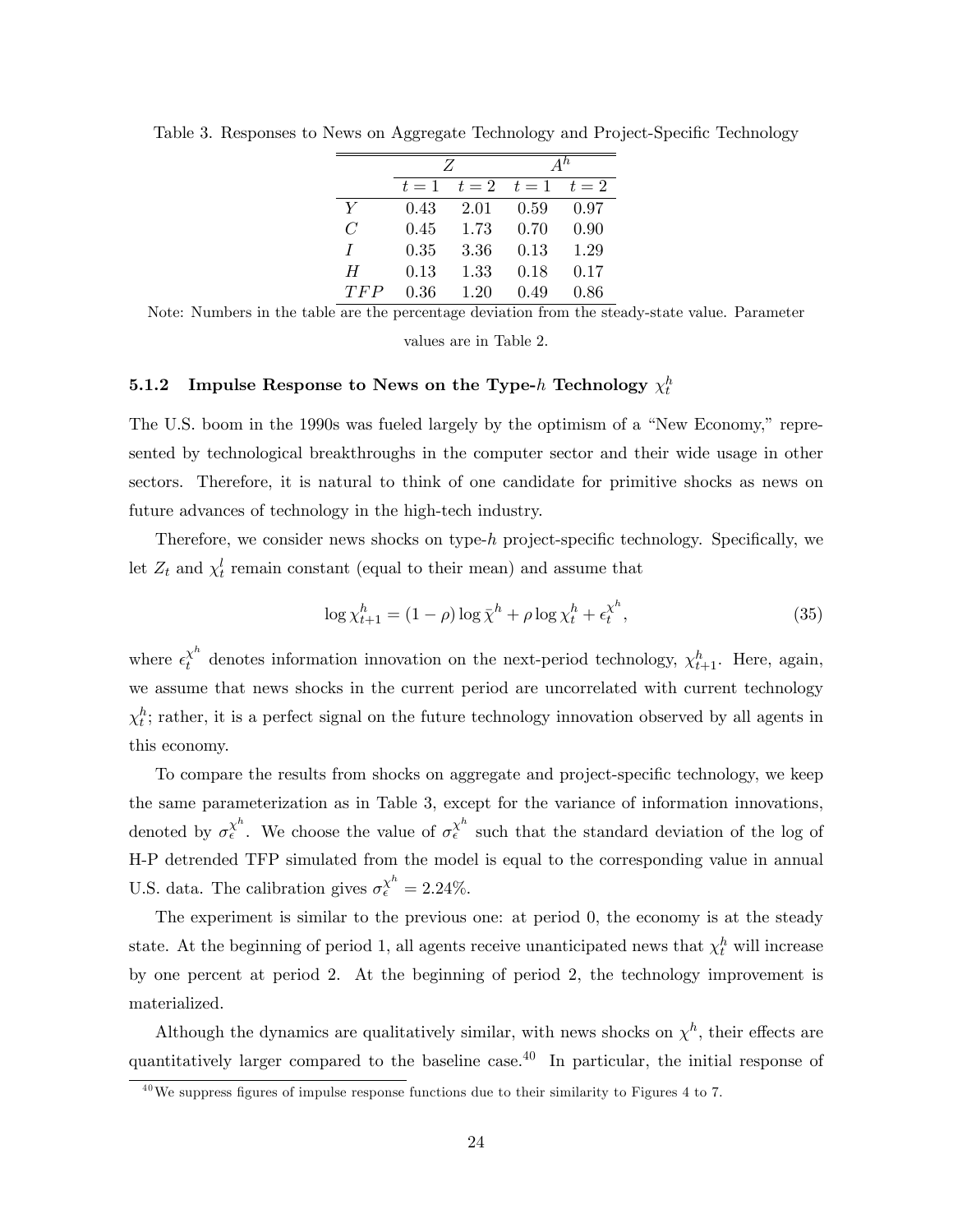Table 3. Responses to News on Aggregate Technology and Project-Specific Technology

| | $Z$ | | $A^h$ | |
|---|---|---|---|---|
| | $t=1$ | $t=2$ | $t=1$ | $t=2$ |
| $Y$ | 0.43 | 2.01 | 0.59 | 0.97 |
| $C$ | 0.45 | 1.73 | 0.70 | 0.90 |
| $I$ | 0.35 | 3.36 | 0.13 | 1.29 |
| $H$ | 0.13 | 1.33 | 0.18 | 0.17 |
| $TFP$ | 0.36 | 1.20 | 0.49 | 0.86 |

Note: Numbers in the table are the percentage deviation from the steady-state value. Parameter values are in Table 2.

### 5.1.2 Impulse Response to News on the Type-$h$ Technology $\chi_t^h$

The U.S. boom in the 1990s was fueled largely by the optimism of a "New Economy," represented by technological breakthroughs in the computer sector and their wide usage in other sectors. Therefore, it is natural to think of one candidate for primitive shocks as news on future advances of technology in the high-tech industry.

Therefore, we consider news shocks on type-$h$ project-specific technology. Specifically, we let $Z_t$ and $\chi_t^l$ remain constant (equal to their mean) and assume that

$$\log \chi_{t+1}^h = (1-\rho)\log \bar{\chi}^h + \rho \log \chi_t^h + \epsilon_t^{\chi^h}, \tag{35}$$

where $\epsilon_t^{\chi^h}$ denotes information innovation on the next-period technology, $\chi_{t+1}^h$. Here, again, we assume that news shocks in the current period are uncorrelated with current technology $\chi_t^h$; rather, it is a perfect signal on the future technology innovation observed by all agents in this economy.

To compare the results from shocks on aggregate and project-specific technology, we keep the same parameterization as in Table 3, except for the variance of information innovations, denoted by $\sigma_\epsilon^{\chi^h}$. We choose the value of $\sigma_\epsilon^{\chi^h}$ such that the standard deviation of the log of H-P detrended TFP simulated from the model is equal to the corresponding value in annual U.S. data. The calibration gives $\sigma_\epsilon^{\chi^h} = 2.24\%$.

The experiment is similar to the previous one: at period 0, the economy is at the steady state. At the beginning of period 1, all agents receive unanticipated news that $\chi_t^h$ will increase by one percent at period 2. At the beginning of period 2, the technology improvement is materialized.

Although the dynamics are qualitatively similar, with news shocks on $\chi^h$, their effects are quantitatively larger compared to the baseline case.[40] In particular, the initial response of

[40] We suppress figures of impulse response functions due to their similarity to Figures 4 to 7.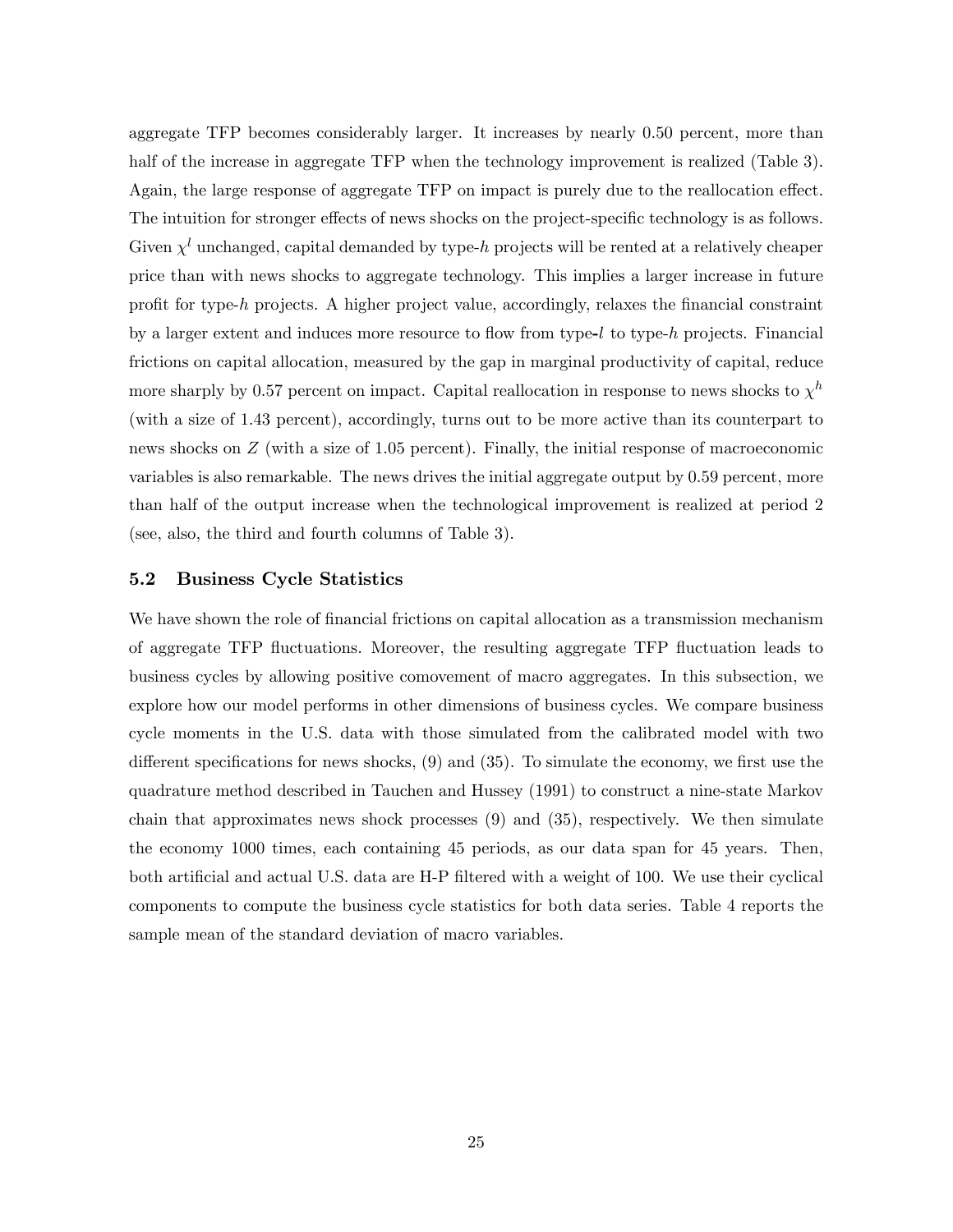aggregate TFP becomes considerably larger. It increases by nearly 0.50 percent, more than half of the increase in aggregate TFP when the technology improvement is realized (Table 3). Again, the large response of aggregate TFP on impact is purely due to the reallocation effect. The intuition for stronger effects of news shocks on the project-specific technology is as follows. Given $\chi^l$ unchanged, capital demanded by type-$h$ projects will be rented at a relatively cheaper price than with news shocks to aggregate technology. This implies a larger increase in future profit for type-$h$ projects. A higher project value, accordingly, relaxes the financial constraint by a larger extent and induces more resource to flow from type-$l$ to type-$h$ projects. Financial frictions on capital allocation, measured by the gap in marginal productivity of capital, reduce more sharply by 0.57 percent on impact. Capital reallocation in response to news shocks to $\chi^h$ (with a size of 1.43 percent), accordingly, turns out to be more active than its counterpart to news shocks on $Z$ (with a size of 1.05 percent). Finally, the initial response of macroeconomic variables is also remarkable. The news drives the initial aggregate output by 0.59 percent, more than half of the output increase when the technological improvement is realized at period 2 (see, also, the third and fourth columns of Table 3).

### 5.2 Business Cycle Statistics

We have shown the role of financial frictions on capital allocation as a transmission mechanism of aggregate TFP fluctuations. Moreover, the resulting aggregate TFP fluctuation leads to business cycles by allowing positive comovement of macro aggregates. In this subsection, we explore how our model performs in other dimensions of business cycles. We compare business cycle moments in the U.S. data with those simulated from the calibrated model with two different specifications for news shocks, (9) and (35). To simulate the economy, we first use the quadrature method described in Tauchen and Hussey (1991) to construct a nine-state Markov chain that approximates news shock processes (9) and (35), respectively. We then simulate the economy 1000 times, each containing 45 periods, as our data span for 45 years. Then, both artificial and actual U.S. data are H-P filtered with a weight of 100. We use their cyclical components to compute the business cycle statistics for both data series. Table 4 reports the sample mean of the standard deviation of macro variables.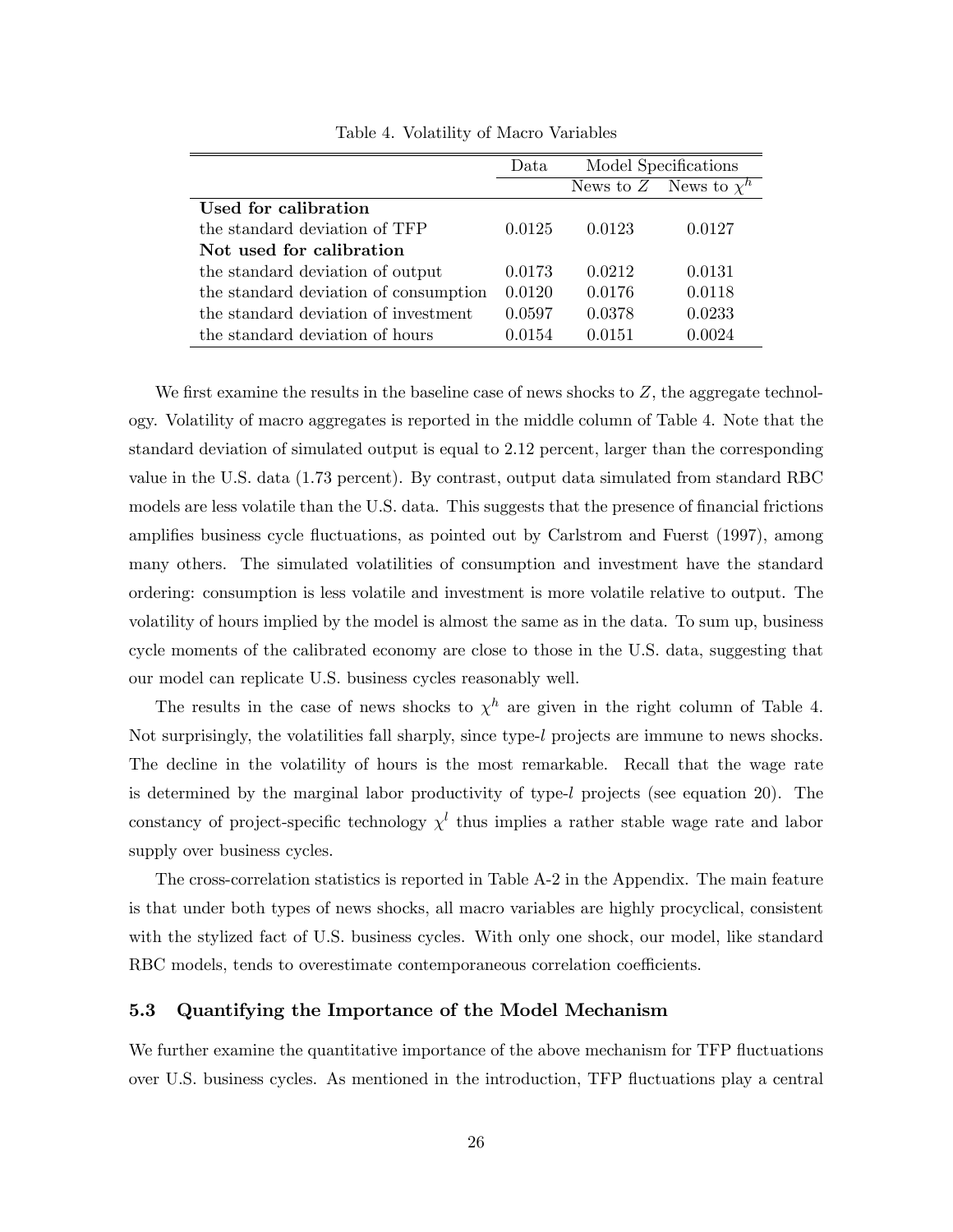Table 4. Volatility of Macro Variables

| | Data | Model Specifications | |
|---|---|---|---|
| | | News to $Z$ | News to $\chi^h$ |
| **Used for calibration** | | | |
| the standard deviation of TFP | 0.0125 | 0.0123 | 0.0127 |
| **Not used for calibration** | | | |
| the standard deviation of output | 0.0173 | 0.0212 | 0.0131 |
| the standard deviation of consumption | 0.0120 | 0.0176 | 0.0118 |
| the standard deviation of investment | 0.0597 | 0.0378 | 0.0233 |
| the standard deviation of hours | 0.0154 | 0.0151 | 0.0024 |

We first examine the results in the baseline case of news shocks to $Z$, the aggregate technology. Volatility of macro aggregates is reported in the middle column of Table 4. Note that the standard deviation of simulated output is equal to 2.12 percent, larger than the corresponding value in the U.S. data (1.73 percent). By contrast, output data simulated from standard RBC models are less volatile than the U.S. data. This suggests that the presence of financial frictions amplifies business cycle fluctuations, as pointed out by Carlstrom and Fuerst (1997), among many others. The simulated volatilities of consumption and investment have the standard ordering: consumption is less volatile and investment is more volatile relative to output. The volatility of hours implied by the model is almost the same as in the data. To sum up, business cycle moments of the calibrated economy are close to those in the U.S. data, suggesting that our model can replicate U.S. business cycles reasonably well.

The results in the case of news shocks to $\chi^h$ are given in the right column of Table 4. Not surprisingly, the volatilities fall sharply, since type-$l$ projects are immune to news shocks. The decline in the volatility of hours is the most remarkable. Recall that the wage rate is determined by the marginal labor productivity of type-$l$ projects (see equation 20). The constancy of project-specific technology $\chi^l$ thus implies a rather stable wage rate and labor supply over business cycles.

The cross-correlation statistics is reported in Table A-2 in the Appendix. The main feature is that under both types of news shocks, all macro variables are highly procyclical, consistent with the stylized fact of U.S. business cycles. With only one shock, our model, like standard RBC models, tends to overestimate contemporaneous correlation coefficients.

### 5.3 Quantifying the Importance of the Model Mechanism

We further examine the quantitative importance of the above mechanism for TFP fluctuations over U.S. business cycles. As mentioned in the introduction, TFP fluctuations play a central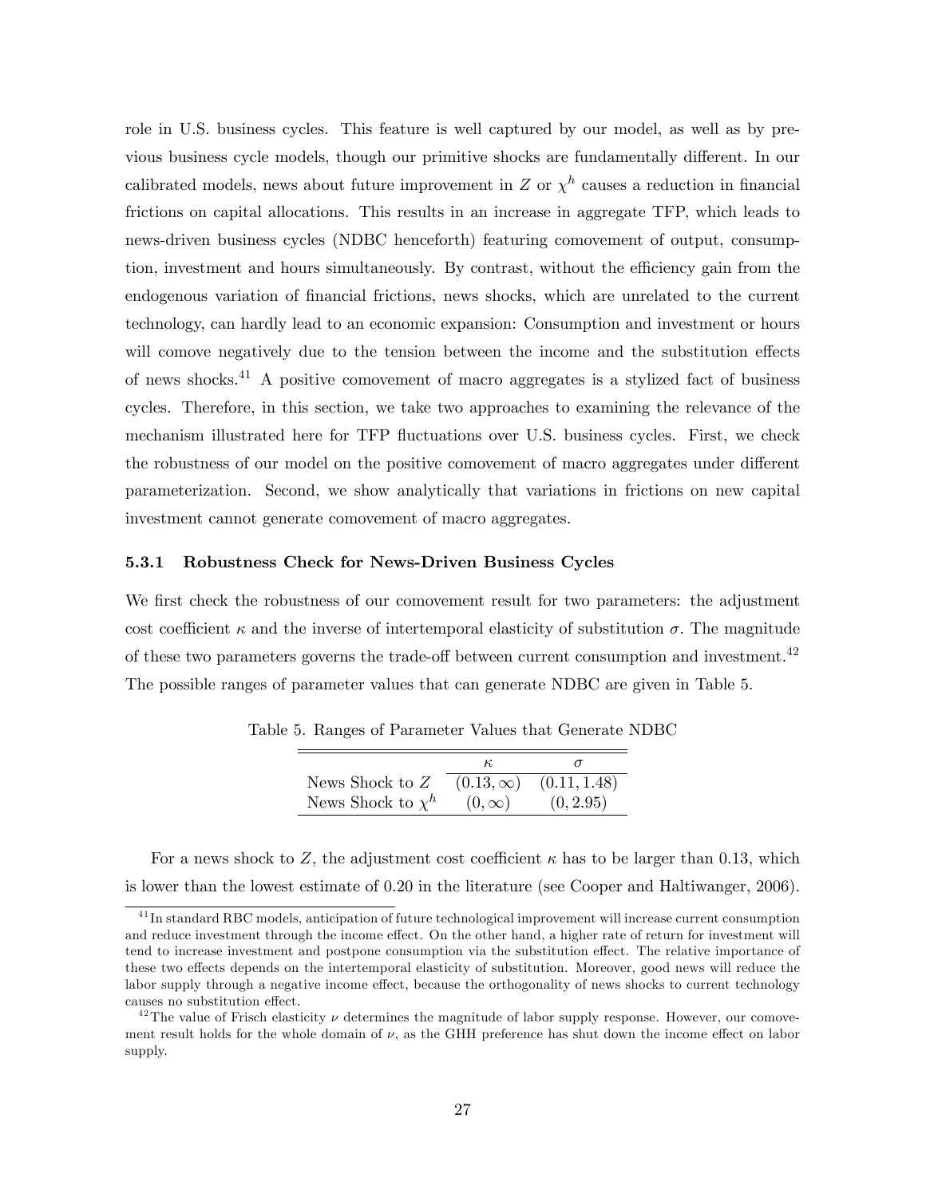role in U.S. business cycles. This feature is well captured by our model, as well as by previous business cycle models, though our primitive shocks are fundamentally different. In our calibrated models, news about future improvement in $Z$ or $\chi^h$ causes a reduction in financial frictions on capital allocations. This results in an increase in aggregate TFP, which leads to news-driven business cycles (NDBC henceforth) featuring comovement of output, consumption, investment and hours simultaneously. By contrast, without the efficiency gain from the endogenous variation of financial frictions, news shocks, which are unrelated to the current technology, can hardly lead to an economic expansion: Consumption and investment or hours will comove negatively due to the tension between the income and the substitution effects of news shocks.[41] A positive comovement of macro aggregates is a stylized fact of business cycles. Therefore, in this section, we take two approaches to examining the relevance of the mechanism illustrated here for TFP fluctuations over U.S. business cycles. First, we check the robustness of our model on the positive comovement of macro aggregates under different parameterization. Second, we show analytically that variations in frictions on new capital investment cannot generate comovement of macro aggregates.

### 5.3.1 Robustness Check for News-Driven Business Cycles

We first check the robustness of our comovement result for two parameters: the adjustment cost coefficient $\kappa$ and the inverse of intertemporal elasticity of substitution $\sigma$. The magnitude of these two parameters governs the trade-off between current consumption and investment.[42] The possible ranges of parameter values that can generate NDBC are given in Table 5.

Table 5. Ranges of Parameter Values that Generate NDBC

| | $\kappa$ | $\sigma$ |
|---|---|---|
| News Shock to $Z$ | $(0.13, \infty)$ | $(0.11, 1.48)$ |
| News Shock to $\chi^h$ | $(0, \infty)$ | $(0, 2.95)$ |

For a news shock to $Z$, the adjustment cost coefficient $\kappa$ has to be larger than 0.13, which is lower than the lowest estimate of 0.20 in the literature (see Cooper and Haltiwanger, 2006).

[41] In standard RBC models, anticipation of future technological improvement will increase current consumption and reduce investment through the income effect. On the other hand, a higher rate of return for investment will tend to increase investment and postpone consumption via the substitution effect. The relative importance of these two effects depends on the intertemporal elasticity of substitution. Moreover, good news will reduce the labor supply through a negative income effect, because the orthogonality of news shocks to current technology causes no substitution effect.

[42] The value of Frisch elasticity $\nu$ determines the magnitude of labor supply response. However, our comovement result holds for the whole domain of $\nu$, as the GHH preference has shut down the income effect on labor supply.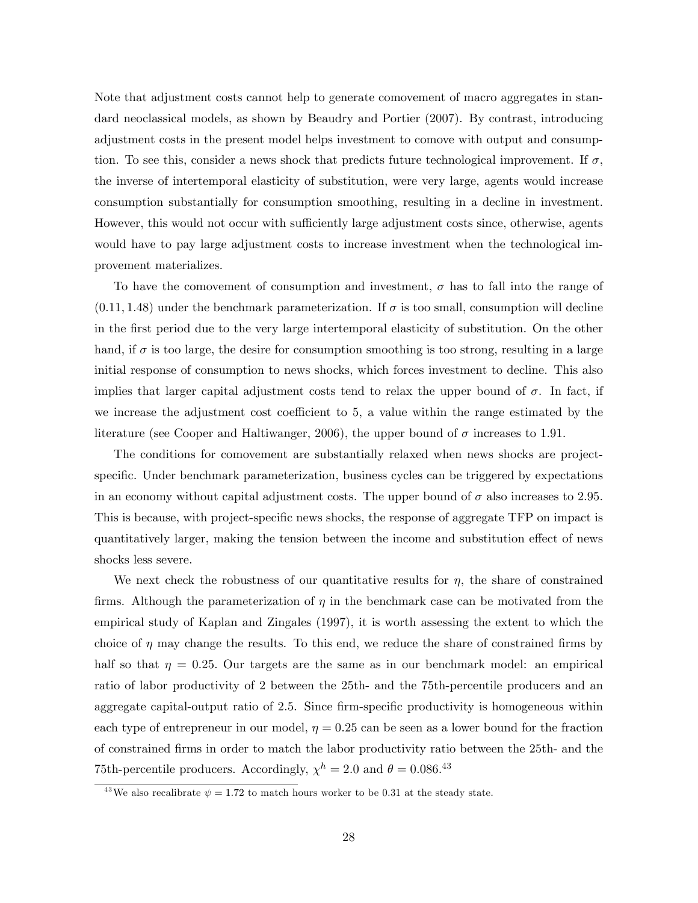Note that adjustment costs cannot help to generate comovement of macro aggregates in standard neoclassical models, as shown by Beaudry and Portier (2007). By contrast, introducing adjustment costs in the present model helps investment to comove with output and consumption. To see this, consider a news shock that predicts future technological improvement. If $\sigma$, the inverse of intertemporal elasticity of substitution, were very large, agents would increase consumption substantially for consumption smoothing, resulting in a decline in investment. However, this would not occur with sufficiently large adjustment costs since, otherwise, agents would have to pay large adjustment costs to increase investment when the technological improvement materializes.

To have the comovement of consumption and investment, $\sigma$ has to fall into the range of $(0.11, 1.48)$ under the benchmark parameterization. If $\sigma$ is too small, consumption will decline in the first period due to the very large intertemporal elasticity of substitution. On the other hand, if $\sigma$ is too large, the desire for consumption smoothing is too strong, resulting in a large initial response of consumption to news shocks, which forces investment to decline. This also implies that larger capital adjustment costs tend to relax the upper bound of $\sigma$. In fact, if we increase the adjustment cost coefficient to 5, a value within the range estimated by the literature (see Cooper and Haltiwanger, 2006), the upper bound of $\sigma$ increases to 1.91.

The conditions for comovement are substantially relaxed when news shocks are project-specific. Under benchmark parameterization, business cycles can be triggered by expectations in an economy without capital adjustment costs. The upper bound of $\sigma$ also increases to 2.95. This is because, with project-specific news shocks, the response of aggregate TFP on impact is quantitatively larger, making the tension between the income and substitution effect of news shocks less severe.

We next check the robustness of our quantitative results for $\eta$, the share of constrained firms. Although the parameterization of $\eta$ in the benchmark case can be motivated from the empirical study of Kaplan and Zingales (1997), it is worth assessing the extent to which the choice of $\eta$ may change the results. To this end, we reduce the share of constrained firms by half so that $\eta = 0.25$. Our targets are the same as in our benchmark model: an empirical ratio of labor productivity of 2 between the 25th- and the 75th-percentile producers and an aggregate capital-output ratio of 2.5. Since firm-specific productivity is homogeneous within each type of entrepreneur in our model, $\eta = 0.25$ can be seen as a lower bound for the fraction of constrained firms in order to match the labor productivity ratio between the 25th- and the 75th-percentile producers. Accordingly, $\chi^h = 2.0$ and $\theta = 0.086$.[43]

[43] We also recalibrate $\psi = 1.72$ to match hours worker to be 0.31 at the steady state.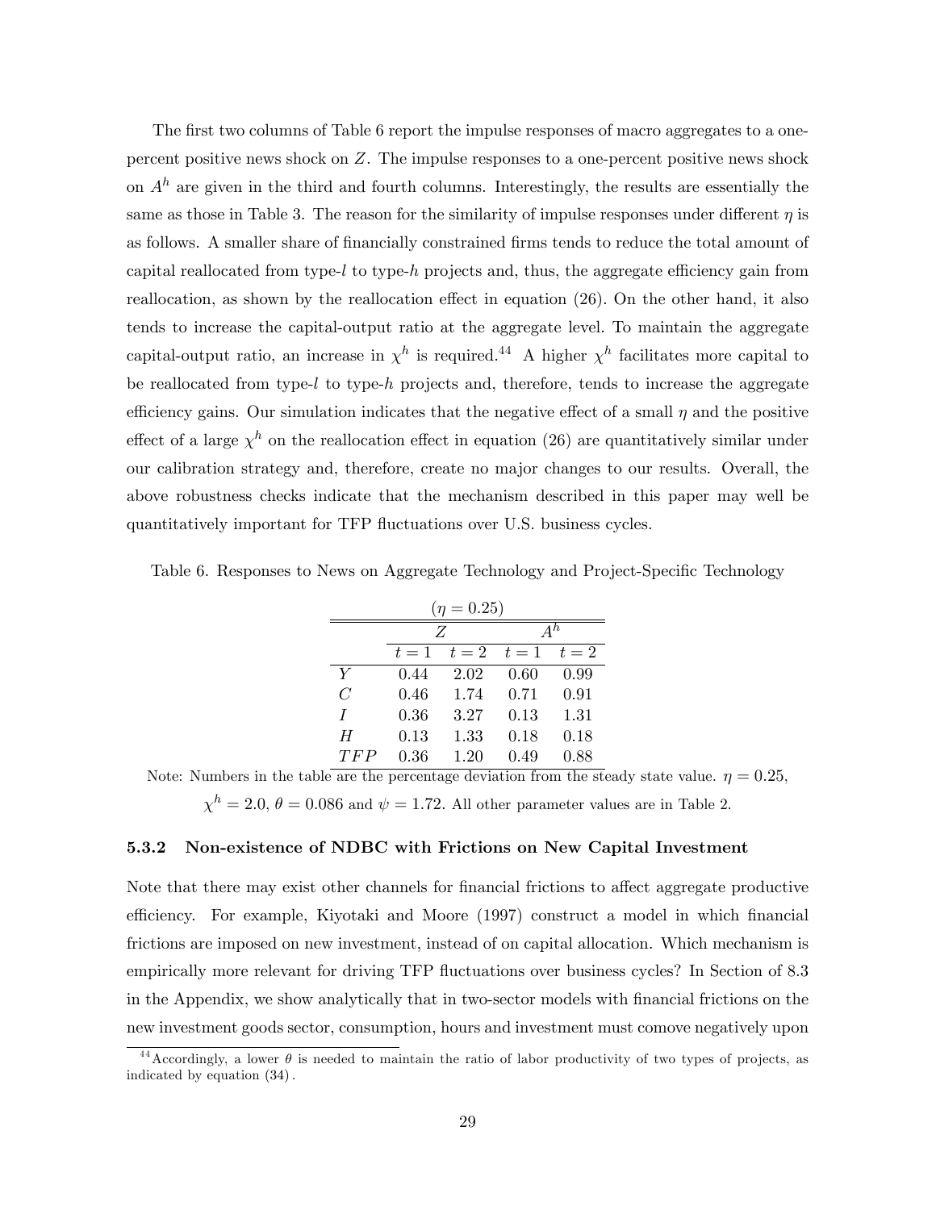The first two columns of Table 6 report the impulse responses of macro aggregates to a one-percent positive news shock on $Z$. The impulse responses to a one-percent positive news shock on $A^h$ are given in the third and fourth columns. Interestingly, the results are essentially the same as those in Table 3. The reason for the similarity of impulse responses under different $\eta$ is as follows. A smaller share of financially constrained firms tends to reduce the total amount of capital reallocated from type-$l$ to type-$h$ projects and, thus, the aggregate efficiency gain from reallocation, as shown by the reallocation effect in equation (26). On the other hand, it also tends to increase the capital-output ratio at the aggregate level. To maintain the aggregate capital-output ratio, an increase in $\chi^h$ is required.[44] A higher $\chi^h$ facilitates more capital to be reallocated from type-$l$ to type-$h$ projects and, therefore, tends to increase the aggregate efficiency gains. Our simulation indicates that the negative effect of a small $\eta$ and the positive effect of a large $\chi^h$ on the reallocation effect in equation (26) are quantitatively similar under our calibration strategy and, therefore, create no major changes to our results. Overall, the above robustness checks indicate that the mechanism described in this paper may well be quantitatively important for TFP fluctuations over U.S. business cycles.

Table 6. Responses to News on Aggregate Technology and Project-Specific Technology

($\eta = 0.25$)

| | $Z$ | | $A^h$ | |
|---|---|---|---|---|
| | $t=1$ | $t=2$ | $t=1$ | $t=2$ |
| $Y$ | 0.44 | 2.02 | 0.60 | 0.99 |
| $C$ | 0.46 | 1.74 | 0.71 | 0.91 |
| $I$ | 0.36 | 3.27 | 0.13 | 1.31 |
| $H$ | 0.13 | 1.33 | 0.18 | 0.18 |
| $TFP$ | 0.36 | 1.20 | 0.49 | 0.88 |

Note: Numbers in the table are the percentage deviation from the steady state value. $\eta = 0.25$, $\chi^h = 2.0$, $\theta = 0.086$ and $\psi = 1.72$. All other parameter values are in Table 2.

### 5.3.2 Non-existence of NDBC with Frictions on New Capital Investment

Note that there may exist other channels for financial frictions to affect aggregate productive efficiency. For example, Kiyotaki and Moore (1997) construct a model in which financial frictions are imposed on new investment, instead of on capital allocation. Which mechanism is empirically more relevant for driving TFP fluctuations over business cycles? In Section of 8.3 in the Appendix, we show analytically that in two-sector models with financial frictions on the new investment goods sector, consumption, hours and investment must comove negatively upon

[44] Accordingly, a lower $\theta$ is needed to maintain the ratio of labor productivity of two types of projects, as indicated by equation (34).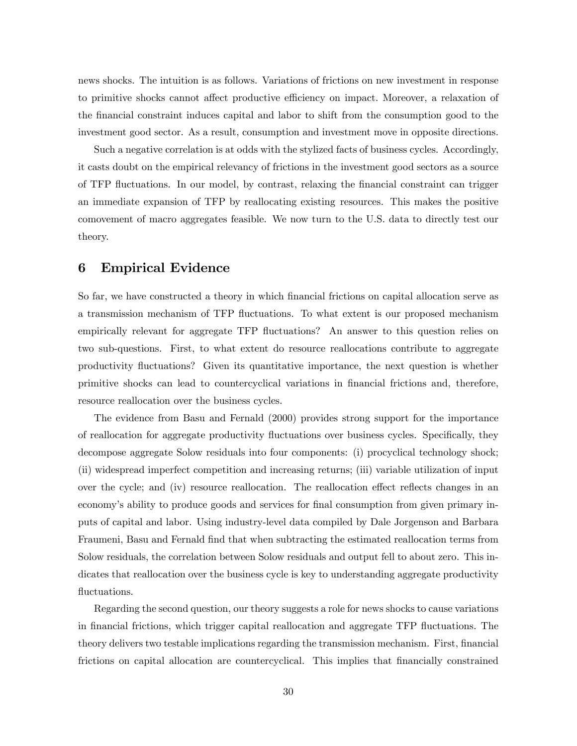news shocks. The intuition is as follows. Variations of frictions on new investment in response to primitive shocks cannot affect productive efficiency on impact. Moreover, a relaxation of the financial constraint induces capital and labor to shift from the consumption good to the investment good sector. As a result, consumption and investment move in opposite directions.

Such a negative correlation is at odds with the stylized facts of business cycles. Accordingly, it casts doubt on the empirical relevancy of frictions in the investment good sectors as a source of TFP fluctuations. In our model, by contrast, relaxing the financial constraint can trigger an immediate expansion of TFP by reallocating existing resources. This makes the positive comovement of macro aggregates feasible. We now turn to the U.S. data to directly test our theory.

## 6 Empirical Evidence

So far, we have constructed a theory in which financial frictions on capital allocation serve as a transmission mechanism of TFP fluctuations. To what extent is our proposed mechanism empirically relevant for aggregate TFP fluctuations? An answer to this question relies on two sub-questions. First, to what extent do resource reallocations contribute to aggregate productivity fluctuations? Given its quantitative importance, the next question is whether primitive shocks can lead to countercyclical variations in financial frictions and, therefore, resource reallocation over the business cycles.

The evidence from Basu and Fernald (2000) provides strong support for the importance of reallocation for aggregate productivity fluctuations over business cycles. Specifically, they decompose aggregate Solow residuals into four components: (i) procyclical technology shock; (ii) widespread imperfect competition and increasing returns; (iii) variable utilization of input over the cycle; and (iv) resource reallocation. The reallocation effect reflects changes in an economy's ability to produce goods and services for final consumption from given primary inputs of capital and labor. Using industry-level data compiled by Dale Jorgenson and Barbara Fraumeni, Basu and Fernald find that when subtracting the estimated reallocation terms from Solow residuals, the correlation between Solow residuals and output fell to about zero. This indicates that reallocation over the business cycle is key to understanding aggregate productivity fluctuations.

Regarding the second question, our theory suggests a role for news shocks to cause variations in financial frictions, which trigger capital reallocation and aggregate TFP fluctuations. The theory delivers two testable implications regarding the transmission mechanism. First, financial frictions on capital allocation are countercyclical. This implies that financially constrained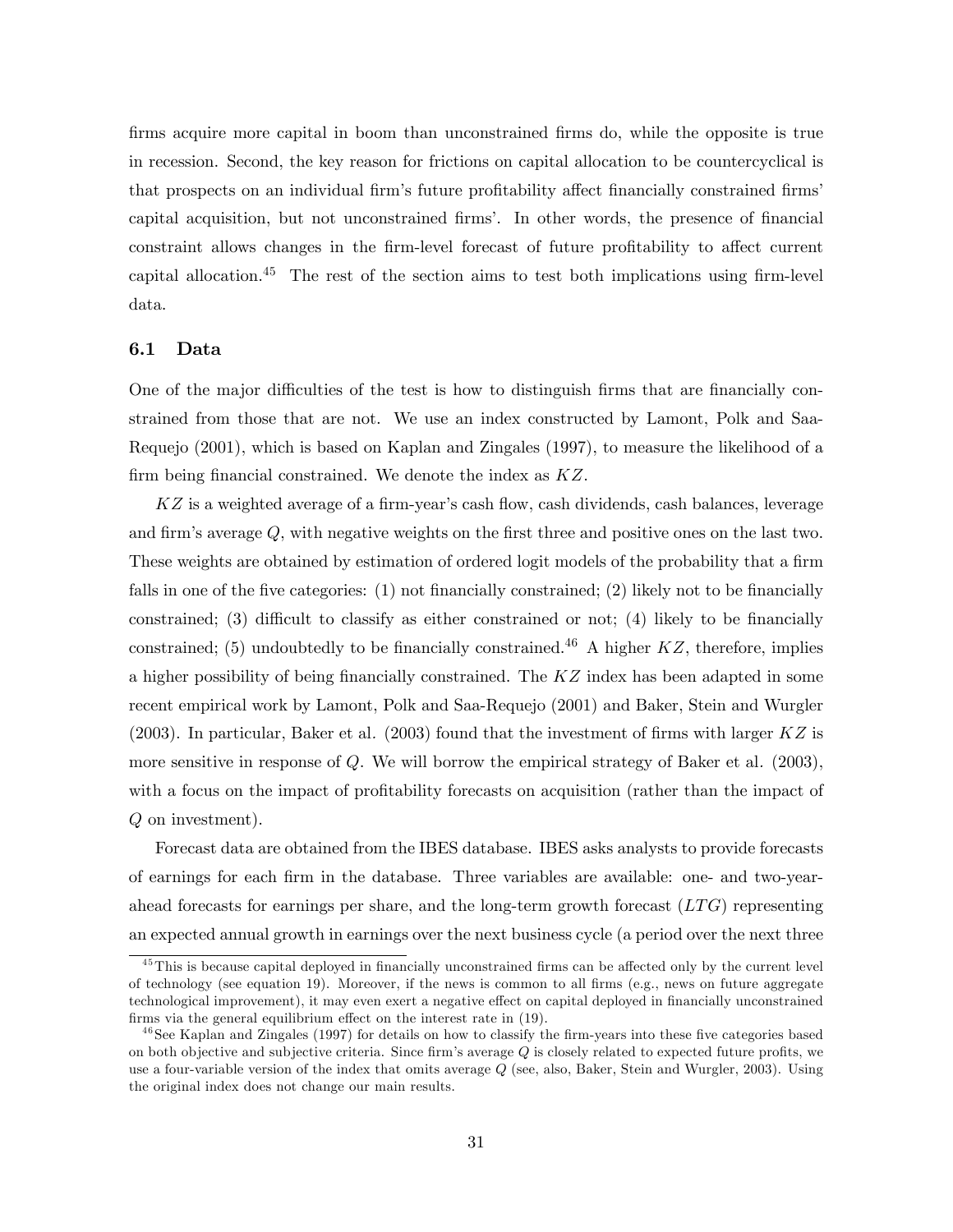firms acquire more capital in boom than unconstrained firms do, while the opposite is true in recession. Second, the key reason for frictions on capital allocation to be countercyclical is that prospects on an individual firm's future profitability affect financially constrained firms' capital acquisition, but not unconstrained firms'. In other words, the presence of financial constraint allows changes in the firm-level forecast of future profitability to affect current capital allocation.[45] The rest of the section aims to test both implications using firm-level data.

### 6.1 Data

One of the major difficulties of the test is how to distinguish firms that are financially constrained from those that are not. We use an index constructed by Lamont, Polk and Saa-Requejo (2001), which is based on Kaplan and Zingales (1997), to measure the likelihood of a firm being financial constrained. We denote the index as $KZ$.

$KZ$ is a weighted average of a firm-year's cash flow, cash dividends, cash balances, leverage and firm's average $Q$, with negative weights on the first three and positive ones on the last two. These weights are obtained by estimation of ordered logit models of the probability that a firm falls in one of the five categories: (1) not financially constrained; (2) likely not to be financially constrained; (3) difficult to classify as either constrained or not; (4) likely to be financially constrained; (5) undoubtedly to be financially constrained.[46] A higher $KZ$, therefore, implies a higher possibility of being financially constrained. The $KZ$ index has been adapted in some recent empirical work by Lamont, Polk and Saa-Requejo (2001) and Baker, Stein and Wurgler (2003). In particular, Baker et al. (2003) found that the investment of firms with larger $KZ$ is more sensitive in response of $Q$. We will borrow the empirical strategy of Baker et al. (2003), with a focus on the impact of profitability forecasts on acquisition (rather than the impact of $Q$ on investment).

Forecast data are obtained from the IBES database. IBES asks analysts to provide forecasts of earnings for each firm in the database. Three variables are available: one- and two-year-ahead forecasts for earnings per share, and the long-term growth forecast ($LTG$) representing an expected annual growth in earnings over the next business cycle (a period over the next three

[45] This is because capital deployed in financially unconstrained firms can be affected only by the current level of technology (see equation 19). Moreover, if the news is common to all firms (e.g., news on future aggregate technological improvement), it may even exert a negative effect on capital deployed in financially unconstrained firms via the general equilibrium effect on the interest rate in (19).

[46] See Kaplan and Zingales (1997) for details on how to classify the firm-years into these five categories based on both objective and subjective criteria. Since firm's average $Q$ is closely related to expected future profits, we use a four-variable version of the index that omits average $Q$ (see, also, Baker, Stein and Wurgler, 2003). Using the original index does not change our main results.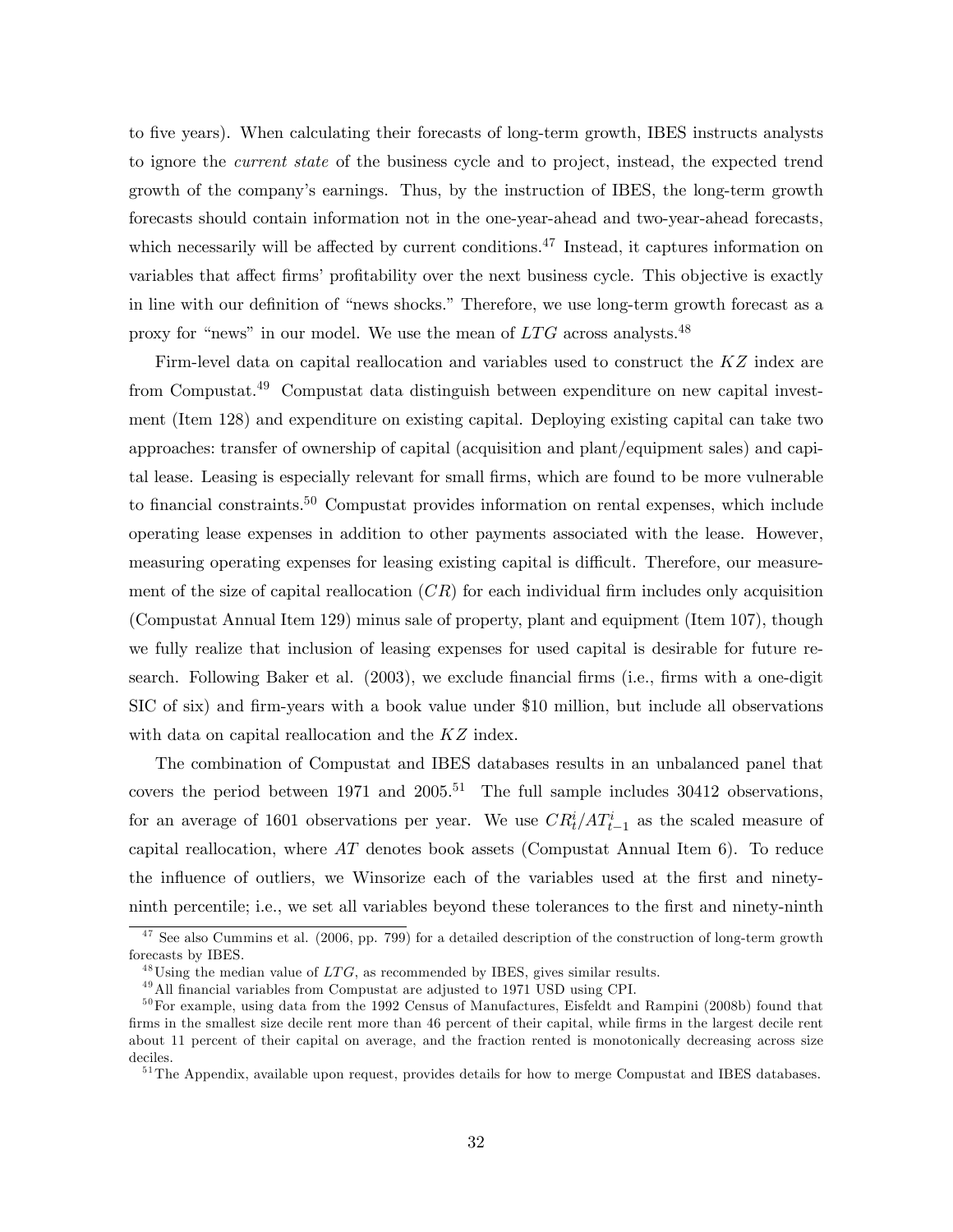to five years). When calculating their forecasts of long-term growth, IBES instructs analysts to ignore the *current state* of the business cycle and to project, instead, the expected trend growth of the company's earnings. Thus, by the instruction of IBES, the long-term growth forecasts should contain information not in the one-year-ahead and two-year-ahead forecasts, which necessarily will be affected by current conditions.[47] Instead, it captures information on variables that affect firms' profitability over the next business cycle. This objective is exactly in line with our definition of "news shocks." Therefore, we use long-term growth forecast as a proxy for "news" in our model. We use the mean of $LTG$ across analysts.[48]

Firm-level data on capital reallocation and variables used to construct the $KZ$ index are from Compustat.[49] Compustat data distinguish between expenditure on new capital investment (Item 128) and expenditure on existing capital. Deploying existing capital can take two approaches: transfer of ownership of capital (acquisition and plant/equipment sales) and capital lease. Leasing is especially relevant for small firms, which are found to be more vulnerable to financial constraints.[50] Compustat provides information on rental expenses, which include operating lease expenses in addition to other payments associated with the lease. However, measuring operating expenses for leasing existing capital is difficult. Therefore, our measurement of the size of capital reallocation ($CR$) for each individual firm includes only acquisition (Compustat Annual Item 129) minus sale of property, plant and equipment (Item 107), though we fully realize that inclusion of leasing expenses for used capital is desirable for future research. Following Baker et al. (2003), we exclude financial firms (i.e., firms with a one-digit SIC of six) and firm-years with a book value under \$10 million, but include all observations with data on capital reallocation and the $KZ$ index.

The combination of Compustat and IBES databases results in an unbalanced panel that covers the period between 1971 and 2005.[51] The full sample includes 30412 observations, for an average of 1601 observations per year. We use $CR_t^i/AT_{t-1}^i$ as the scaled measure of capital reallocation, where $AT$ denotes book assets (Compustat Annual Item 6). To reduce the influence of outliers, we Winsorize each of the variables used at the first and ninety-ninth percentile; i.e., we set all variables beyond these tolerances to the first and ninety-ninth

---

[47] See also Cummins et al. (2006, pp. 799) for a detailed description of the construction of long-term growth forecasts by IBES.

[48] Using the median value of $LTG$, as recommended by IBES, gives similar results.

[49] All financial variables from Compustat are adjusted to 1971 USD using CPI.

[50] For example, using data from the 1992 Census of Manufactures, Eisfeldt and Rampini (2008b) found that firms in the smallest size decile rent more than 46 percent of their capital, while firms in the largest decile rent about 11 percent of their capital on average, and the fraction rented is monotonically decreasing across size deciles.

[51] The Appendix, available upon request, provides details for how to merge Compustat and IBES databases.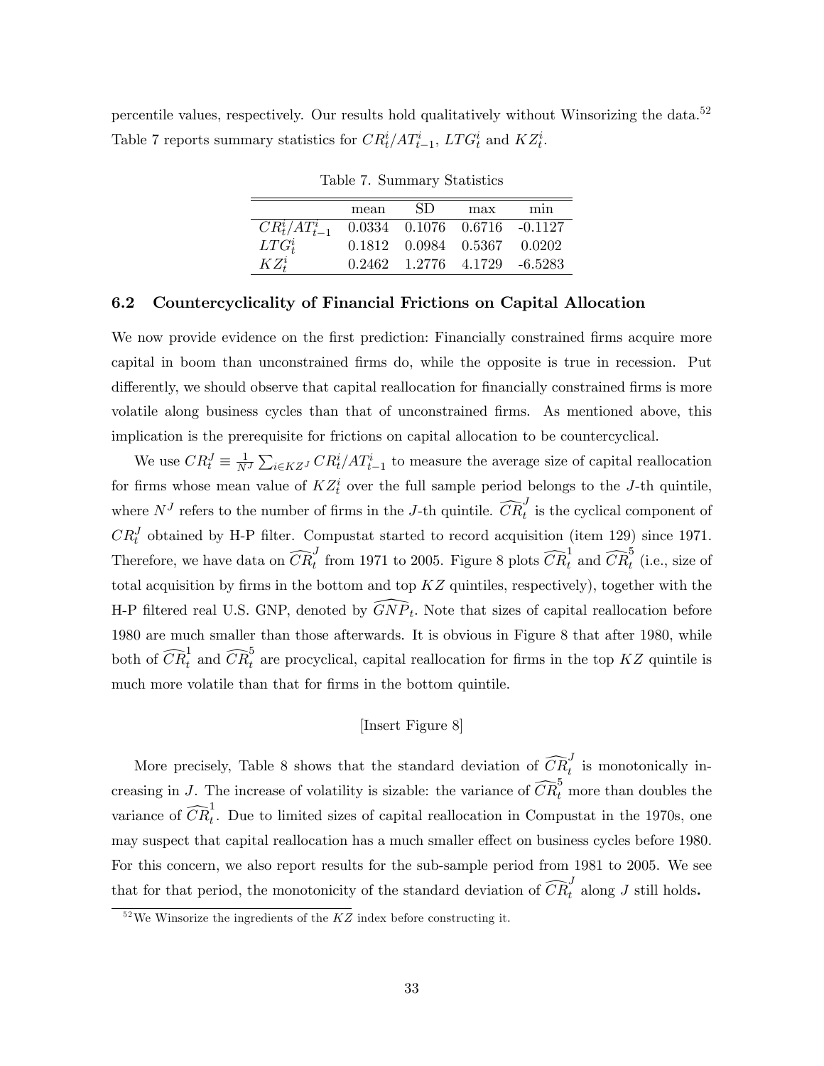percentile values, respectively. Our results hold qualitatively without Winsorizing the data.[52] Table 7 reports summary statistics for $CR^i_t/AT^i_{t-1}$, $LTG^i_t$ and $KZ^i_t$.

Table 7. Summary Statistics

| | mean | SD | max | min |
|---|---|---|---|---|
| $CR^i_t/AT^i_{t-1}$ | 0.0334 | 0.1076 | 0.6716 | -0.1127 |
| $LTG^i_t$ | 0.1812 | 0.0984 | 0.5367 | 0.0202 |
| $KZ^i_t$ | 0.2462 | 1.2776 | 4.1729 | -6.5283 |

### 6.2 Countercyclicality of Financial Frictions on Capital Allocation

We now provide evidence on the first prediction: Financially constrained firms acquire more capital in boom than unconstrained firms do, while the opposite is true in recession. Put differently, we should observe that capital reallocation for financially constrained firms is more volatile along business cycles than that of unconstrained firms. As mentioned above, this implication is the prerequisite for frictions on capital allocation to be countercyclical.

We use $CR^J_t \equiv \frac{1}{N^J}\sum_{i\in KZ^J} CR^i_t/AT^i_{t-1}$ to measure the average size of capital reallocation for firms whose mean value of $KZ^i_t$ over the full sample period belongs to the $J$-th quintile, where $N^J$ refers to the number of firms in the $J$-th quintile. $\widehat{CR}^J_t$ is the cyclical component of $CR^J_t$ obtained by H-P filter. Compustat started to record acquisition (item 129) since 1971. Therefore, we have data on $\widehat{CR}^J_t$ from 1971 to 2005. Figure 8 plots $\widehat{CR}^1_t$ and $\widehat{CR}^5_t$ (i.e., size of total acquisition by firms in the bottom and top $KZ$ quintiles, respectively), together with the H-P filtered real U.S. GNP, denoted by $\widehat{GNP}_t$. Note that sizes of capital reallocation before 1980 are much smaller than those afterwards. It is obvious in Figure 8 that after 1980, while both of $\widehat{CR}^1_t$ and $\widehat{CR}^5_t$ are procyclical, capital reallocation for firms in the top $KZ$ quintile is much more volatile than that for firms in the bottom quintile.

[Insert Figure 8]

More precisely, Table 8 shows that the standard deviation of $\widehat{CR}^J_t$ is monotonically increasing in $J$. The increase of volatility is sizable: the variance of $\widehat{CR}^5_t$ more than doubles the variance of $\widehat{CR}^1_t$. Due to limited sizes of capital reallocation in Compustat in the 1970s, one may suspect that capital reallocation has a much smaller effect on business cycles before 1980. For this concern, we also report results for the sub-sample period from 1981 to 2005. We see that for that period, the monotonicity of the standard deviation of $\widehat{CR}^J_t$ along $J$ still holds.

[52] We Winsorize the ingredients of the $KZ$ index before constructing it.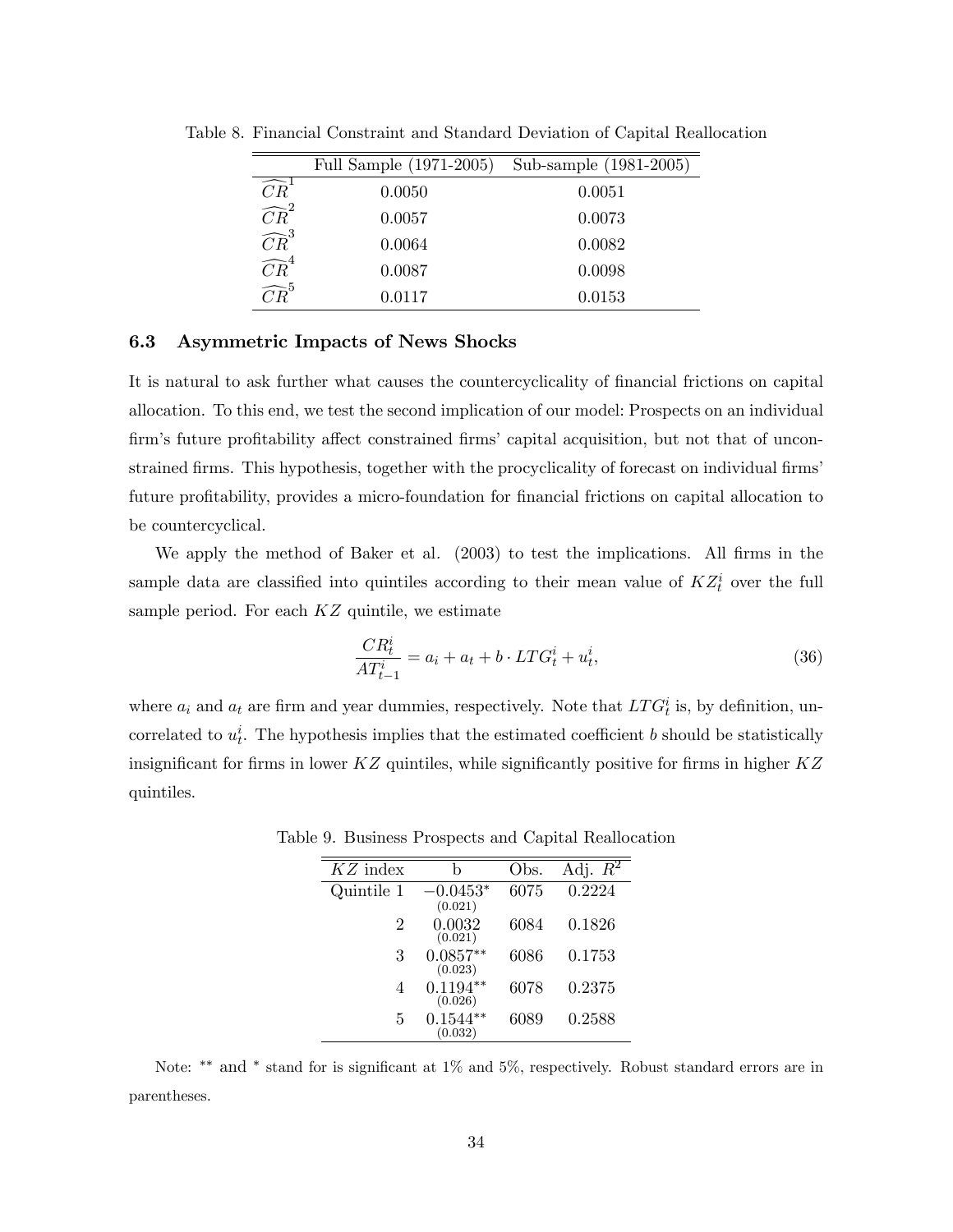Table 8. Financial Constraint and Standard Deviation of Capital Reallocation

| | Full Sample (1971-2005) | Sub-sample (1981-2005) |
|---|---|---|
| $\widehat{CR}^1$ | 0.0050 | 0.0051 |
| $\widehat{CR}^2$ | 0.0057 | 0.0073 |
| $\widehat{CR}^3$ | 0.0064 | 0.0082 |
| $\widehat{CR}^4$ | 0.0087 | 0.0098 |
| $\widehat{CR}^5$ | 0.0117 | 0.0153 |

### 6.3 Asymmetric Impacts of News Shocks

It is natural to ask further what causes the countercyclicality of financial frictions on capital allocation. To this end, we test the second implication of our model: Prospects on an individual firm's future profitability affect constrained firms' capital acquisition, but not that of unconstrained firms. This hypothesis, together with the procyclicality of forecast on individual firms' future profitability, provides a micro-foundation for financial frictions on capital allocation to be countercyclical.

We apply the method of Baker et al. (2003) to test the implications. All firms in the sample data are classified into quintiles according to their mean value of $KZ_t^i$ over the full sample period. For each $KZ$ quintile, we estimate

$$\frac{CR_t^i}{AT_{t-1}^i} = a_i + a_t + b \cdot LTG_t^i + u_t^i, \tag{36}$$

where $a_i$ and $a_t$ are firm and year dummies, respectively. Note that $LTG_t^i$ is, by definition, uncorrelated to $u_t^i$. The hypothesis implies that the estimated coefficient $b$ should be statistically insignificant for firms in lower $KZ$ quintiles, while significantly positive for firms in higher $KZ$ quintiles.

Table 9. Business Prospects and Capital Reallocation

| $KZ$ index | b | Obs. | Adj. $R^2$ |
|---|---|---|---|
| Quintile 1 | $-0.0453^{*}$ (0.021) | 6075 | 0.2224 |
| 2 | 0.0032 (0.021) | 6084 | 0.1826 |
| 3 | $0.0857^{**}$ (0.023) | 6086 | 0.1753 |
| 4 | $0.1194^{**}$ (0.026) | 6078 | 0.2375 |
| 5 | $0.1544^{**}$ (0.032) | 6089 | 0.2588 |

Note: ** and * stand for is significant at 1% and 5%, respectively. Robust standard errors are in parentheses.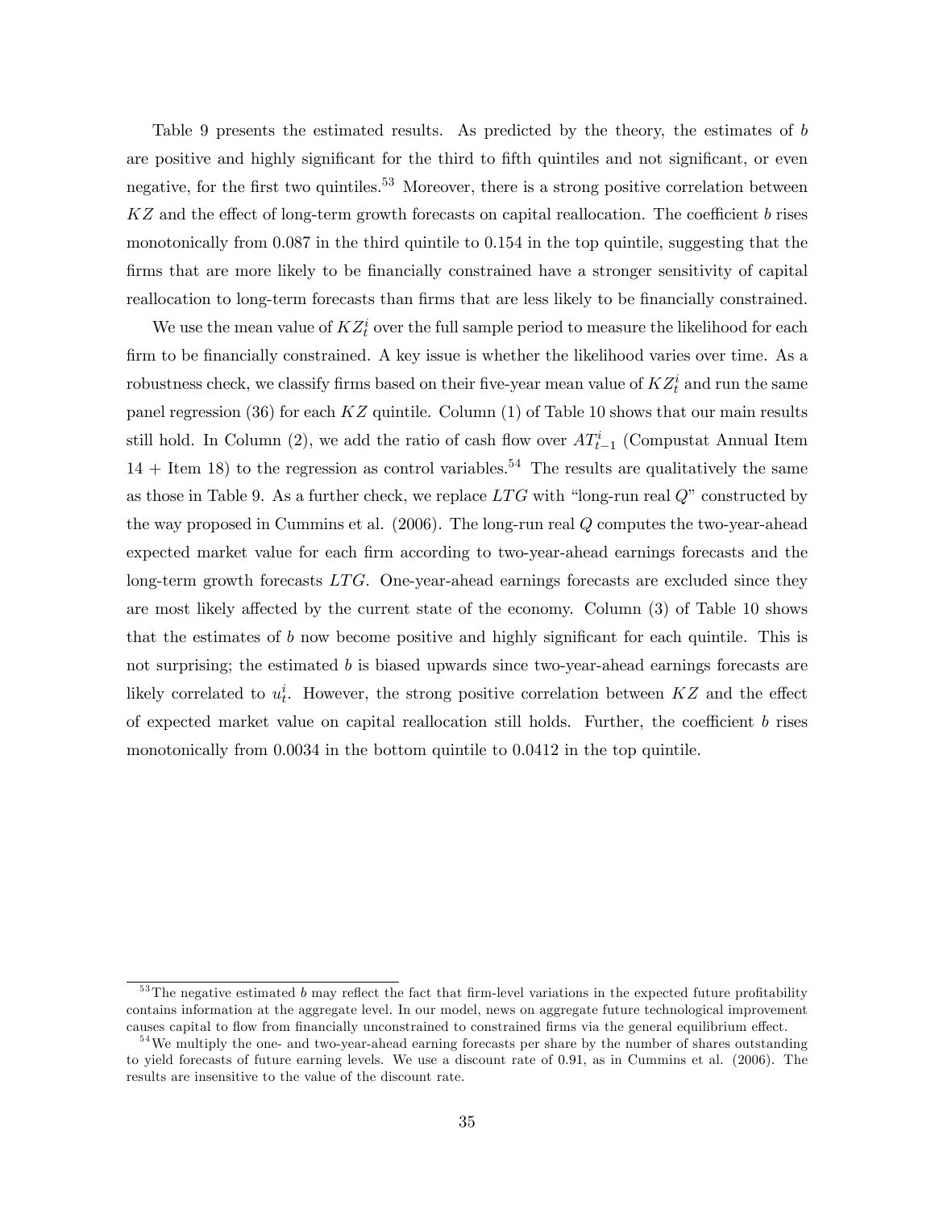Table 9 presents the estimated results. As predicted by the theory, the estimates of $b$ are positive and highly significant for the third to fifth quintiles and not significant, or even negative, for the first two quintiles.[53] Moreover, there is a strong positive correlation between $KZ$ and the effect of long-term growth forecasts on capital reallocation. The coefficient $b$ rises monotonically from 0.087 in the third quintile to 0.154 in the top quintile, suggesting that the firms that are more likely to be financially constrained have a stronger sensitivity of capital reallocation to long-term forecasts than firms that are less likely to be financially constrained.

We use the mean value of $KZ_t^i$ over the full sample period to measure the likelihood for each firm to be financially constrained. A key issue is whether the likelihood varies over time. As a robustness check, we classify firms based on their five-year mean value of $KZ_t^i$ and run the same panel regression (36) for each $KZ$ quintile. Column (1) of Table 10 shows that our main results still hold. In Column (2), we add the ratio of cash flow over $AT_{t-1}^i$ (Compustat Annual Item 14 + Item 18) to the regression as control variables.[54] The results are qualitatively the same as those in Table 9. As a further check, we replace $LTG$ with "long-run real $Q$" constructed by the way proposed in Cummins et al. (2006). The long-run real $Q$ computes the two-year-ahead expected market value for each firm according to two-year-ahead earnings forecasts and the long-term growth forecasts $LTG$. One-year-ahead earnings forecasts are excluded since they are most likely affected by the current state of the economy. Column (3) of Table 10 shows that the estimates of $b$ now become positive and highly significant for each quintile. This is not surprising; the estimated $b$ is biased upwards since two-year-ahead earnings forecasts are likely correlated to $u_t^i$. However, the strong positive correlation between $KZ$ and the effect of expected market value on capital reallocation still holds. Further, the coefficient $b$ rises monotonically from 0.0034 in the bottom quintile to 0.0412 in the top quintile.

---

[53] The negative estimated $b$ may reflect the fact that firm-level variations in the expected future profitability contains information at the aggregate level. In our model, news on aggregate future technological improvement causes capital to flow from financially unconstrained to constrained firms via the general equilibrium effect.

[54] We multiply the one- and two-year-ahead earning forecasts per share by the number of shares outstanding to yield forecasts of future earning levels. We use a discount rate of 0.91, as in Cummins et al. (2006). The results are insensitive to the value of the discount rate.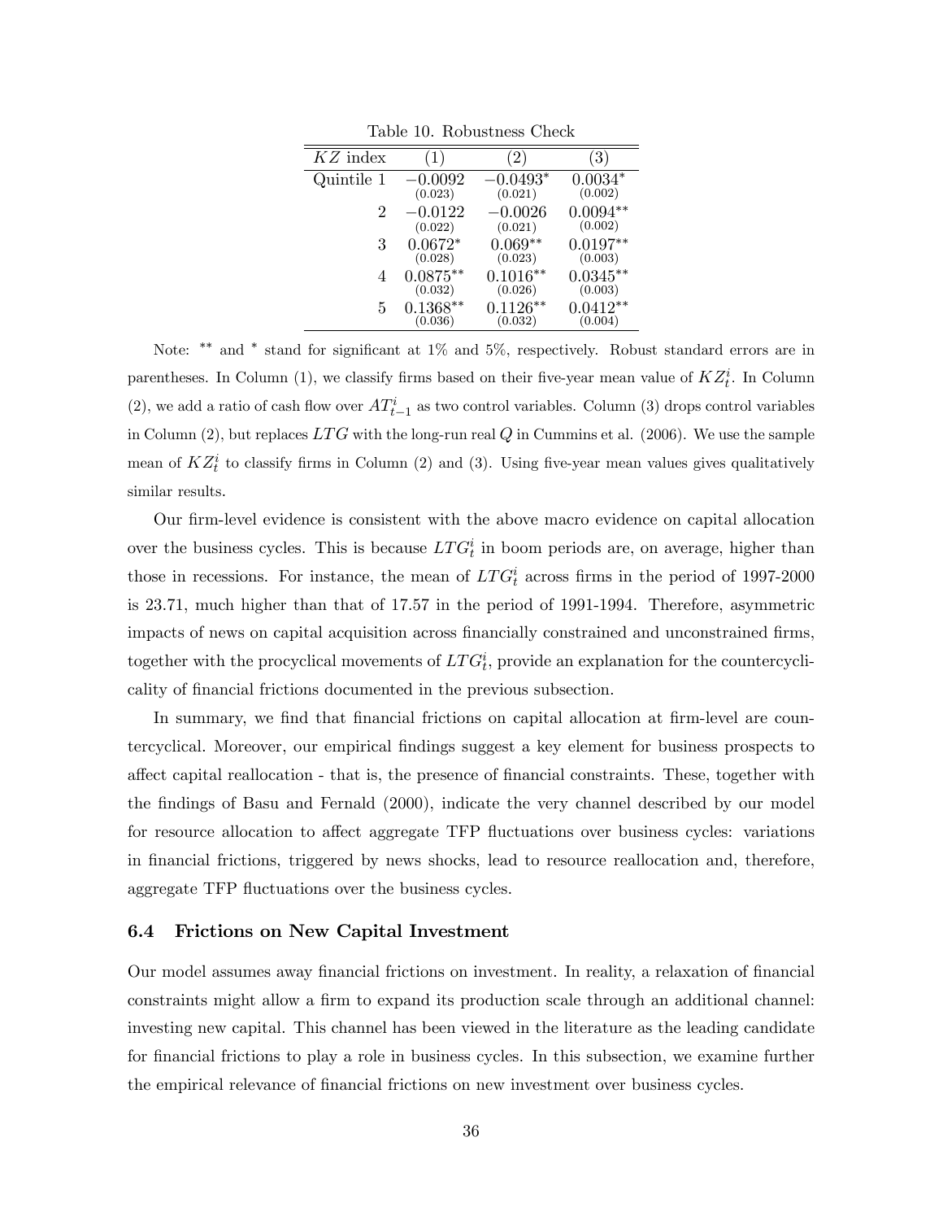Table 10. Robustness Check

| $KZ$ index | (1) | (2) | (3) |
|---|---|---|---|
| Quintile 1 | $-0.0092$ (0.023) | $-0.0493^{*}$ (0.021) | $0.0034^{*}$ (0.002) |
| 2 | $-0.0122$ (0.022) | $-0.0026$ (0.021) | $0.0094^{**}$ (0.002) |
| 3 | $0.0672^{*}$ (0.028) | $0.069^{**}$ (0.023) | $0.0197^{**}$ (0.003) |
| 4 | $0.0875^{**}$ (0.032) | $0.1016^{**}$ (0.026) | $0.0345^{**}$ (0.003) |
| 5 | $0.1368^{**}$ (0.036) | $0.1126^{**}$ (0.032) | $0.0412^{**}$ (0.004) |

Note: ** and * stand for significant at 1% and 5%, respectively. Robust standard errors are in parentheses. In Column (1), we classify firms based on their five-year mean value of $KZ_t^i$. In Column (2), we add a ratio of cash flow over $AT_{t-1}^i$ as two control variables. Column (3) drops control variables in Column (2), but replaces $LTG$ with the long-run real $Q$ in Cummins et al. (2006). We use the sample mean of $KZ_t^i$ to classify firms in Column (2) and (3). Using five-year mean values gives qualitatively similar results.

Our firm-level evidence is consistent with the above macro evidence on capital allocation over the business cycles. This is because $LTG_t^i$ in boom periods are, on average, higher than those in recessions. For instance, the mean of $LTG_t^i$ across firms in the period of 1997-2000 is 23.71, much higher than that of 17.57 in the period of 1991-1994. Therefore, asymmetric impacts of news on capital acquisition across financially constrained and unconstrained firms, together with the procyclical movements of $LTG_t^i$, provide an explanation for the countercyclicality of financial frictions documented in the previous subsection.

In summary, we find that financial frictions on capital allocation at firm-level are countercyclical. Moreover, our empirical findings suggest a key element for business prospects to affect capital reallocation - that is, the presence of financial constraints. These, together with the findings of Basu and Fernald (2000), indicate the very channel described by our model for resource allocation to affect aggregate TFP fluctuations over business cycles: variations in financial frictions, triggered by news shocks, lead to resource reallocation and, therefore, aggregate TFP fluctuations over the business cycles.

### 6.4 Frictions on New Capital Investment

Our model assumes away financial frictions on investment. In reality, a relaxation of financial constraints might allow a firm to expand its production scale through an additional channel: investing new capital. This channel has been viewed in the literature as the leading candidate for financial frictions to play a role in business cycles. In this subsection, we examine further the empirical relevance of financial frictions on new investment over business cycles.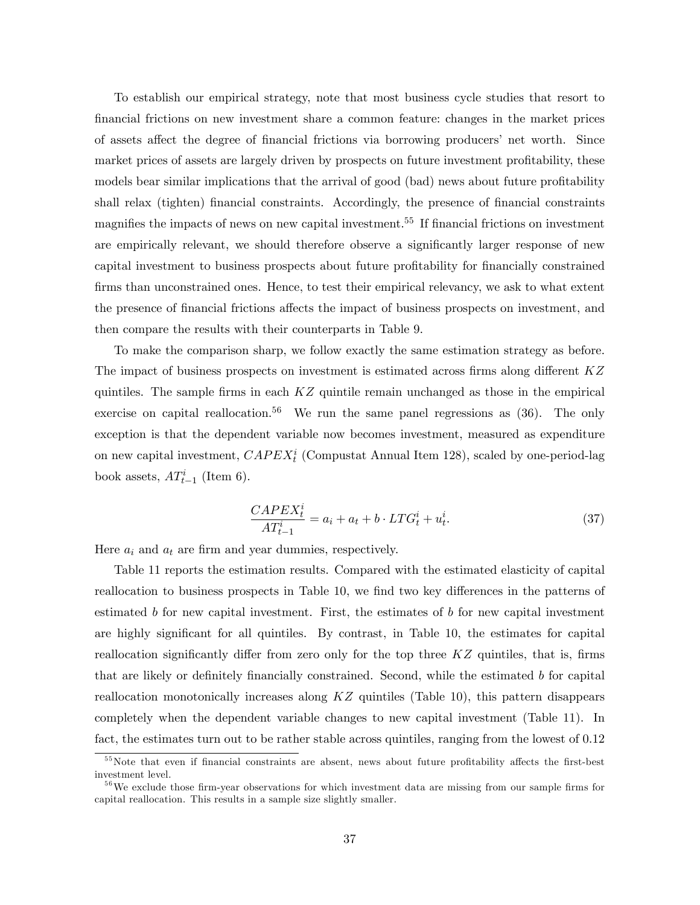To establish our empirical strategy, note that most business cycle studies that resort to financial frictions on new investment share a common feature: changes in the market prices of assets affect the degree of financial frictions via borrowing producers' net worth. Since market prices of assets are largely driven by prospects on future investment profitability, these models bear similar implications that the arrival of good (bad) news about future profitability shall relax (tighten) financial constraints. Accordingly, the presence of financial constraints magnifies the impacts of news on new capital investment.[55] If financial frictions on investment are empirically relevant, we should therefore observe a significantly larger response of new capital investment to business prospects about future profitability for financially constrained firms than unconstrained ones. Hence, to test their empirical relevancy, we ask to what extent the presence of financial frictions affects the impact of business prospects on investment, and then compare the results with their counterparts in Table 9.

To make the comparison sharp, we follow exactly the same estimation strategy as before. The impact of business prospects on investment is estimated across firms along different $KZ$ quintiles. The sample firms in each $KZ$ quintile remain unchanged as those in the empirical exercise on capital reallocation.[56] We run the same panel regressions as (36). The only exception is that the dependent variable now becomes investment, measured as expenditure on new capital investment, $CAPEX_t^i$ (Compustat Annual Item 128), scaled by one-period-lag book assets, $AT_{t-1}^i$ (Item 6).

$$\frac{CAPEX_t^i}{AT_{t-1}^i} = a_i + a_t + b \cdot LTG_t^i + u_t^i. \tag{37}$$

Here $a_i$ and $a_t$ are firm and year dummies, respectively.

Table 11 reports the estimation results. Compared with the estimated elasticity of capital reallocation to business prospects in Table 10, we find two key differences in the patterns of estimated $b$ for new capital investment. First, the estimates of $b$ for new capital investment are highly significant for all quintiles. By contrast, in Table 10, the estimates for capital reallocation significantly differ from zero only for the top three $KZ$ quintiles, that is, firms that are likely or definitely financially constrained. Second, while the estimated $b$ for capital reallocation monotonically increases along $KZ$ quintiles (Table 10), this pattern disappears completely when the dependent variable changes to new capital investment (Table 11). In fact, the estimates turn out to be rather stable across quintiles, ranging from the lowest of 0.12

[55] Note that even if financial constraints are absent, news about future profitability affects the first-best investment level.

[56] We exclude those firm-year observations for which investment data are missing from our sample firms for capital reallocation. This results in a sample size slightly smaller.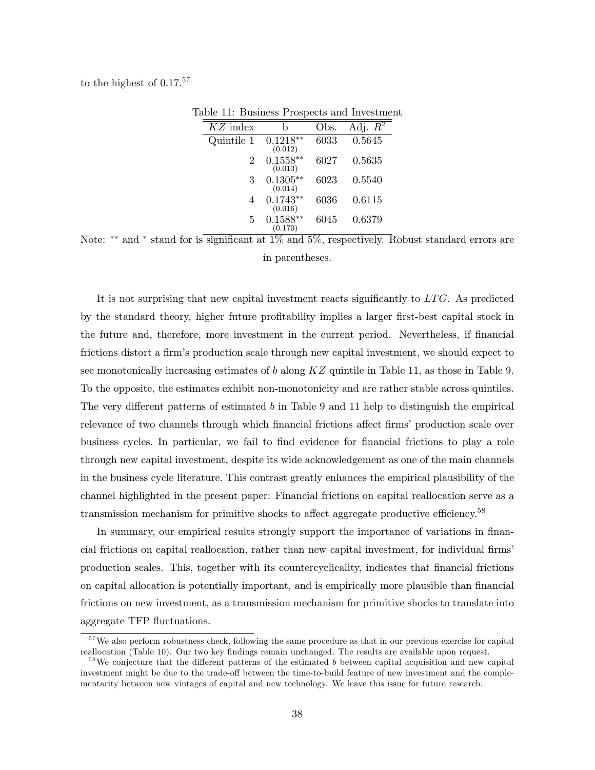to the highest of 0.17.[57]

Table 11: Business Prospects and Investment

| $KZ$ index | b | Obs. | Adj. $R^2$ |
|---|---|---|---|
| Quintile 1 | 0.1218** (0.012) | 6033 | 0.5645 |
| 2 | 0.1558** (0.013) | 6027 | 0.5635 |
| 3 | 0.1305** (0.014) | 6023 | 0.5540 |
| 4 | 0.1743** (0.016) | 6036 | 0.6115 |
| 5 | 0.1588** (0.170) | 6045 | 0.6379 |

Note: ** and * stand for is significant at 1% and 5%, respectively. Robust standard errors are in parentheses.

It is not surprising that new capital investment reacts significantly to $LTG$. As predicted by the standard theory, higher future profitability implies a larger first-best capital stock in the future and, therefore, more investment in the current period. Nevertheless, if financial frictions distort a firm's production scale through new capital investment, we should expect to see monotonically increasing estimates of $b$ along $KZ$ quintile in Table 11, as those in Table 9. To the opposite, the estimates exhibit non-monotonicity and are rather stable across quintiles. The very different patterns of estimated $b$ in Table 9 and 11 help to distinguish the empirical relevance of two channels through which financial frictions affect firms' production scale over business cycles. In particular, we fail to find evidence for financial frictions to play a role through new capital investment, despite its wide acknowledgement as one of the main channels in the business cycle literature. This contrast greatly enhances the empirical plausibility of the channel highlighted in the present paper: Financial frictions on capital reallocation serve as a transmission mechanism for primitive shocks to affect aggregate productive efficiency.[58]

In summary, our empirical results strongly support the importance of variations in financial frictions on capital reallocation, rather than new capital investment, for individual firms' production scales. This, together with its countercyclicality, indicates that financial frictions on capital allocation is potentially important, and is empirically more plausible than financial frictions on new investment, as a transmission mechanism for primitive shocks to translate into aggregate TFP fluctuations.

[57] We also perform robustness check, following the same procedure as that in our previous exercise for capital reallocation (Table 10). Our two key findings remain unchanged. The results are available upon request.

[58] We conjecture that the different patterns of the estimated $b$ between capital acquisition and new capital investment might be due to the trade-off between the time-to-build feature of new investment and the complementarity between new vintages of capital and new technology. We leave this issue for future research.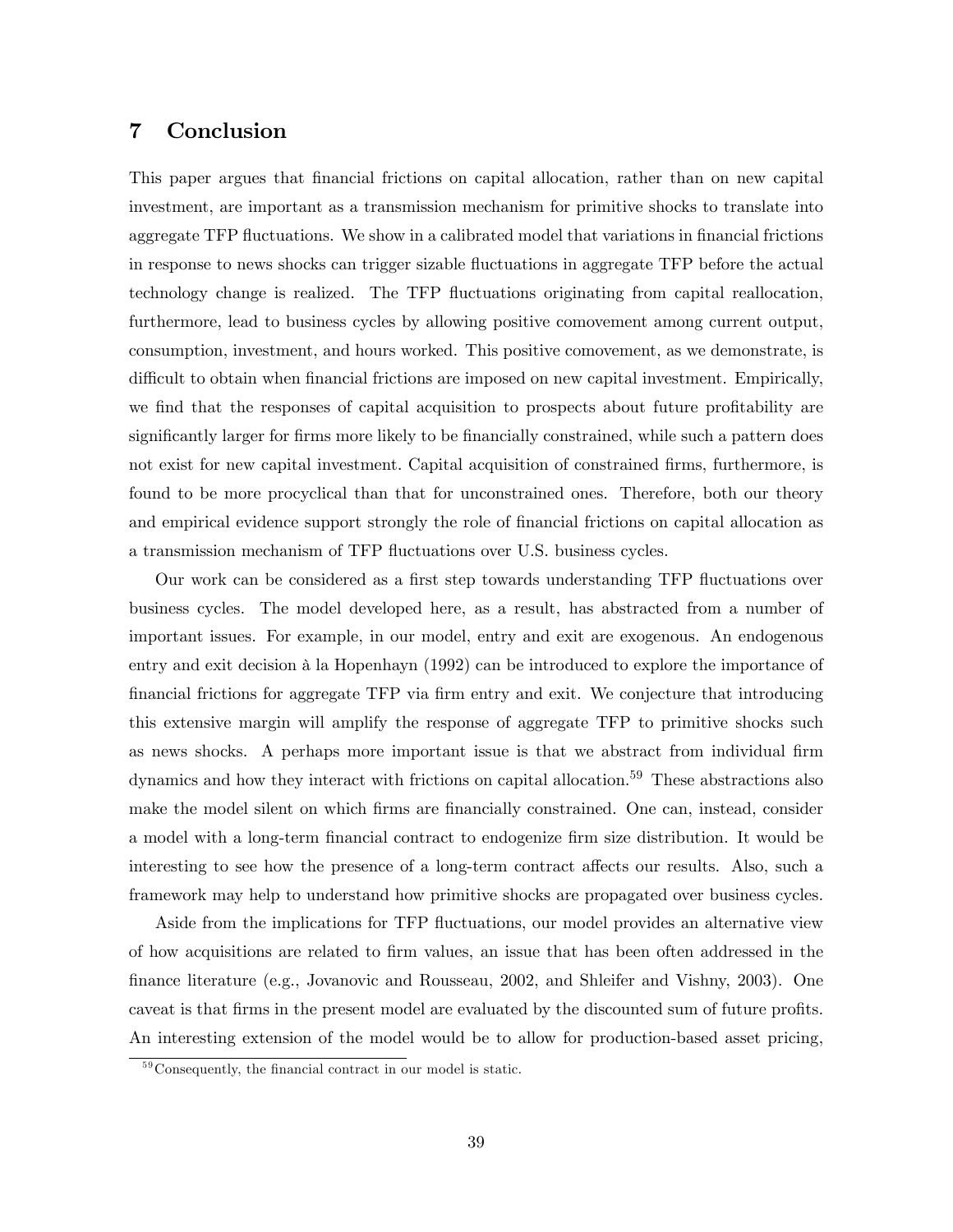## 7 Conclusion

This paper argues that financial frictions on capital allocation, rather than on new capital investment, are important as a transmission mechanism for primitive shocks to translate into aggregate TFP fluctuations. We show in a calibrated model that variations in financial frictions in response to news shocks can trigger sizable fluctuations in aggregate TFP before the actual technology change is realized. The TFP fluctuations originating from capital reallocation, furthermore, lead to business cycles by allowing positive comovement among current output, consumption, investment, and hours worked. This positive comovement, as we demonstrate, is difficult to obtain when financial frictions are imposed on new capital investment. Empirically, we find that the responses of capital acquisition to prospects about future profitability are significantly larger for firms more likely to be financially constrained, while such a pattern does not exist for new capital investment. Capital acquisition of constrained firms, furthermore, is found to be more procyclical than that for unconstrained ones. Therefore, both our theory and empirical evidence support strongly the role of financial frictions on capital allocation as a transmission mechanism of TFP fluctuations over U.S. business cycles.

Our work can be considered as a first step towards understanding TFP fluctuations over business cycles. The model developed here, as a result, has abstracted from a number of important issues. For example, in our model, entry and exit are exogenous. An endogenous entry and exit decision à la Hopenhayn (1992) can be introduced to explore the importance of financial frictions for aggregate TFP via firm entry and exit. We conjecture that introducing this extensive margin will amplify the response of aggregate TFP to primitive shocks such as news shocks. A perhaps more important issue is that we abstract from individual firm dynamics and how they interact with frictions on capital allocation.[59] These abstractions also make the model silent on which firms are financially constrained. One can, instead, consider a model with a long-term financial contract to endogenize firm size distribution. It would be interesting to see how the presence of a long-term contract affects our results. Also, such a framework may help to understand how primitive shocks are propagated over business cycles.

Aside from the implications for TFP fluctuations, our model provides an alternative view of how acquisitions are related to firm values, an issue that has been often addressed in the finance literature (e.g., Jovanovic and Rousseau, 2002, and Shleifer and Vishny, 2003). One caveat is that firms in the present model are evaluated by the discounted sum of future profits. An interesting extension of the model would be to allow for production-based asset pricing,

[59] Consequently, the financial contract in our model is static.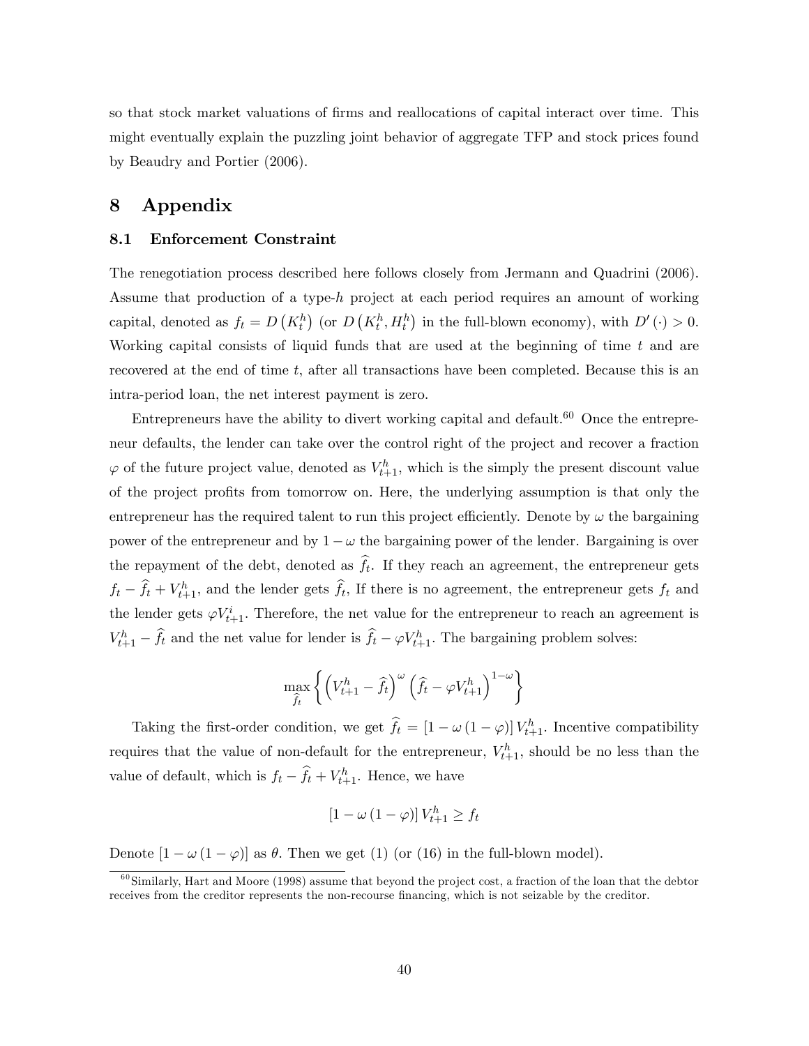so that stock market valuations of firms and reallocations of capital interact over time. This might eventually explain the puzzling joint behavior of aggregate TFP and stock prices found by Beaudry and Portier (2006).

# 8 Appendix

## 8.1 Enforcement Constraint

The renegotiation process described here follows closely from Jermann and Quadrini (2006). Assume that production of a type-$h$ project at each period requires an amount of working capital, denoted as $f_t = D\left(K_t^h\right)$ (or $D\left(K_t^h, H_t^h\right)$ in the full-blown economy), with $D'(\cdot) > 0$. Working capital consists of liquid funds that are used at the beginning of time $t$ and are recovered at the end of time $t$, after all transactions have been completed. Because this is an intra-period loan, the net interest payment is zero.

Entrepreneurs have the ability to divert working capital and default.[60] Once the entrepreneur defaults, the lender can take over the control right of the project and recover a fraction $\varphi$ of the future project value, denoted as $V_{t+1}^h$, which is the simply the present discount value of the project profits from tomorrow on. Here, the underlying assumption is that only the entrepreneur has the required talent to run this project efficiently. Denote by $\omega$ the bargaining power of the entrepreneur and by $1-\omega$ the bargaining power of the lender. Bargaining is over the repayment of the debt, denoted as $\widehat{f}_t$. If they reach an agreement, the entrepreneur gets $f_t - \widehat{f}_t + V_{t+1}^h$, and the lender gets $\widehat{f}_t$, If there is no agreement, the entrepreneur gets $f_t$ and the lender gets $\varphi V_{t+1}^i$. Therefore, the net value for the entrepreneur to reach an agreement is $V_{t+1}^h - \widehat{f}_t$ and the net value for lender is $\widehat{f}_t - \varphi V_{t+1}^h$. The bargaining problem solves:

$$\max_{\widehat{f}_t} \left\{ \left(V_{t+1}^h - \widehat{f}_t\right)^{\omega} \left(\widehat{f}_t - \varphi V_{t+1}^h\right)^{1-\omega} \right\}$$

Taking the first-order condition, we get $\widehat{f}_t = \left[1 - \omega\left(1-\varphi\right)\right] V_{t+1}^h$. Incentive compatibility requires that the value of non-default for the entrepreneur, $V_{t+1}^h$, should be no less than the value of default, which is $f_t - \widehat{f}_t + V_{t+1}^h$. Hence, we have

$$\left[1 - \omega\left(1-\varphi\right)\right] V_{t+1}^h \geq f_t$$

Denote $\left[1 - \omega\left(1-\varphi\right)\right]$ as $\theta$. Then we get (1) (or (16) in the full-blown model).

[60] Similarly, Hart and Moore (1998) assume that beyond the project cost, a fraction of the loan that the debtor receives from the creditor represents the non-recourse financing, which is not seizable by the creditor.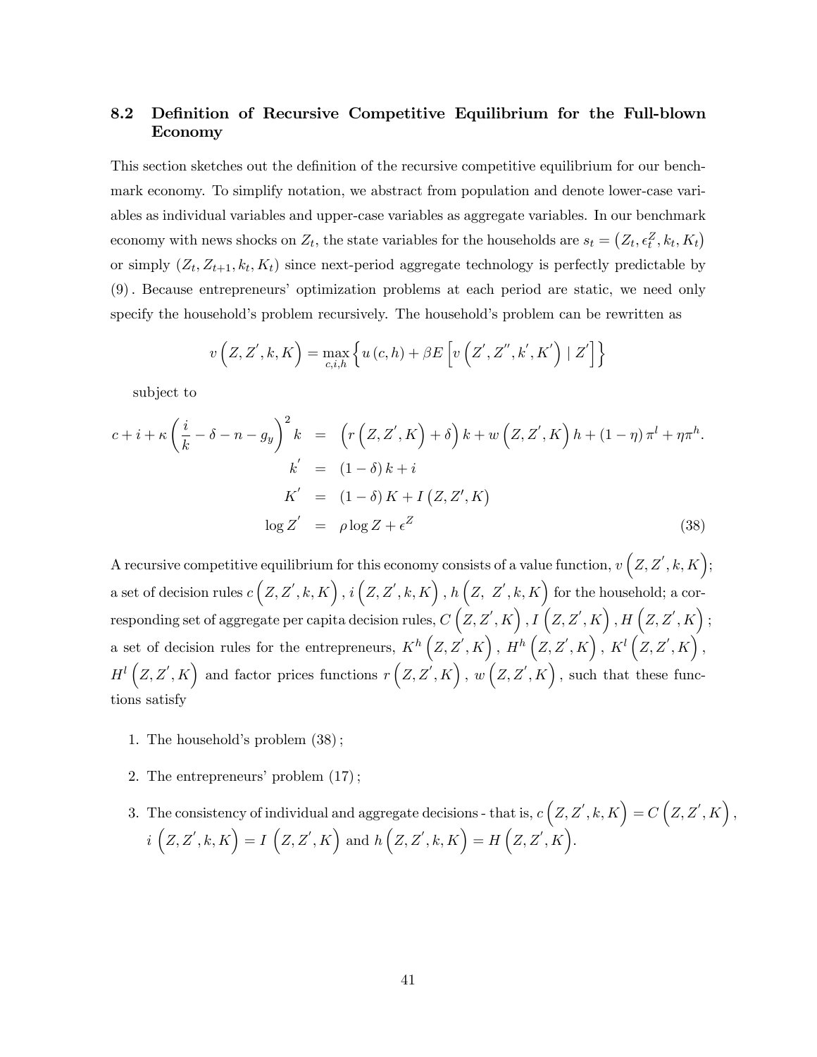## 8.2 Definition of Recursive Competitive Equilibrium for the Full-blown Economy

This section sketches out the definition of the recursive competitive equilibrium for our benchmark economy. To simplify notation, we abstract from population and denote lower-case variables as individual variables and upper-case variables as aggregate variables. In our benchmark economy with news shocks on $Z_t$, the state variables for the households are $s_t = \left(Z_t, \epsilon_t^Z, k_t, K_t\right)$ or simply $\left(Z_t, Z_{t+1}, k_t, K_t\right)$ since next-period aggregate technology is perfectly predictable by (9). Because entrepreneurs' optimization problems at each period are static, we need only specify the household's problem recursively. The household's problem can be rewritten as

$$v\left(Z, Z^{'}, k, K\right) = \max_{c,i,h} \left\{ u\left(c, h\right) + \beta E\left[ v\left(Z^{'}, Z^{''}, k^{'}, K^{'}\right) \mid Z^{'}\right]\right\}$$

subject to

$$\begin{aligned}
c + i + \kappa\left(\frac{i}{k} - \delta - n - g_y\right)^2 k &= \left(r\left(Z, Z^{'}, K\right) + \delta\right) k + w\left(Z, Z^{'}, K\right) h + (1-\eta)\,\pi^l + \eta\pi^h. \\
k^{'} &= (1-\delta)\, k + i \\
K^{'} &= (1-\delta)\, K + I\left(Z, Z^{\prime}, K\right) \\
\log Z^{'} &= \rho \log Z + \epsilon^Z
\end{aligned} \tag{38}$$

A recursive competitive equilibrium for this economy consists of a value function, $v\left(Z, Z^{'}, k, K\right)$; a set of decision rules $c\left(Z, Z^{'}, k, K\right)$, $i\left(Z, Z^{'}, k, K\right)$, $h\left(Z, Z^{'}, k, K\right)$ for the household; a corresponding set of aggregate per capita decision rules, $C\left(Z, Z^{'}, K\right)$, $I\left(Z, Z^{'}, K\right)$, $H\left(Z, Z^{'}, K\right)$; a set of decision rules for the entrepreneurs, $K^h\left(Z, Z^{'}, K\right)$, $H^h\left(Z, Z^{'}, K\right)$, $K^l\left(Z, Z^{'}, K\right)$, $H^l\left(Z, Z^{'}, K\right)$ and factor prices functions $r\left(Z, Z^{'}, K\right)$, $w\left(Z, Z^{'}, K\right)$, such that these functions satisfy

1. The household's problem (38);
2. The entrepreneurs' problem (17);
3. The consistency of individual and aggregate decisions - that is, $c\left(Z, Z^{'}, k, K\right) = C\left(Z, Z^{'}, K\right)$, $i\left(Z, Z^{'}, k, K\right) = I\left(Z, Z^{'}, K\right)$ and $h\left(Z, Z^{'}, k, K\right) = H\left(Z, Z^{'}, K\right)$.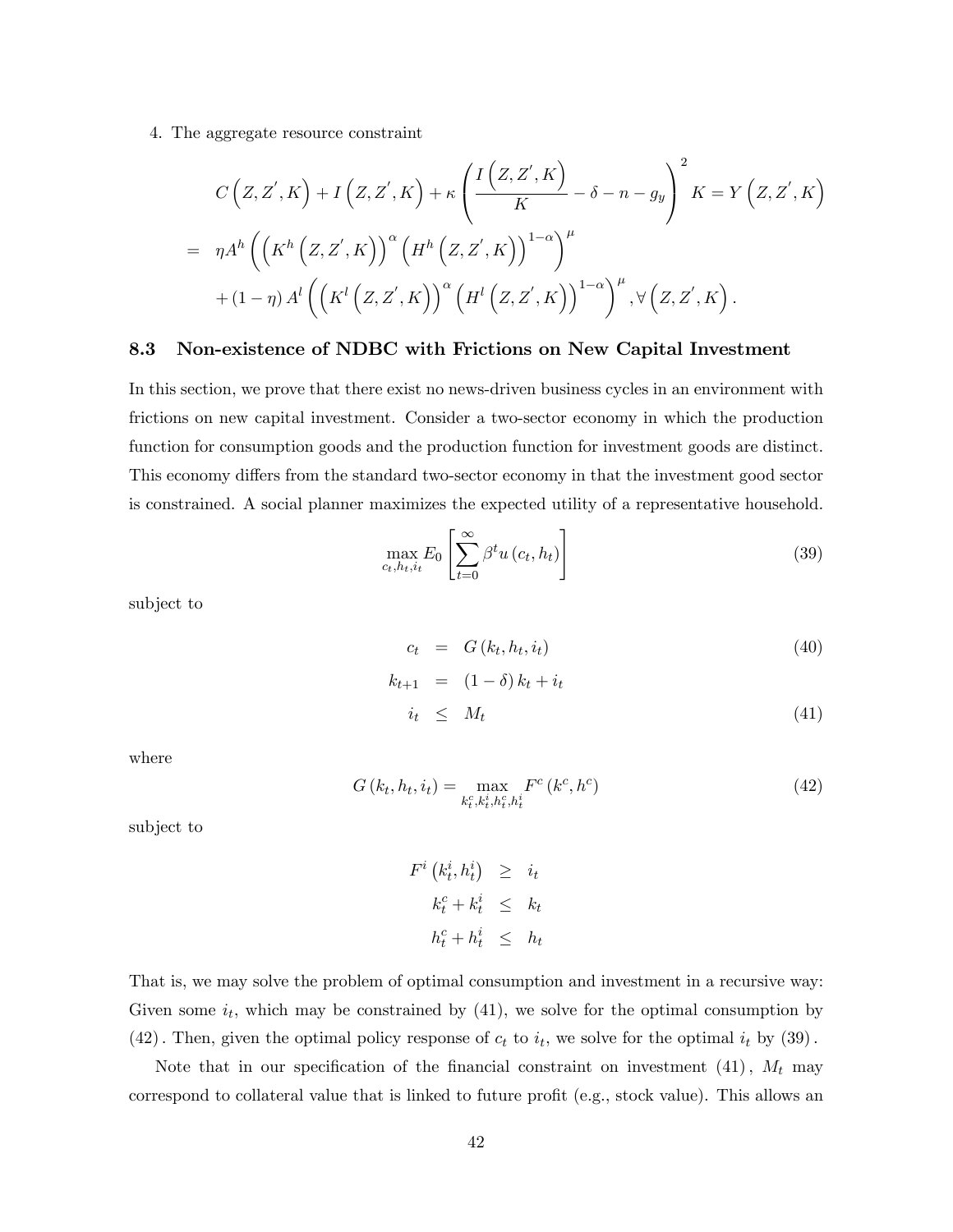4. The aggregate resource constraint

$$
\begin{aligned}
& C\left(Z,Z',K\right)+I\left(Z,Z',K\right)+\kappa\left(\frac{I\left(Z,Z',K\right)}{K}-\delta-n-g_y\right)^2 K = Y\left(Z,Z',K\right) \\
= \; & \eta A^h\left(\left(K^h\left(Z,Z',K\right)\right)^{\alpha}\left(H^h\left(Z,Z',K\right)\right)^{1-\alpha}\right)^{\mu} \\
& +(1-\eta)A^l\left(\left(K^l\left(Z,Z',K\right)\right)^{\alpha}\left(H^l\left(Z,Z',K\right)\right)^{1-\alpha}\right)^{\mu}, \forall\left(Z,Z',K\right).
\end{aligned}
$$

### 8.3 Non-existence of NDBC with Frictions on New Capital Investment

In this section, we prove that there exist no news-driven business cycles in an environment with frictions on new capital investment. Consider a two-sector economy in which the production function for consumption goods and the production function for investment goods are distinct. This economy differs from the standard two-sector economy in that the investment good sector is constrained. A social planner maximizes the expected utility of a representative household.

$$
\max_{c_t,h_t,i_t} E_0\left[\sum_{t=0}^{\infty}\beta^t u\left(c_t,h_t\right)\right] \tag{39}
$$

subject to

$$
\begin{aligned}
c_t &= G\left(k_t,h_t,i_t\right) && (40)\\
k_{t+1} &= (1-\delta)k_t+i_t \\
i_t &\leq M_t && (41)
\end{aligned}
$$

where

$$
G\left(k_t,h_t,i_t\right)=\max_{k_t^c,k_t^i,h_t^c,h_t^i} F^c\left(k^c,h^c\right) \tag{42}
$$

subject to

$$
\begin{aligned}
F^i\left(k_t^i,h_t^i\right) &\geq i_t \\
k_t^c+k_t^i &\leq k_t \\
h_t^c+h_t^i &\leq h_t
\end{aligned}
$$

That is, we may solve the problem of optimal consumption and investment in a recursive way: Given some $i_t$, which may be constrained by (41), we solve for the optimal consumption by (42). Then, given the optimal policy response of $c_t$ to $i_t$, we solve for the optimal $i_t$ by (39).

Note that in our specification of the financial constraint on investment (41), $M_t$ may correspond to collateral value that is linked to future profit (e.g., stock value). This allows an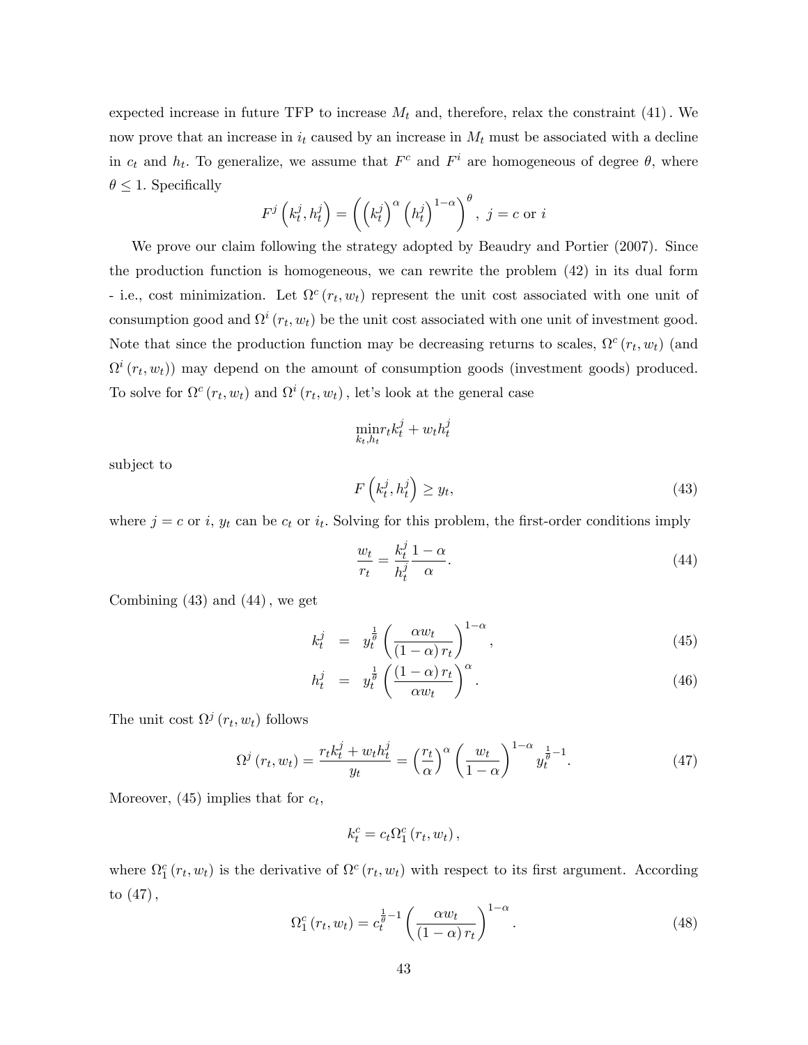expected increase in future TFP to increase $M_t$ and, therefore, relax the constraint (41). We now prove that an increase in $i_t$ caused by an increase in $M_t$ must be associated with a decline in $c_t$ and $h_t$. To generalize, we assume that $F^c$ and $F^i$ are homogeneous of degree $\theta$, where $\theta \leq 1$. Specifically

$$F^j\left(k_t^j, h_t^j\right) = \left(\left(k_t^j\right)^{\alpha}\left(h_t^j\right)^{1-\alpha}\right)^{\theta}, \ j = c \text{ or } i$$

We prove our claim following the strategy adopted by Beaudry and Portier (2007). Since the production function is homogeneous, we can rewrite the problem (42) in its dual form - i.e., cost minimization. Let $\Omega^c(r_t, w_t)$ represent the unit cost associated with one unit of consumption good and $\Omega^i(r_t, w_t)$ be the unit cost associated with one unit of investment good. Note that since the production function may be decreasing returns to scales, $\Omega^c(r_t, w_t)$ (and $\Omega^i(r_t, w_t)$) may depend on the amount of consumption goods (investment goods) produced. To solve for $\Omega^c(r_t, w_t)$ and $\Omega^i(r_t, w_t)$, let's look at the general case

$$\min_{k_t, h_t} r_t k_t^j + w_t h_t^j$$

subject to

$$F\left(k_t^j, h_t^j\right) \geq y_t, \tag{43}$$

where $j = c$ or $i$, $y_t$ can be $c_t$ or $i_t$. Solving for this problem, the first-order conditions imply

$$\frac{w_t}{r_t} = \frac{k_t^j}{h_t^j}\frac{1-\alpha}{\alpha}. \tag{44}$$

Combining (43) and (44), we get

$$k_t^j = y_t^{\frac{1}{\theta}}\left(\frac{\alpha w_t}{(1-\alpha) r_t}\right)^{1-\alpha}, \tag{45}$$

$$h_t^j = y_t^{\frac{1}{\theta}}\left(\frac{(1-\alpha) r_t}{\alpha w_t}\right)^{\alpha}. \tag{46}$$

The unit cost $\Omega^j(r_t, w_t)$ follows

$$\Omega^j(r_t, w_t) = \frac{r_t k_t^j + w_t h_t^j}{y_t} = \left(\frac{r_t}{\alpha}\right)^{\alpha}\left(\frac{w_t}{1-\alpha}\right)^{1-\alpha} y_t^{\frac{1}{\theta}-1}. \tag{47}$$

Moreover, (45) implies that for $c_t$,

$$k_t^c = c_t \Omega_1^c(r_t, w_t),$$

where $\Omega_1^c(r_t, w_t)$ is the derivative of $\Omega^c(r_t, w_t)$ with respect to its first argument. According to (47),

$$\Omega_1^c(r_t, w_t) = c_t^{\frac{1}{\theta}-1}\left(\frac{\alpha w_t}{(1-\alpha) r_t}\right)^{1-\alpha}. \tag{48}$$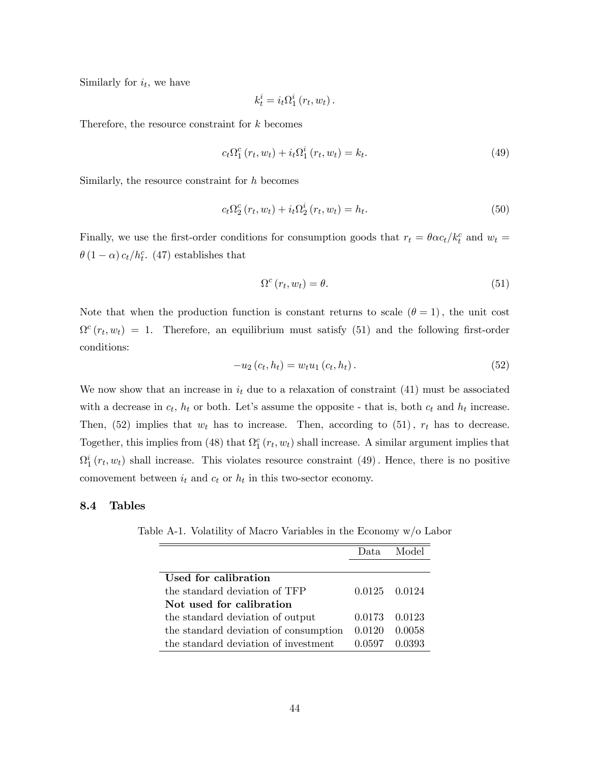Similarly for $i_t$, we have

$$k_t^i = i_t \Omega_1^i (r_t, w_t).$$

Therefore, the resource constraint for $k$ becomes

$$c_t \Omega_1^c (r_t, w_t) + i_t \Omega_1^i (r_t, w_t) = k_t. \tag{49}$$

Similarly, the resource constraint for $h$ becomes

$$c_t \Omega_2^c (r_t, w_t) + i_t \Omega_2^i (r_t, w_t) = h_t. \tag{50}$$

Finally, we use the first-order conditions for consumption goods that $r_t = \theta \alpha c_t / k_t^c$ and $w_t = \theta (1-\alpha) c_t / h_t^c$. (47) establishes that

$$\Omega^c (r_t, w_t) = \theta. \tag{51}$$

Note that when the production function is constant returns to scale $(\theta = 1)$, the unit cost $\Omega^c (r_t, w_t) = 1$. Therefore, an equilibrium must satisfy (51) and the following first-order conditions:

$$-u_2 (c_t, h_t) = w_t u_1 (c_t, h_t). \tag{52}$$

We now show that an increase in $i_t$ due to a relaxation of constraint (41) must be associated with a decrease in $c_t$, $h_t$ or both. Let's assume the opposite - that is, both $c_t$ and $h_t$ increase. Then, (52) implies that $w_t$ has to increase. Then, according to (51), $r_t$ has to decrease. Together, this implies from (48) that $\Omega_1^c (r_t, w_t)$ shall increase. A similar argument implies that $\Omega_1^i (r_t, w_t)$ shall increase. This violates resource constraint (49). Hence, there is no positive comovement between $i_t$ and $c_t$ or $h_t$ in this two-sector economy.

### 8.4 Tables

Table A-1. Volatility of Macro Variables in the Economy w/o Labor

| | Data | Model |
|---|---|---|
| **Used for calibration** | | |
| the standard deviation of TFP | 0.0125 | 0.0124 |
| **Not used for calibration** | | |
| the standard deviation of output | 0.0173 | 0.0123 |
| the standard deviation of consumption | 0.0120 | 0.0058 |
| the standard deviation of investment | 0.0597 | 0.0393 |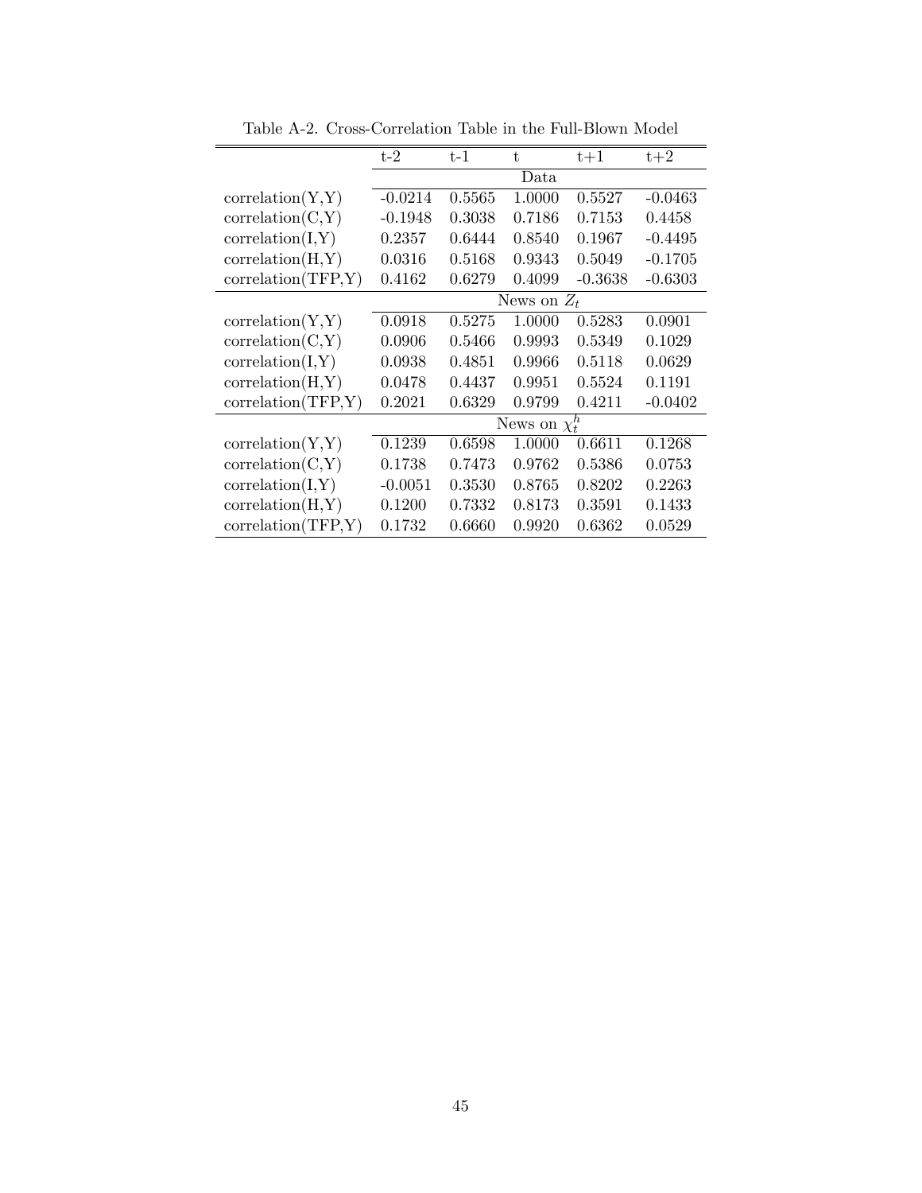Table A-2. Cross-Correlation Table in the Full-Blown Model

| | t-2 | t-1 | t | t+1 | t+2 |
|---|---|---|---|---|---|
| | | | Data | | |
| correlation(Y,Y) | -0.0214 | 0.5565 | 1.0000 | 0.5527 | -0.0463 |
| correlation(C,Y) | -0.1948 | 0.3038 | 0.7186 | 0.7153 | 0.4458 |
| correlation(I,Y) | 0.2357 | 0.6444 | 0.8540 | 0.1967 | -0.4495 |
| correlation(H,Y) | 0.0316 | 0.5168 | 0.9343 | 0.5049 | -0.1705 |
| correlation(TFP,Y) | 0.4162 | 0.6279 | 0.4099 | -0.3638 | -0.6303 |
| | | | News on $Z_t$ | | |
| correlation(Y,Y) | 0.0918 | 0.5275 | 1.0000 | 0.5283 | 0.0901 |
| correlation(C,Y) | 0.0906 | 0.5466 | 0.9993 | 0.5349 | 0.1029 |
| correlation(I,Y) | 0.0938 | 0.4851 | 0.9966 | 0.5118 | 0.0629 |
| correlation(H,Y) | 0.0478 | 0.4437 | 0.9951 | 0.5524 | 0.1191 |
| correlation(TFP,Y) | 0.2021 | 0.6329 | 0.9799 | 0.4211 | -0.0402 |
| | | | News on $\chi_t^h$ | | |
| correlation(Y,Y) | 0.1239 | 0.6598 | 1.0000 | 0.6611 | 0.1268 |
| correlation(C,Y) | 0.1738 | 0.7473 | 0.9762 | 0.5386 | 0.0753 |
| correlation(I,Y) | -0.0051 | 0.3530 | 0.8765 | 0.8202 | 0.2263 |
| correlation(H,Y) | 0.1200 | 0.7332 | 0.8173 | 0.3591 | 0.1433 |
| correlation(TFP,Y) | 0.1732 | 0.6660 | 0.9920 | 0.6362 | 0.0529 |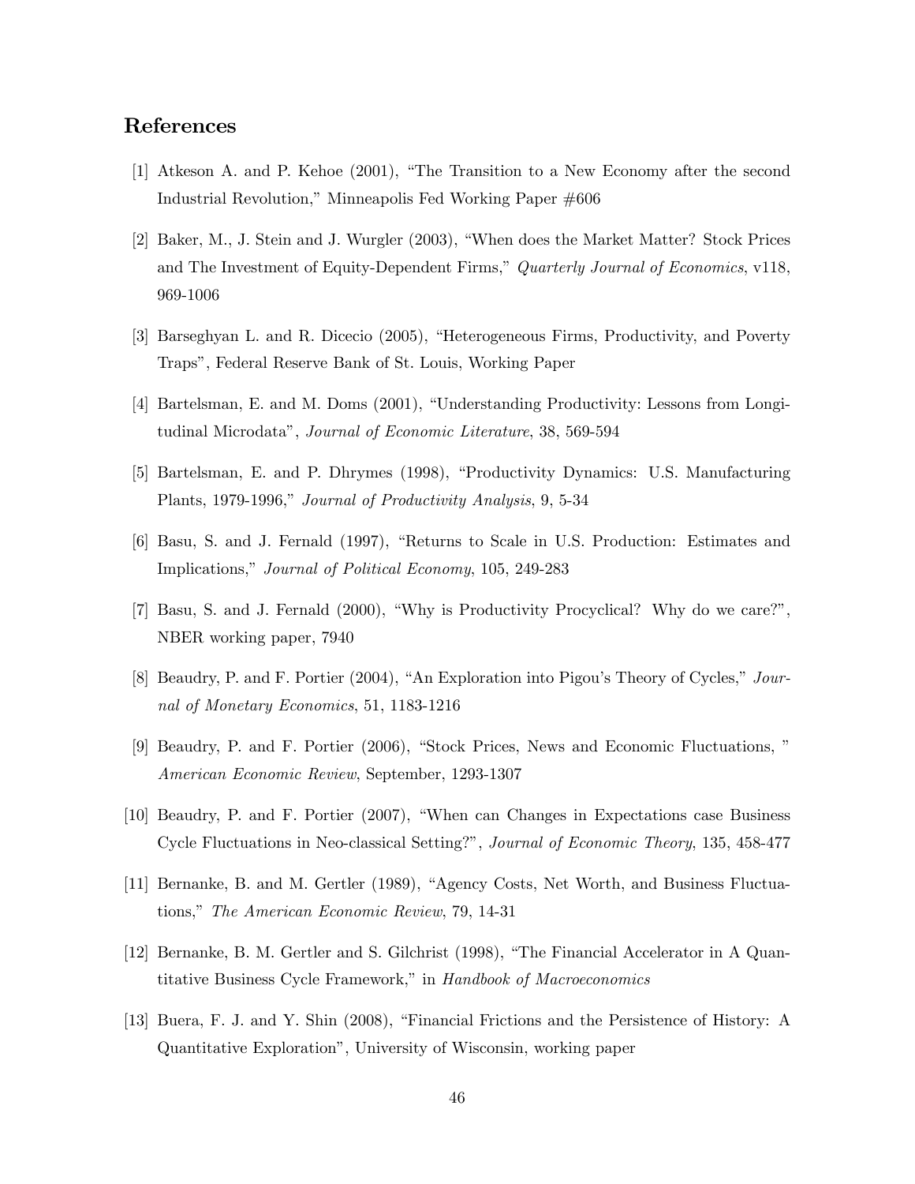## References

[1] Atkeson A. and P. Kehoe (2001), "The Transition to a New Economy after the second Industrial Revolution," Minneapolis Fed Working Paper #606

[2] Baker, M., J. Stein and J. Wurgler (2003), "When does the Market Matter? Stock Prices and The Investment of Equity-Dependent Firms," *Quarterly Journal of Economics*, v118, 969-1006

[3] Barseghyan L. and R. Dicecio (2005), "Heterogeneous Firms, Productivity, and Poverty Traps", Federal Reserve Bank of St. Louis, Working Paper

[4] Bartelsman, E. and M. Doms (2001), "Understanding Productivity: Lessons from Longitudinal Microdata", *Journal of Economic Literature*, 38, 569-594

[5] Bartelsman, E. and P. Dhrymes (1998), "Productivity Dynamics: U.S. Manufacturing Plants, 1979-1996," *Journal of Productivity Analysis*, 9, 5-34

[6] Basu, S. and J. Fernald (1997), "Returns to Scale in U.S. Production: Estimates and Implications," *Journal of Political Economy*, 105, 249-283

[7] Basu, S. and J. Fernald (2000), "Why is Productivity Procyclical? Why do we care?", NBER working paper, 7940

[8] Beaudry, P. and F. Portier (2004), "An Exploration into Pigou's Theory of Cycles," *Journal of Monetary Economics*, 51, 1183-1216

[9] Beaudry, P. and F. Portier (2006), "Stock Prices, News and Economic Fluctuations, " *American Economic Review*, September, 1293-1307

[10] Beaudry, P. and F. Portier (2007), "When can Changes in Expectations case Business Cycle Fluctuations in Neo-classical Setting?", *Journal of Economic Theory*, 135, 458-477

[11] Bernanke, B. and M. Gertler (1989), "Agency Costs, Net Worth, and Business Fluctuations," *The American Economic Review*, 79, 14-31

[12] Bernanke, B. M. Gertler and S. Gilchrist (1998), "The Financial Accelerator in A Quantitative Business Cycle Framework," in *Handbook of Macroeconomics*

[13] Buera, F. J. and Y. Shin (2008), "Financial Frictions and the Persistence of History: A Quantitative Exploration", University of Wisconsin, working paper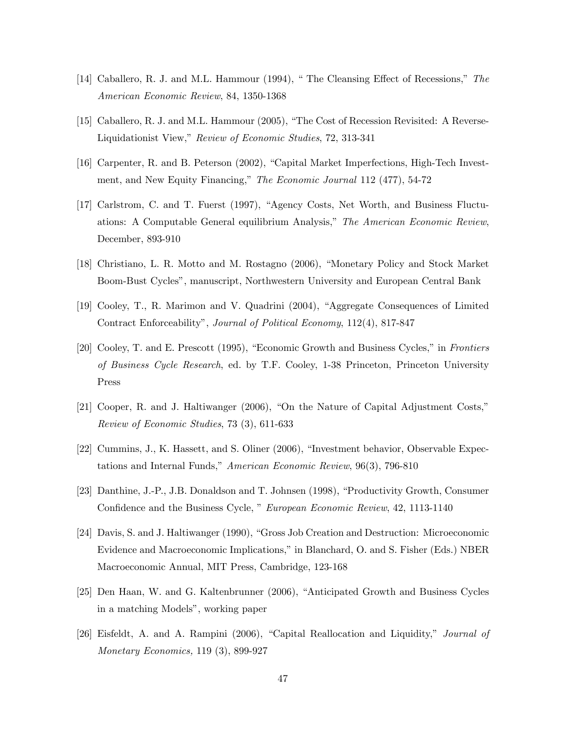[14] Caballero, R. J. and M.L. Hammour (1994), " The Cleansing Effect of Recessions," *The American Economic Review*, 84, 1350-1368

[15] Caballero, R. J. and M.L. Hammour (2005), "The Cost of Recession Revisited: A Reverse-Liquidationist View," *Review of Economic Studies*, 72, 313-341

[16] Carpenter, R. and B. Peterson (2002), "Capital Market Imperfections, High-Tech Investment, and New Equity Financing," *The Economic Journal* 112 (477), 54-72

[17] Carlstrom, C. and T. Fuerst (1997), "Agency Costs, Net Worth, and Business Fluctuations: A Computable General equilibrium Analysis," *The American Economic Review*, December, 893-910

[18] Christiano, L. R. Motto and M. Rostagno (2006), "Monetary Policy and Stock Market Boom-Bust Cycles", manuscript, Northwestern University and European Central Bank

[19] Cooley, T., R. Marimon and V. Quadrini (2004), "Aggregate Consequences of Limited Contract Enforceability", *Journal of Political Economy*, 112(4), 817-847

[20] Cooley, T. and E. Prescott (1995), "Economic Growth and Business Cycles," in *Frontiers of Business Cycle Research*, ed. by T.F. Cooley, 1-38 Princeton, Princeton University Press

[21] Cooper, R. and J. Haltiwanger (2006), "On the Nature of Capital Adjustment Costs," *Review of Economic Studies*, 73 (3), 611-633

[22] Cummins, J., K. Hassett, and S. Oliner (2006), "Investment behavior, Observable Expectations and Internal Funds," *American Economic Review*, 96(3), 796-810

[23] Danthine, J.-P., J.B. Donaldson and T. Johnsen (1998), "Productivity Growth, Consumer Confidence and the Business Cycle, " *European Economic Review*, 42, 1113-1140

[24] Davis, S. and J. Haltiwanger (1990), "Gross Job Creation and Destruction: Microeconomic Evidence and Macroeconomic Implications," in Blanchard, O. and S. Fisher (Eds.) NBER Macroeconomic Annual, MIT Press, Cambridge, 123-168

[25] Den Haan, W. and G. Kaltenbrunner (2006), "Anticipated Growth and Business Cycles in a matching Models", working paper

[26] Eisfeldt, A. and A. Rampini (2006), "Capital Reallocation and Liquidity," *Journal of Monetary Economics,* 119 (3), 899-927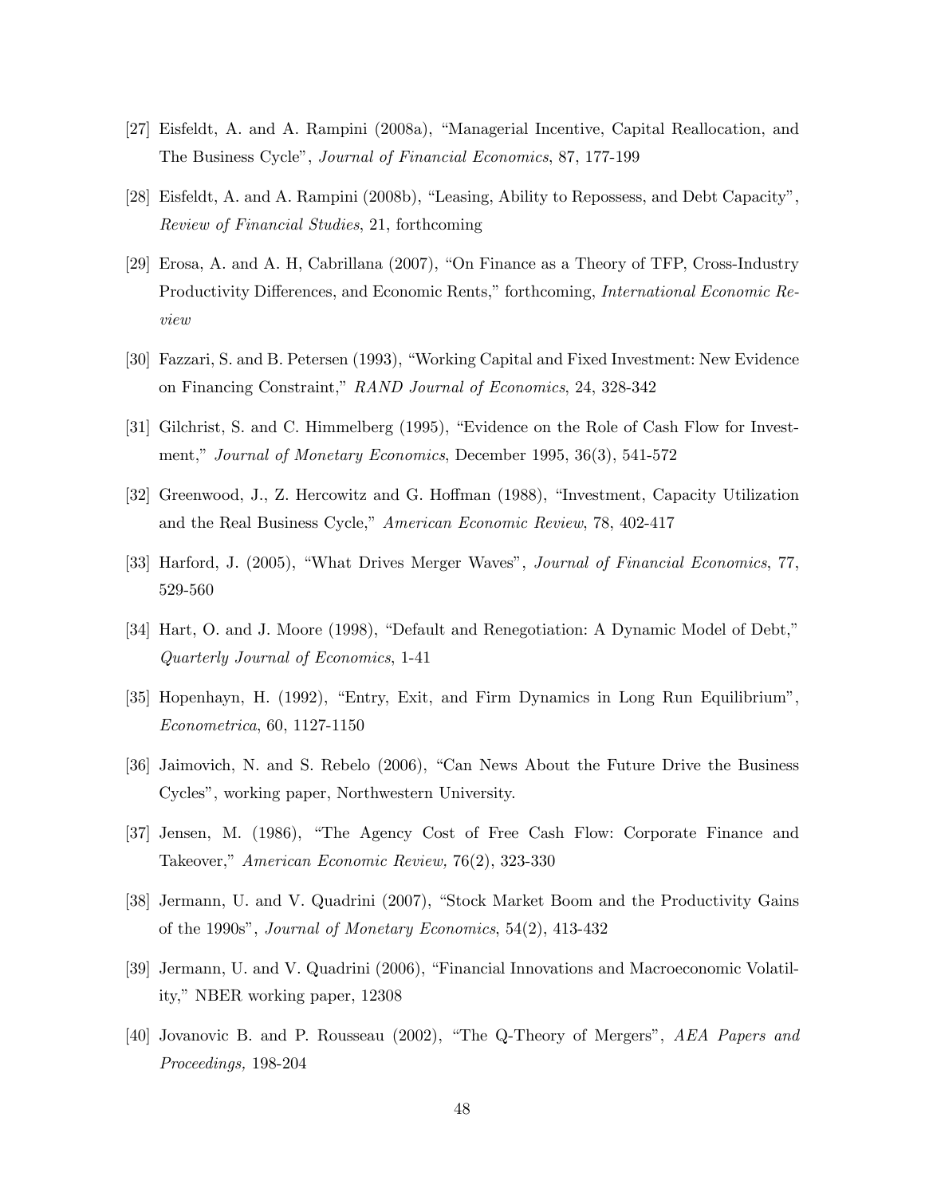[27] Eisfeldt, A. and A. Rampini (2008a), "Managerial Incentive, Capital Reallocation, and The Business Cycle", *Journal of Financial Economics*, 87, 177-199

[28] Eisfeldt, A. and A. Rampini (2008b), "Leasing, Ability to Repossess, and Debt Capacity", *Review of Financial Studies*, 21, forthcoming

[29] Erosa, A. and A. H, Cabrillana (2007), "On Finance as a Theory of TFP, Cross-Industry Productivity Differences, and Economic Rents," forthcoming, *International Economic Review*

[30] Fazzari, S. and B. Petersen (1993), "Working Capital and Fixed Investment: New Evidence on Financing Constraint," *RAND Journal of Economics*, 24, 328-342

[31] Gilchrist, S. and C. Himmelberg (1995), "Evidence on the Role of Cash Flow for Investment," *Journal of Monetary Economics*, December 1995, 36(3), 541-572

[32] Greenwood, J., Z. Hercowitz and G. Hoffman (1988), "Investment, Capacity Utilization and the Real Business Cycle," *American Economic Review*, 78, 402-417

[33] Harford, J. (2005), "What Drives Merger Waves", *Journal of Financial Economics*, 77, 529-560

[34] Hart, O. and J. Moore (1998), "Default and Renegotiation: A Dynamic Model of Debt," *Quarterly Journal of Economics*, 1-41

[35] Hopenhayn, H. (1992), "Entry, Exit, and Firm Dynamics in Long Run Equilibrium", *Econometrica*, 60, 1127-1150

[36] Jaimovich, N. and S. Rebelo (2006), "Can News About the Future Drive the Business Cycles", working paper, Northwestern University.

[37] Jensen, M. (1986), "The Agency Cost of Free Cash Flow: Corporate Finance and Takeover," *American Economic Review,* 76(2), 323-330

[38] Jermann, U. and V. Quadrini (2007), "Stock Market Boom and the Productivity Gains of the 1990s", *Journal of Monetary Economics*, 54(2), 413-432

[39] Jermann, U. and V. Quadrini (2006), "Financial Innovations and Macroeconomic Volatility," NBER working paper, 12308

[40] Jovanovic B. and P. Rousseau (2002), "The Q-Theory of Mergers", *AEA Papers and Proceedings,* 198-204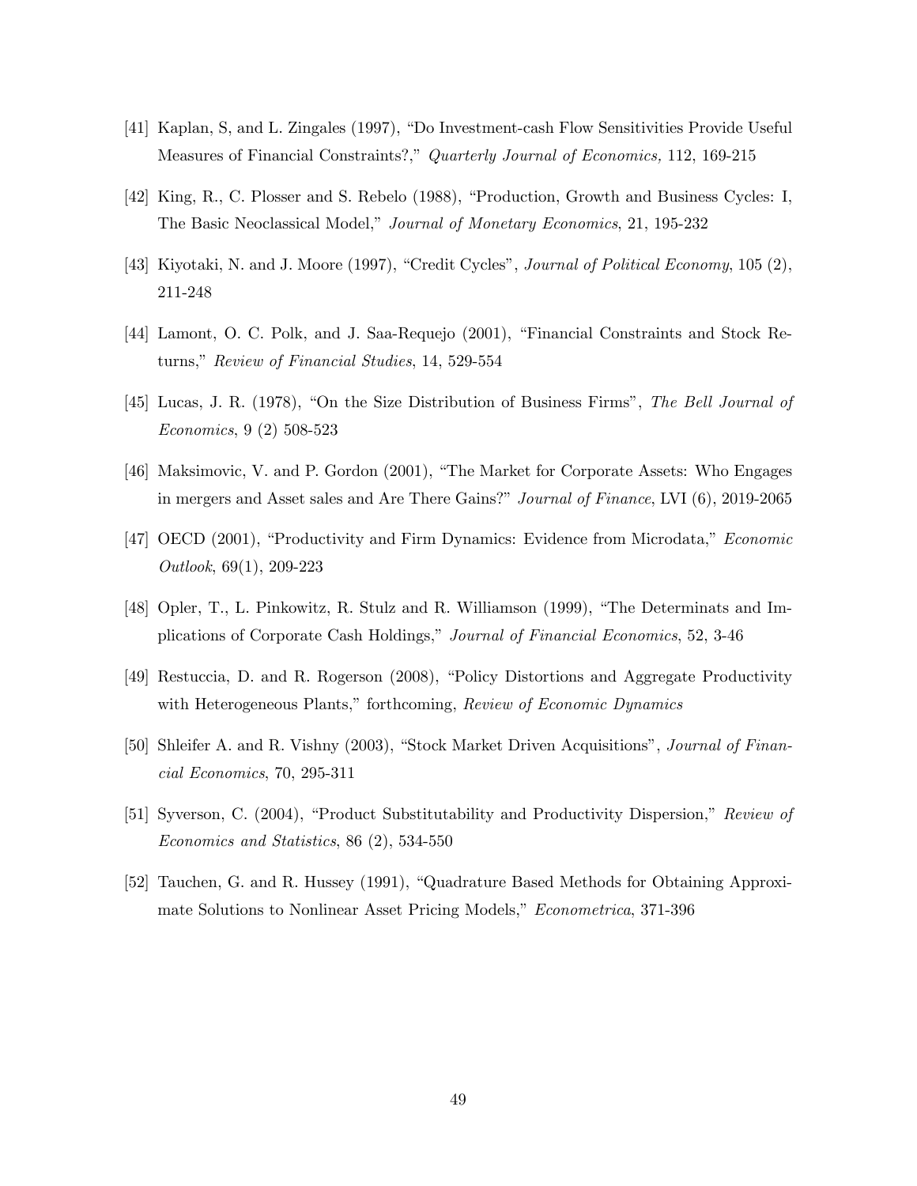[41] Kaplan, S, and L. Zingales (1997), "Do Investment-cash Flow Sensitivities Provide Useful Measures of Financial Constraints?," *Quarterly Journal of Economics,* 112, 169-215

[42] King, R., C. Plosser and S. Rebelo (1988), "Production, Growth and Business Cycles: I, The Basic Neoclassical Model," *Journal of Monetary Economics*, 21, 195-232

[43] Kiyotaki, N. and J. Moore (1997), "Credit Cycles", *Journal of Political Economy*, 105 (2), 211-248

[44] Lamont, O. C. Polk, and J. Saa-Requejo (2001), "Financial Constraints and Stock Returns," *Review of Financial Studies*, 14, 529-554

[45] Lucas, J. R. (1978), "On the Size Distribution of Business Firms", *The Bell Journal of Economics*, 9 (2) 508-523

[46] Maksimovic, V. and P. Gordon (2001), "The Market for Corporate Assets: Who Engages in mergers and Asset sales and Are There Gains?" *Journal of Finance*, LVI (6), 2019-2065

[47] OECD (2001), "Productivity and Firm Dynamics: Evidence from Microdata," *Economic Outlook*, 69(1), 209-223

[48] Opler, T., L. Pinkowitz, R. Stulz and R. Williamson (1999), "The Determinats and Implications of Corporate Cash Holdings," *Journal of Financial Economics*, 52, 3-46

[49] Restuccia, D. and R. Rogerson (2008), "Policy Distortions and Aggregate Productivity with Heterogeneous Plants," forthcoming, *Review of Economic Dynamics*

[50] Shleifer A. and R. Vishny (2003), "Stock Market Driven Acquisitions", *Journal of Financial Economics*, 70, 295-311

[51] Syverson, C. (2004), "Product Substitutability and Productivity Dispersion," *Review of Economics and Statistics*, 86 (2), 534-550

[52] Tauchen, G. and R. Hussey (1991), "Quadrature Based Methods for Obtaining Approximate Solutions to Nonlinear Asset Pricing Models," *Econometrica*, 371-396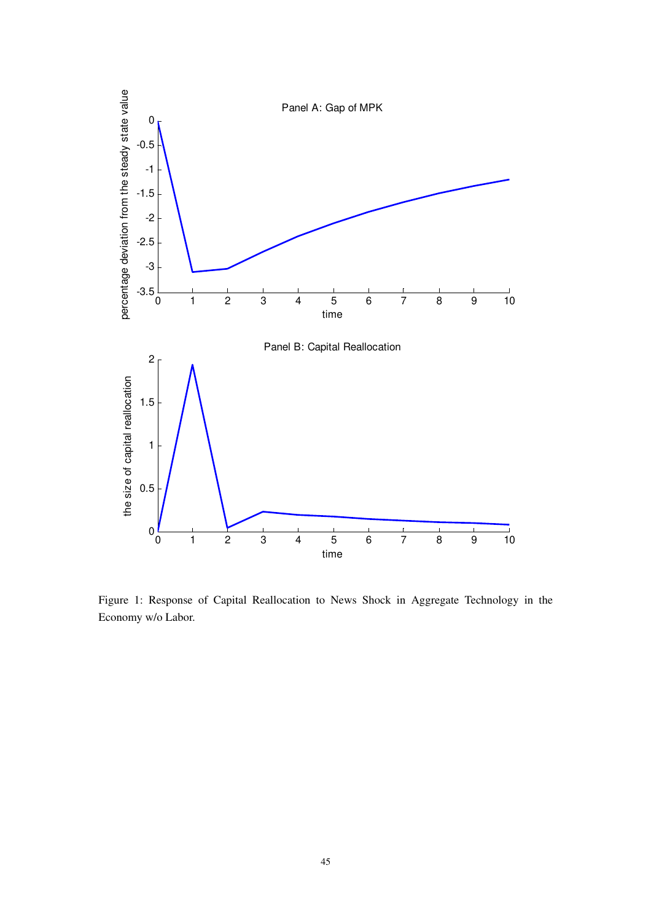Figure 1: Response of Capital Reallocation to News Shock in Aggregate Technology in the Economy w/o Labor.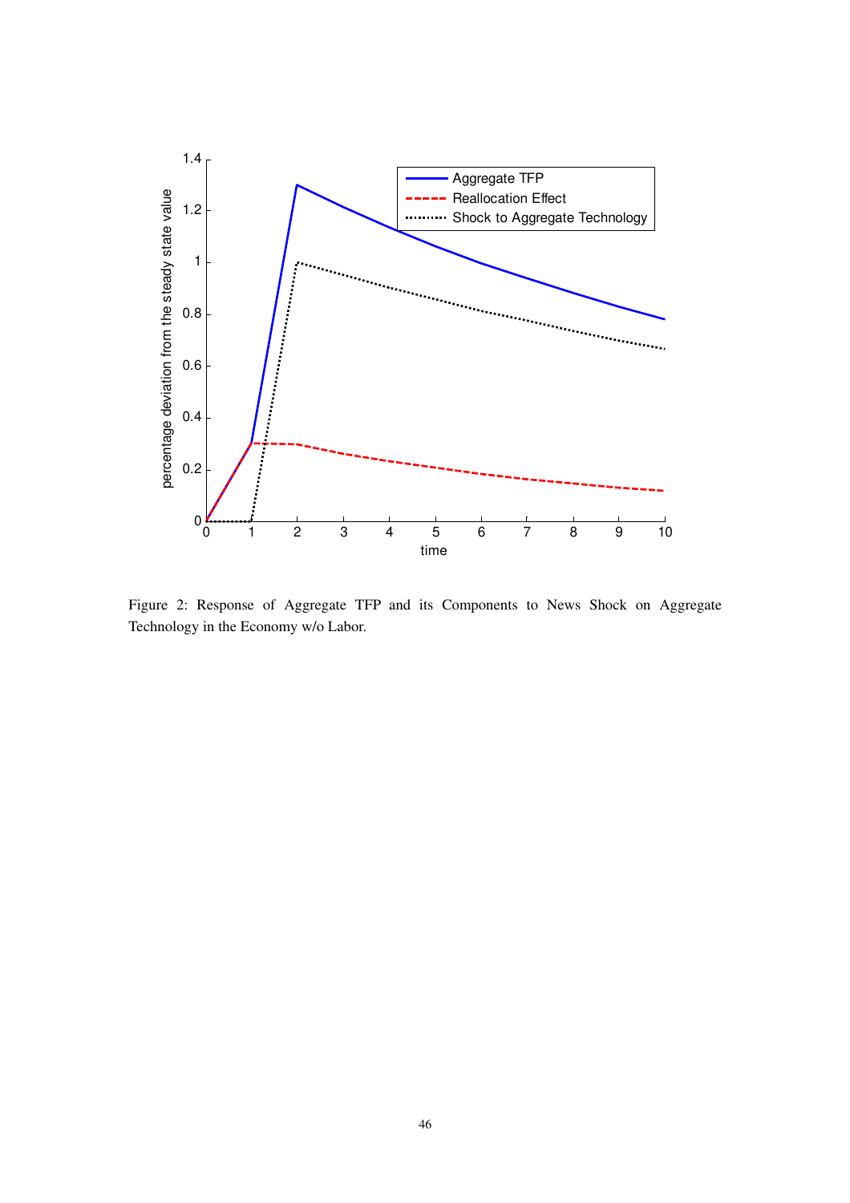Figure 2: Response of Aggregate TFP and its Components to News Shock on Aggregate Technology in the Economy w/o Labor.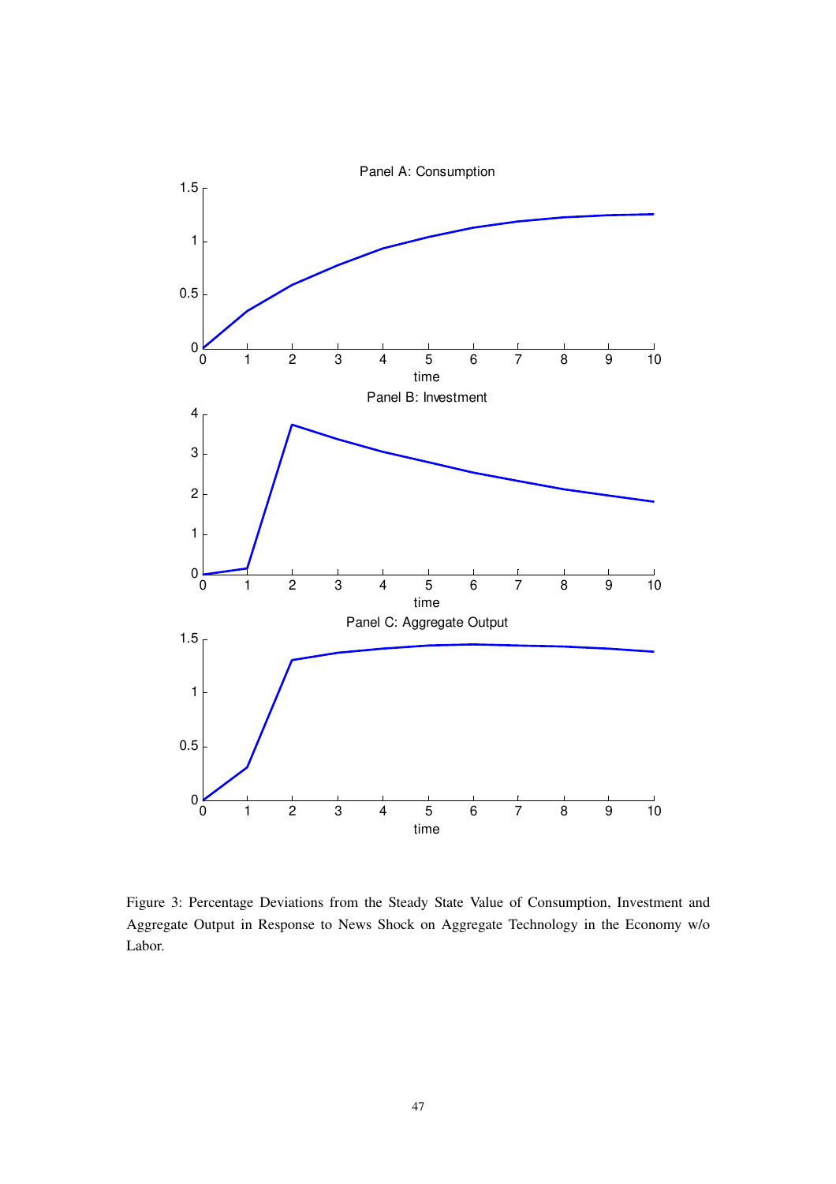Figure 3: Percentage Deviations from the Steady State Value of Consumption, Investment and Aggregate Output in Response to News Shock on Aggregate Technology in the Economy w/o Labor.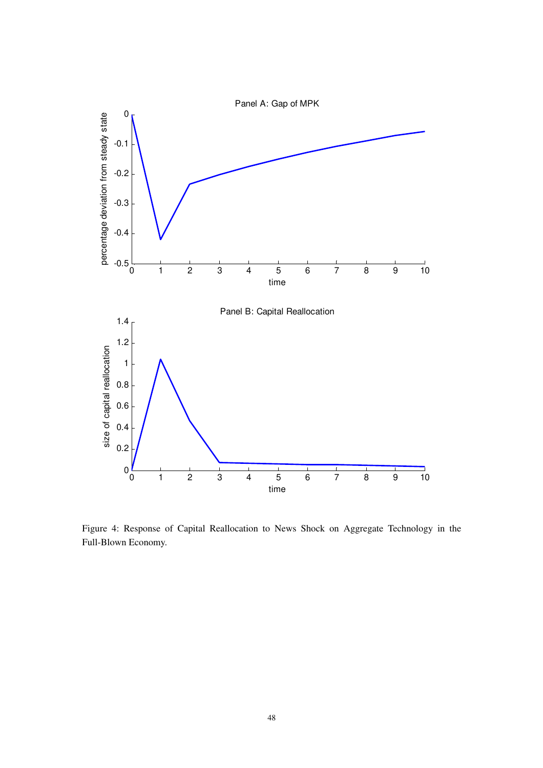Figure 4: Response of Capital Reallocation to News Shock on Aggregate Technology in the Full-Blown Economy.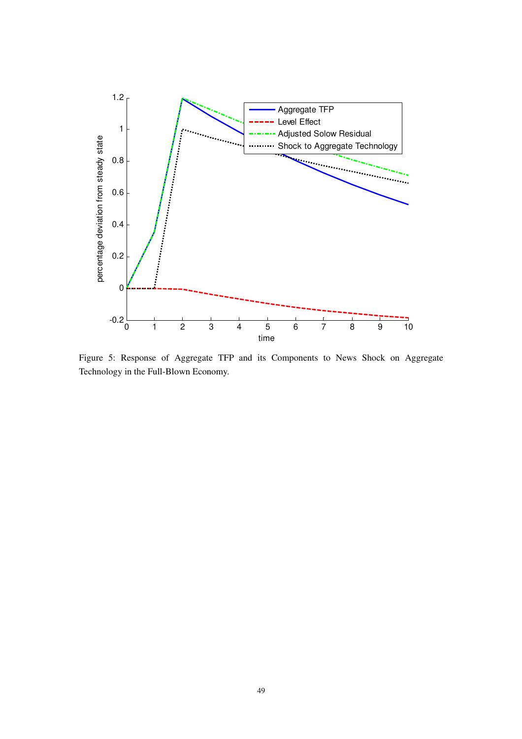Figure 5: Response of Aggregate TFP and its Components to News Shock on Aggregate Technology in the Full-Blown Economy.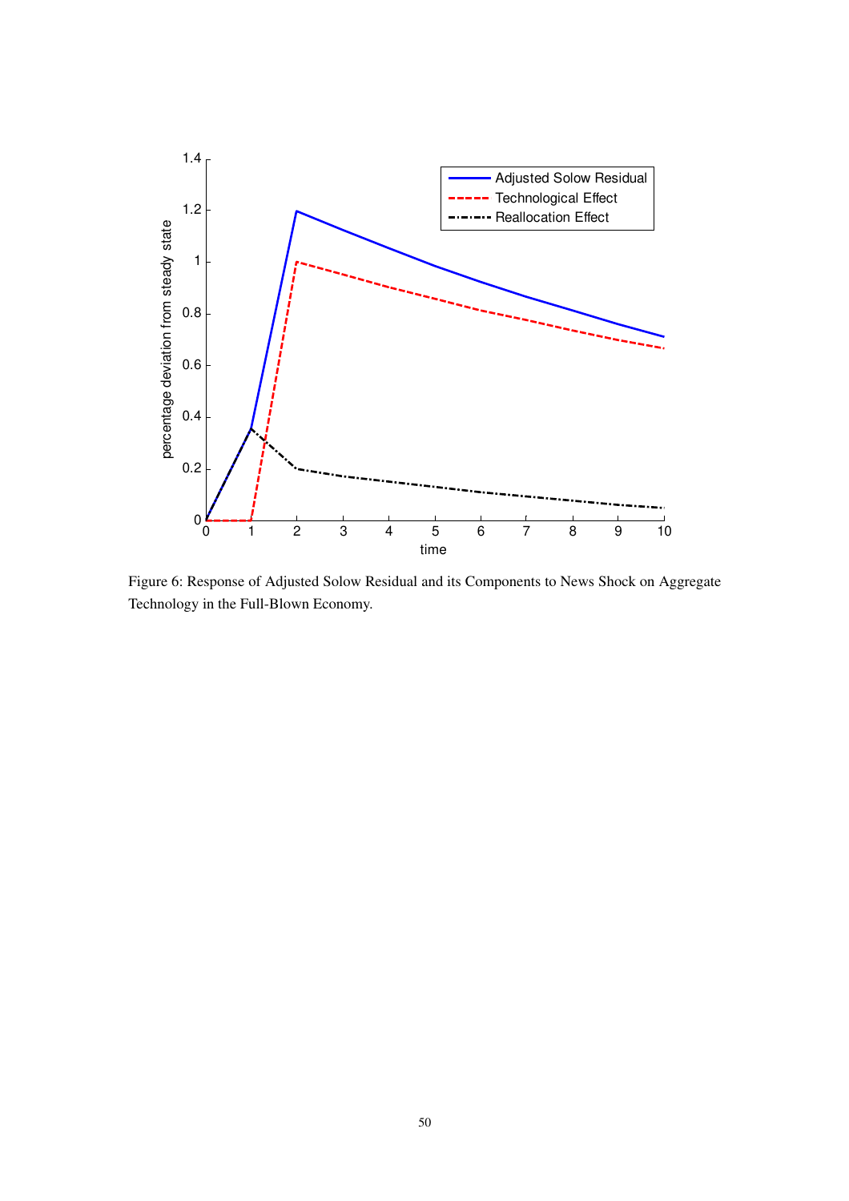Figure 6: Response of Adjusted Solow Residual and its Components to News Shock on Aggregate Technology in the Full-Blown Economy.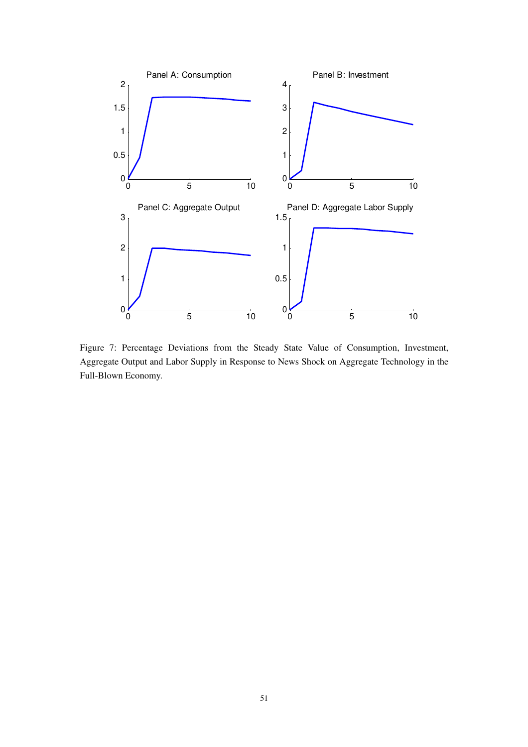Figure 7: Percentage Deviations from the Steady State Value of Consumption, Investment, Aggregate Output and Labor Supply in Response to News Shock on Aggregate Technology in the Full-Blown Economy.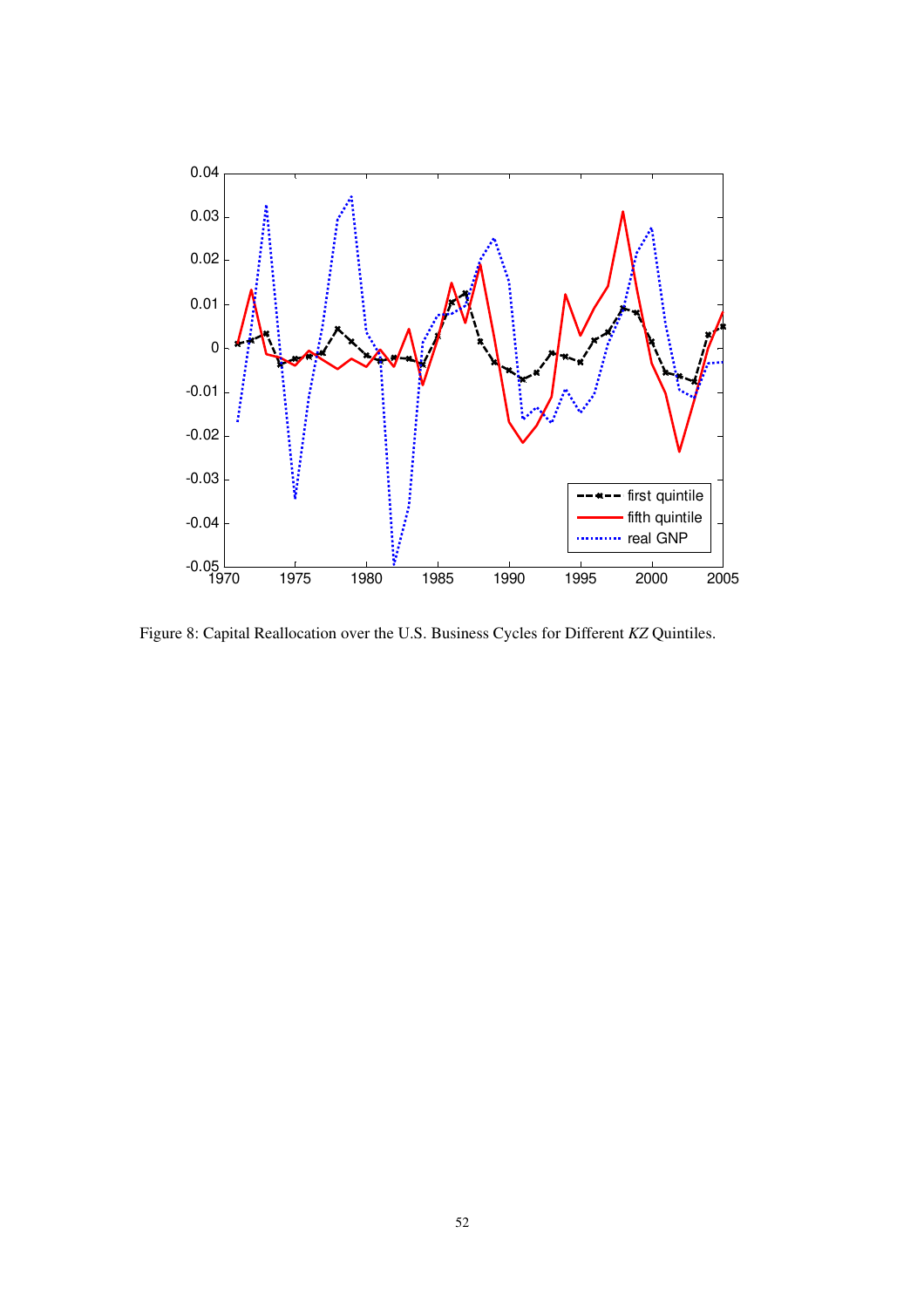0.04
0.03
0.02
0.01
0
-0.01
-0.02
-0.03
-0.04
-0.05

1970 1975 1980 1985 1990 1995 2000 2005

first quintile
fifth quintile
real GNP

Figure 8: Capital Reallocation over the U.S. Business Cycles for Different *KZ* Quintiles.